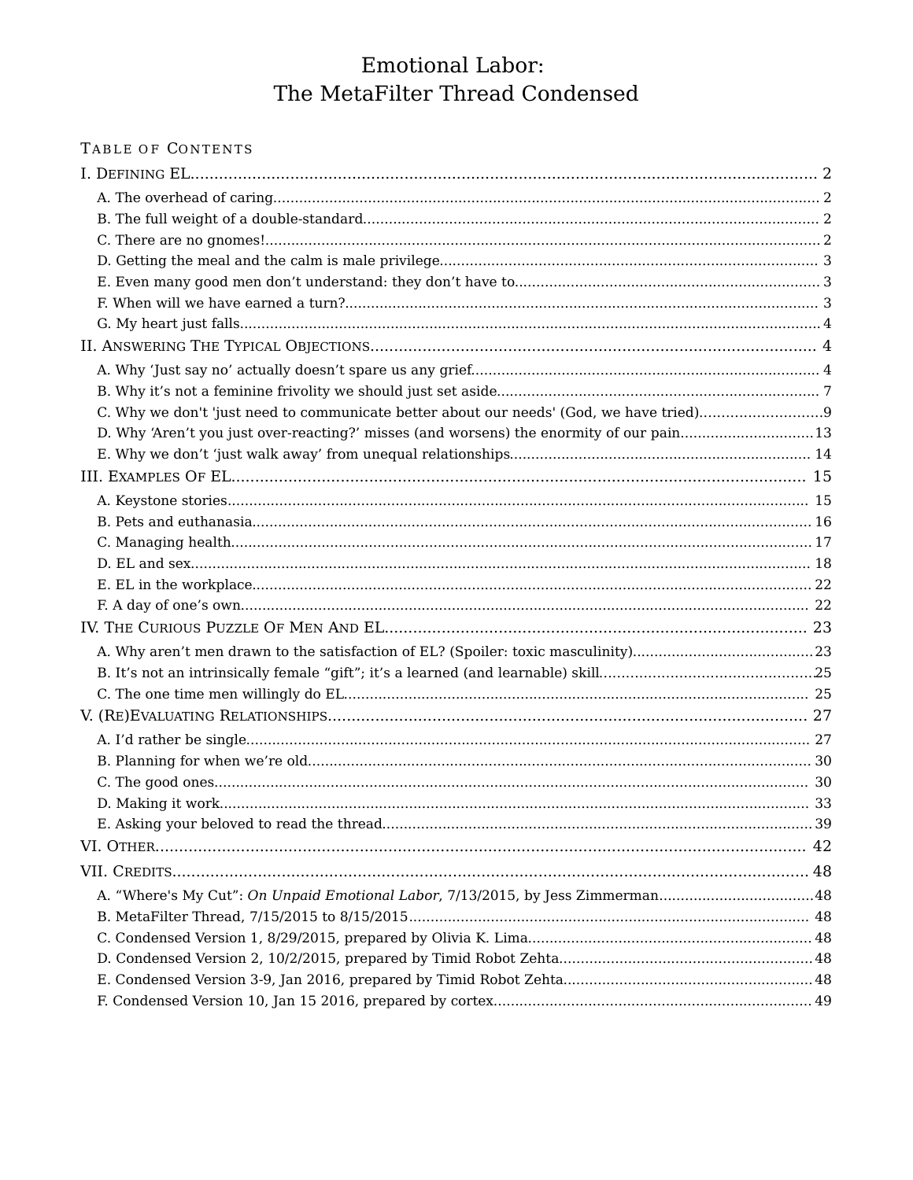# Emotional Labor:
# The MetaFilter Thread Condensed

## Table of Contents

I. Defining EL .......... 2
- A. The overhead of caring .......... 2
- B. The full weight of a double-standard .......... 2
- C. There are no gnomes! .......... 2
- D. Getting the meal and the calm is male privilege .......... 3
- E. Even many good men don't understand: they don't have to .......... 3
- F. When will we have earned a turn? .......... 3
- G. My heart just falls .......... 4

II. Answering The Typical Objections .......... 4
- A. Why 'Just say no' actually doesn't spare us any grief .......... 4
- B. Why it's not a feminine frivolity we should just set aside .......... 7
- C. Why we don't 'just need to communicate better about our needs' (God, we have tried) .......... 9
- D. Why 'Aren't you just over-reacting?' misses (and worsens) the enormity of our pain .......... 13
- E. Why we don't 'just walk away' from unequal relationships .......... 14

III. Examples Of EL .......... 15
- A. Keystone stories .......... 15
- B. Pets and euthanasia .......... 16
- C. Managing health .......... 17
- D. EL and sex .......... 18
- E. EL in the workplace .......... 22
- F. A day of one's own .......... 22

IV. The Curious Puzzle Of Men And EL .......... 23
- A. Why aren't men drawn to the satisfaction of EL? (Spoiler: toxic masculinity) .......... 23
- B. It's not an intrinsically female "gift"; it's a learned (and learnable) skill .......... 25
- C. The one time men willingly do EL .......... 25

V. (Re)Evaluating Relationships .......... 27
- A. I'd rather be single .......... 27
- B. Planning for when we're old .......... 30
- C. The good ones .......... 30
- D. Making it work .......... 33
- E. Asking your beloved to read the thread .......... 39

VI. Other .......... 42

VII. Credits .......... 48
- A. "Where's My Cut": *On Unpaid Emotional Labor*, 7/13/2015, by Jess Zimmerman .......... 48
- B. MetaFilter Thread, 7/15/2015 to 8/15/2015 .......... 48
- C. Condensed Version 1, 8/29/2015, prepared by Olivia K. Lima .......... 48
- D. Condensed Version 2, 10/2/2015, prepared by Timid Robot Zehta .......... 48
- E. Condensed Version 3-9, Jan 2016, prepared by Timid Robot Zehta .......... 48
- F. Condensed Version 10, Jan 15 2016, prepared by cortex .......... 49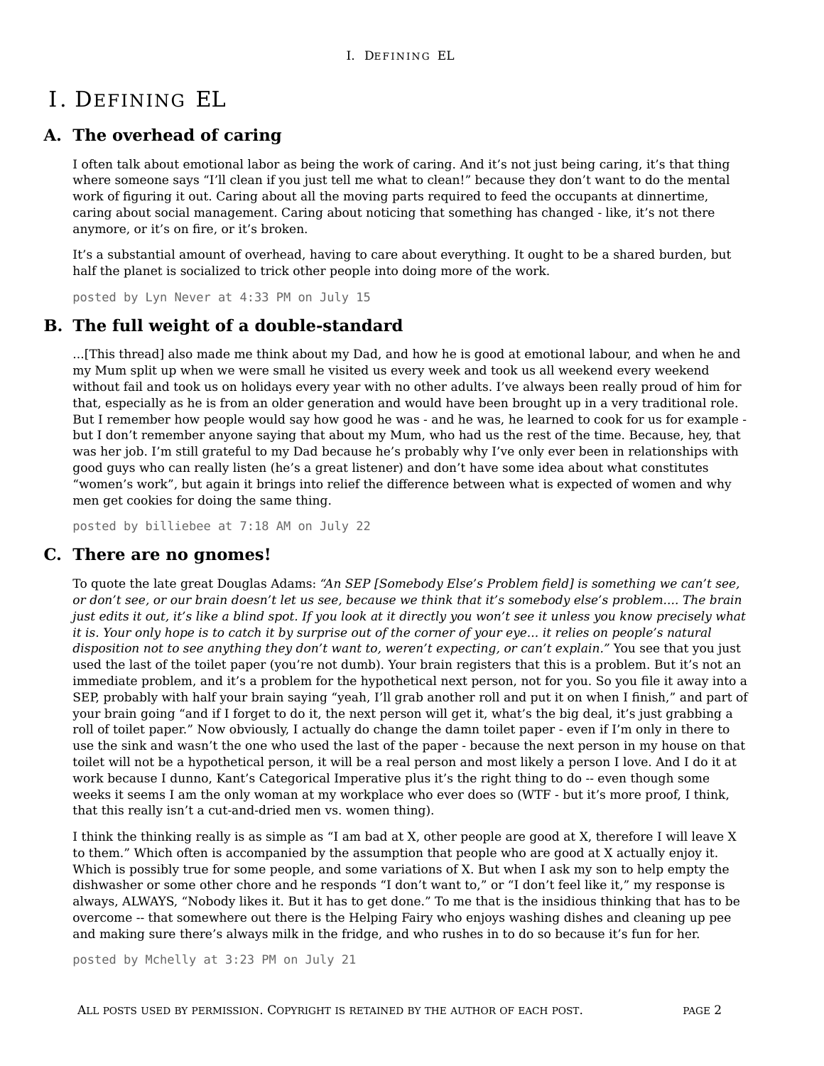# I. Defining EL

## A. The overhead of caring

I often talk about emotional labor as being the work of caring. And it's not just being caring, it's that thing where someone says "I'll clean if you just tell me what to clean!" because they don't want to do the mental work of figuring it out. Caring about all the moving parts required to feed the occupants at dinnertime, caring about social management. Caring about noticing that something has changed - like, it's not there anymore, or it's on fire, or it's broken.

It's a substantial amount of overhead, having to care about everything. It ought to be a shared burden, but half the planet is socialized to trick other people into doing more of the work.

posted by Lyn Never at 4:33 PM on July 15

## B. The full weight of a double-standard

...[This thread] also made me think about my Dad, and how he is good at emotional labour, and when he and my Mum split up when we were small he visited us every week and took us all weekend every weekend without fail and took us on holidays every year with no other adults. I've always been really proud of him for that, especially as he is from an older generation and would have been brought up in a very traditional role. But I remember how people would say how good he was - and he was, he learned to cook for us for example - but I don't remember anyone saying that about my Mum, who had us the rest of the time. Because, hey, that was her job. I'm still grateful to my Dad because he's probably why I've only ever been in relationships with good guys who can really listen (he's a great listener) and don't have some idea about what constitutes "women's work", but again it brings into relief the difference between what is expected of women and why men get cookies for doing the same thing.

posted by billiebee at 7:18 AM on July 22

## C. There are no gnomes!

To quote the late great Douglas Adams: *"An SEP [Somebody Else's Problem field] is something we can't see, or don't see, or our brain doesn't let us see, because we think that it's somebody else's problem.... The brain just edits it out, it's like a blind spot. If you look at it directly you won't see it unless you know precisely what it is. Your only hope is to catch it by surprise out of the corner of your eye... it relies on people's natural disposition not to see anything they don't want to, weren't expecting, or can't explain."* You see that you just used the last of the toilet paper (you're not dumb). Your brain registers that this is a problem. But it's not an immediate problem, and it's a problem for the hypothetical next person, not for you. So you file it away into a SEP, probably with half your brain saying "yeah, I'll grab another roll and put it on when I finish," and part of your brain going "and if I forget to do it, the next person will get it, what's the big deal, it's just grabbing a roll of toilet paper." Now obviously, I actually do change the damn toilet paper - even if I'm only in there to use the sink and wasn't the one who used the last of the paper - because the next person in my house on that toilet will not be a hypothetical person, it will be a real person and most likely a person I love. And I do it at work because I dunno, Kant's Categorical Imperative plus it's the right thing to do -- even though some weeks it seems I am the only woman at my workplace who ever does so (WTF - but it's more proof, I think, that this really isn't a cut-and-dried men vs. women thing).

I think the thinking really is as simple as "I am bad at X, other people are good at X, therefore I will leave X to them." Which often is accompanied by the assumption that people who are good at X actually enjoy it. Which is possibly true for some people, and some variations of X. But when I ask my son to help empty the dishwasher or some other chore and he responds "I don't want to," or "I don't feel like it," my response is always, ALWAYS, "Nobody likes it. But it has to get done." To me that is the insidious thinking that has to be overcome -- that somewhere out there is the Helping Fairy who enjoys washing dishes and cleaning up pee and making sure there's always milk in the fridge, and who rushes in to do so because it's fun for her.

posted by Mchelly at 3:23 PM on July 21

All posts used by permission. Copyright is retained by the author of each post.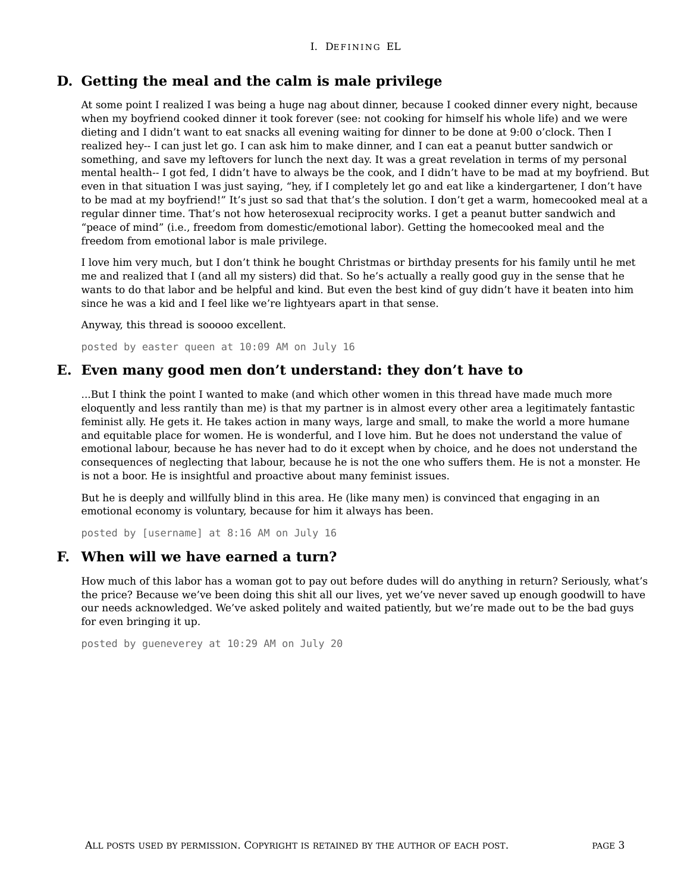## D. Getting the meal and the calm is male privilege

At some point I realized I was being a huge nag about dinner, because I cooked dinner every night, because when my boyfriend cooked dinner it took forever (see: not cooking for himself his whole life) and we were dieting and I didn't want to eat snacks all evening waiting for dinner to be done at 9:00 o'clock. Then I realized hey-- I can just let go. I can ask him to make dinner, and I can eat a peanut butter sandwich or something, and save my leftovers for lunch the next day. It was a great revelation in terms of my personal mental health-- I got fed, I didn't have to always be the cook, and I didn't have to be mad at my boyfriend. But even in that situation I was just saying, "hey, if I completely let go and eat like a kindergartener, I don't have to be mad at my boyfriend!" It's just so sad that that's the solution. I don't get a warm, homecooked meal at a regular dinner time. That's not how heterosexual reciprocity works. I get a peanut butter sandwich and "peace of mind" (i.e., freedom from domestic/emotional labor). Getting the homecooked meal and the freedom from emotional labor is male privilege.

I love him very much, but I don't think he bought Christmas or birthday presents for his family until he met me and realized that I (and all my sisters) did that. So he's actually a really good guy in the sense that he wants to do that labor and be helpful and kind. But even the best kind of guy didn't have it beaten into him since he was a kid and I feel like we're lightyears apart in that sense.

Anyway, this thread is sooooo excellent.

posted by easter queen at 10:09 AM on July 16

## E. Even many good men don't understand: they don't have to

...But I think the point I wanted to make (and which other women in this thread have made much more eloquently and less rantily than me) is that my partner is in almost every other area a legitimately fantastic feminist ally. He gets it. He takes action in many ways, large and small, to make the world a more humane and equitable place for women. He is wonderful, and I love him. But he does not understand the value of emotional labour, because he has never had to do it except when by choice, and he does not understand the consequences of neglecting that labour, because he is not the one who suffers them. He is not a monster. He is not a boor. He is insightful and proactive about many feminist issues.

But he is deeply and willfully blind in this area. He (like many men) is convinced that engaging in an emotional economy is voluntary, because for him it always has been.

posted by [username] at 8:16 AM on July 16

## F. When will we have earned a turn?

How much of this labor has a woman got to pay out before dudes will do anything in return? Seriously, what's the price? Because we've been doing this shit all our lives, yet we've never saved up enough goodwill to have our needs acknowledged. We've asked politely and waited patiently, but we're made out to be the bad guys for even bringing it up.

posted by gueneverey at 10:29 AM on July 20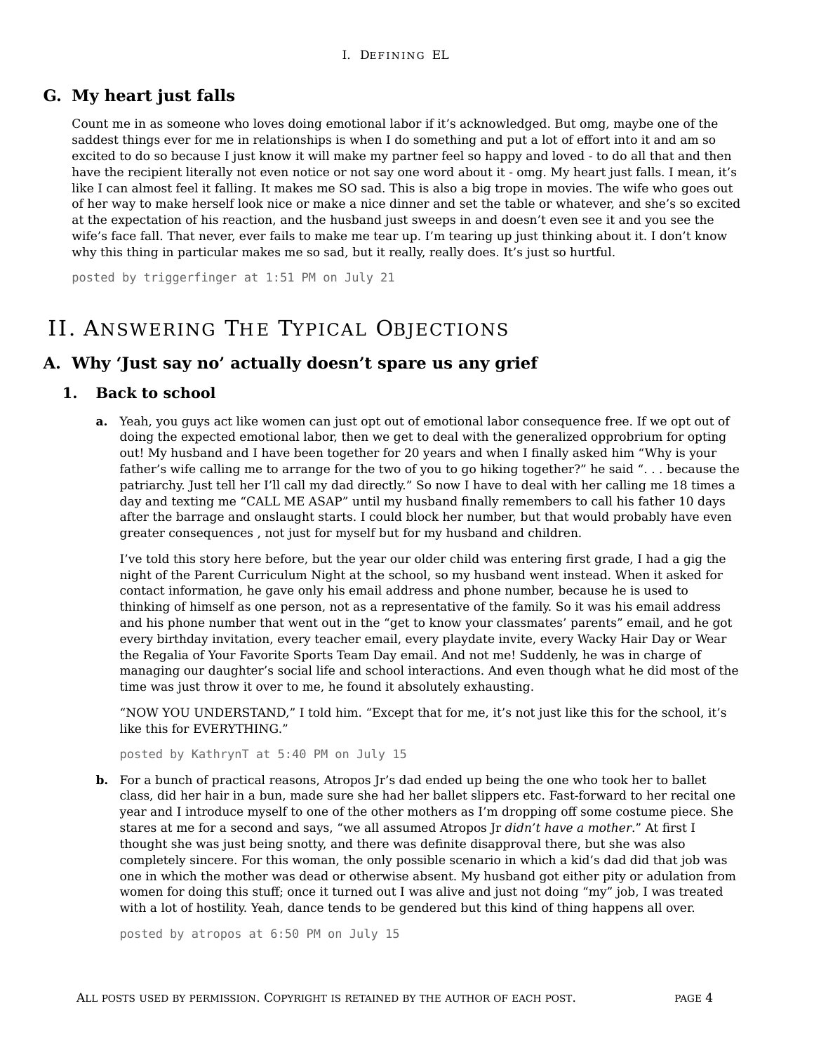## G. My heart just falls

Count me in as someone who loves doing emotional labor if it's acknowledged. But omg, maybe one of the saddest things ever for me in relationships is when I do something and put a lot of effort into it and am so excited to do so because I just know it will make my partner feel so happy and loved - to do all that and then have the recipient literally not even notice or not say one word about it - omg. My heart just falls. I mean, it's like I can almost feel it falling. It makes me SO sad. This is also a big trope in movies. The wife who goes out of her way to make herself look nice or make a nice dinner and set the table or whatever, and she's so excited at the expectation of his reaction, and the husband just sweeps in and doesn't even see it and you see the wife's face fall. That never, ever fails to make me tear up. I'm tearing up just thinking about it. I don't know why this thing in particular makes me so sad, but it really, really does. It's just so hurtful.

`posted by triggerfinger at 1:51 PM on July 21`

# II. Answering The Typical Objections

## A. Why 'Just say no' actually doesn't spare us any grief

### 1. Back to school

**a.** Yeah, you guys act like women can just opt out of emotional labor consequence free. If we opt out of doing the expected emotional labor, then we get to deal with the generalized opprobrium for opting out! My husband and I have been together for 20 years and when I finally asked him "Why is your father's wife calling me to arrange for the two of you to go hiking together?" he said ". . . because the patriarchy. Just tell her I'll call my dad directly." So now I have to deal with her calling me 18 times a day and texting me "CALL ME ASAP" until my husband finally remembers to call his father 10 days after the barrage and onslaught starts. I could block her number, but that would probably have even greater consequences , not just for myself but for my husband and children.

I've told this story here before, but the year our older child was entering first grade, I had a gig the night of the Parent Curriculum Night at the school, so my husband went instead. When it asked for contact information, he gave only his email address and phone number, because he is used to thinking of himself as one person, not as a representative of the family. So it was his email address and his phone number that went out in the "get to know your classmates' parents" email, and he got every birthday invitation, every teacher email, every playdate invite, every Wacky Hair Day or Wear the Regalia of Your Favorite Sports Team Day email. And not me! Suddenly, he was in charge of managing our daughter's social life and school interactions. And even though what he did most of the time was just throw it over to me, he found it absolutely exhausting.

"NOW YOU UNDERSTAND," I told him. "Except that for me, it's not just like this for the school, it's like this for EVERYTHING."

`posted by KathrynT at 5:40 PM on July 15`

**b.** For a bunch of practical reasons, Atropos Jr's dad ended up being the one who took her to ballet class, did her hair in a bun, made sure she had her ballet slippers etc. Fast-forward to her recital one year and I introduce myself to one of the other mothers as I'm dropping off some costume piece. She stares at me for a second and says, "we all assumed Atropos Jr *didn't have a mother*." At first I thought she was just being snotty, and there was definite disapproval there, but she was also completely sincere. For this woman, the only possible scenario in which a kid's dad did that job was one in which the mother was dead or otherwise absent. My husband got either pity or adulation from women for doing this stuff; once it turned out I was alive and just not doing "my" job, I was treated with a lot of hostility. Yeah, dance tends to be gendered but this kind of thing happens all over.

`posted by atropos at 6:50 PM on July 15`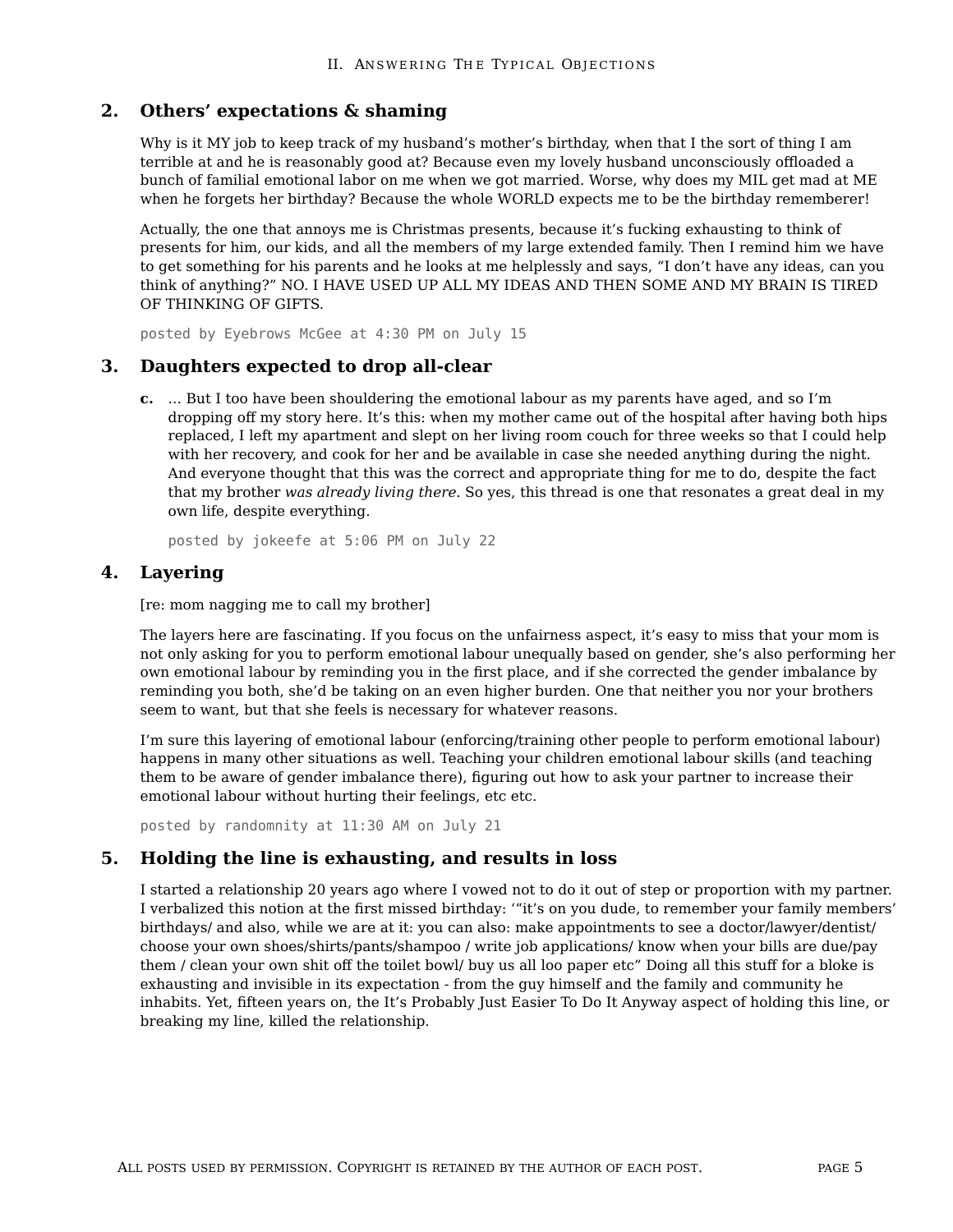## 2. Others' expectations & shaming

Why is it MY job to keep track of my husband's mother's birthday, when that I the sort of thing I am terrible at and he is reasonably good at? Because even my lovely husband unconsciously offloaded a bunch of familial emotional labor on me when we got married. Worse, why does my MIL get mad at ME when he forgets her birthday? Because the whole WORLD expects me to be the birthday rememberer!

Actually, the one that annoys me is Christmas presents, because it's fucking exhausting to think of presents for him, our kids, and all the members of my large extended family. Then I remind him we have to get something for his parents and he looks at me helplessly and says, "I don't have any ideas, can you think of anything?" NO. I HAVE USED UP ALL MY IDEAS AND THEN SOME AND MY BRAIN IS TIRED OF THINKING OF GIFTS.

posted by Eyebrows McGee at 4:30 PM on July 15

## 3. Daughters expected to drop all-clear

**c.** ... But I too have been shouldering the emotional labour as my parents have aged, and so I'm dropping off my story here. It's this: when my mother came out of the hospital after having both hips replaced, I left my apartment and slept on her living room couch for three weeks so that I could help with her recovery, and cook for her and be available in case she needed anything during the night. And everyone thought that this was the correct and appropriate thing for me to do, despite the fact that my brother *was already living there*. So yes, this thread is one that resonates a great deal in my own life, despite everything.

posted by jokeefe at 5:06 PM on July 22

## 4. Layering

[re: mom nagging me to call my brother]

The layers here are fascinating. If you focus on the unfairness aspect, it's easy to miss that your mom is not only asking for you to perform emotional labour unequally based on gender, she's also performing her own emotional labour by reminding you in the first place, and if she corrected the gender imbalance by reminding you both, she'd be taking on an even higher burden. One that neither you nor your brothers seem to want, but that she feels is necessary for whatever reasons.

I'm sure this layering of emotional labour (enforcing/training other people to perform emotional labour) happens in many other situations as well. Teaching your children emotional labour skills (and teaching them to be aware of gender imbalance there), figuring out how to ask your partner to increase their emotional labour without hurting their feelings, etc etc.

posted by randomnity at 11:30 AM on July 21

## 5. Holding the line is exhausting, and results in loss

I started a relationship 20 years ago where I vowed not to do it out of step or proportion with my partner. I verbalized this notion at the first missed birthday: '"it's on you dude, to remember your family members' birthdays/ and also, while we are at it: you can also: make appointments to see a doctor/lawyer/dentist/ choose your own shoes/shirts/pants/shampoo / write job applications/ know when your bills are due/pay them / clean your own shit off the toilet bowl/ buy us all loo paper etc" Doing all this stuff for a bloke is exhausting and invisible in its expectation - from the guy himself and the family and community he inhabits. Yet, fifteen years on, the It's Probably Just Easier To Do It Anyway aspect of holding this line, or breaking my line, killed the relationship.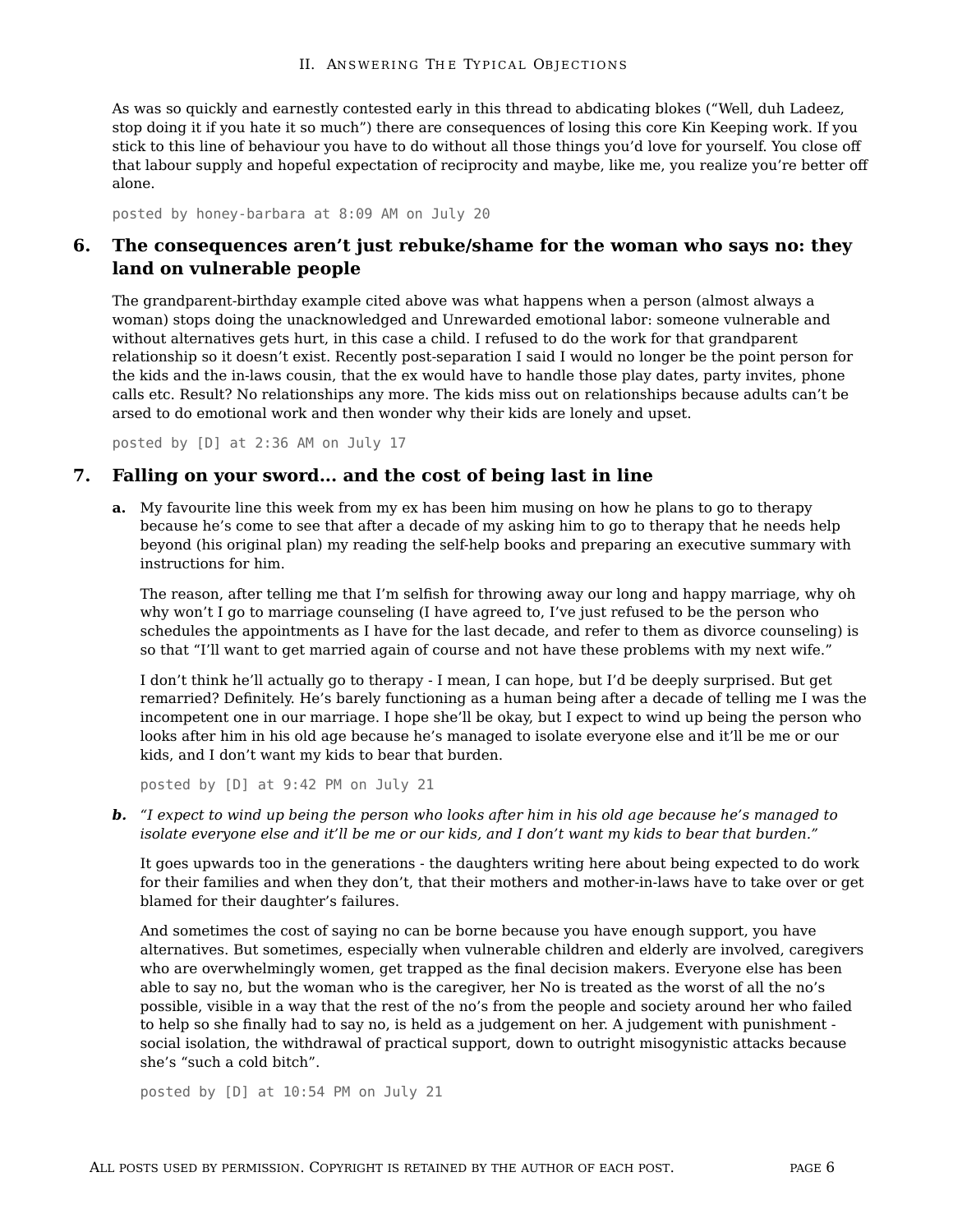As was so quickly and earnestly contested early in this thread to abdicating blokes (“Well, duh Ladeez, stop doing it if you hate it so much”) there are consequences of losing this core Kin Keeping work. If you stick to this line of behaviour you have to do without all those things you’d love for yourself. You close off that labour supply and hopeful expectation of reciprocity and maybe, like me, you realize you’re better off alone.

posted by honey-barbara at 8:09 AM on July 20

## 6. The consequences aren’t just rebuke/shame for the woman who says no: they land on vulnerable people

The grandparent-birthday example cited above was what happens when a person (almost always a woman) stops doing the unacknowledged and Unrewarded emotional labor: someone vulnerable and without alternatives gets hurt, in this case a child. I refused to do the work for that grandparent relationship so it doesn’t exist. Recently post-separation I said I would no longer be the point person for the kids and the in-laws cousin, that the ex would have to handle those play dates, party invites, phone calls etc. Result? No relationships any more. The kids miss out on relationships because adults can’t be arsed to do emotional work and then wonder why their kids are lonely and upset.

posted by [D] at 2:36 AM on July 17

## 7. Falling on your sword… and the cost of being last in line

**a.** My favourite line this week from my ex has been him musing on how he plans to go to therapy because he’s come to see that after a decade of my asking him to go to therapy that he needs help beyond (his original plan) my reading the self-help books and preparing an executive summary with instructions for him.

The reason, after telling me that I’m selfish for throwing away our long and happy marriage, why oh why won’t I go to marriage counseling (I have agreed to, I’ve just refused to be the person who schedules the appointments as I have for the last decade, and refer to them as divorce counseling) is so that “I’ll want to get married again of course and not have these problems with my next wife.”

I don’t think he’ll actually go to therapy - I mean, I can hope, but I’d be deeply surprised. But get remarried? Definitely. He’s barely functioning as a human being after a decade of telling me I was the incompetent one in our marriage. I hope she’ll be okay, but I expect to wind up being the person who looks after him in his old age because he’s managed to isolate everyone else and it’ll be me or our kids, and I don’t want my kids to bear that burden.

posted by [D] at 9:42 PM on July 21

***b.*** *“I expect to wind up being the person who looks after him in his old age because he’s managed to isolate everyone else and it’ll be me or our kids, and I don’t want my kids to bear that burden.”*

It goes upwards too in the generations - the daughters writing here about being expected to do work for their families and when they don’t, that their mothers and mother-in-laws have to take over or get blamed for their daughter’s failures.

And sometimes the cost of saying no can be borne because you have enough support, you have alternatives. But sometimes, especially when vulnerable children and elderly are involved, caregivers who are overwhelmingly women, get trapped as the final decision makers. Everyone else has been able to say no, but the woman who is the caregiver, her No is treated as the worst of all the no’s possible, visible in a way that the rest of the no’s from the people and society around her who failed to help so she finally had to say no, is held as a judgement on her. A judgement with punishment - social isolation, the withdrawal of practical support, down to outright misogynistic attacks because she’s “such a cold bitch”.

posted by [D] at 10:54 PM on July 21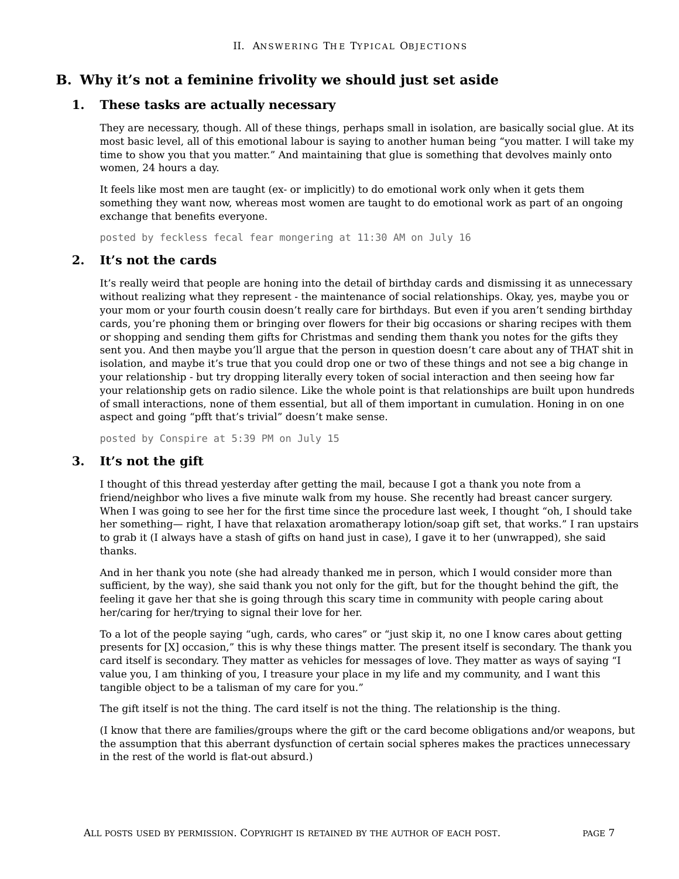## B. Why it's not a feminine frivolity we should just set aside

### 1. These tasks are actually necessary

They are necessary, though. All of these things, perhaps small in isolation, are basically social glue. At its most basic level, all of this emotional labour is saying to another human being "you matter. I will take my time to show you that you matter." And maintaining that glue is something that devolves mainly onto women, 24 hours a day.

It feels like most men are taught (ex- or implicitly) to do emotional work only when it gets them something they want now, whereas most women are taught to do emotional work as part of an ongoing exchange that benefits everyone.

`posted by feckless fecal fear mongering at 11:30 AM on July 16`

### 2. It's not the cards

It's really weird that people are honing into the detail of birthday cards and dismissing it as unnecessary without realizing what they represent - the maintenance of social relationships. Okay, yes, maybe you or your mom or your fourth cousin doesn't really care for birthdays. But even if you aren't sending birthday cards, you're phoning them or bringing over flowers for their big occasions or sharing recipes with them or shopping and sending them gifts for Christmas and sending them thank you notes for the gifts they sent you. And then maybe you'll argue that the person in question doesn't care about any of THAT shit in isolation, and maybe it's true that you could drop one or two of these things and not see a big change in your relationship - but try dropping literally every token of social interaction and then seeing how far your relationship gets on radio silence. Like the whole point is that relationships are built upon hundreds of small interactions, none of them essential, but all of them important in cumulation. Honing in on one aspect and going "pfft that's trivial" doesn't make sense.

`posted by Conspire at 5:39 PM on July 15`

### 3. It's not the gift

I thought of this thread yesterday after getting the mail, because I got a thank you note from a friend/neighbor who lives a five minute walk from my house. She recently had breast cancer surgery. When I was going to see her for the first time since the procedure last week, I thought "oh, I should take her something— right, I have that relaxation aromatherapy lotion/soap gift set, that works." I ran upstairs to grab it (I always have a stash of gifts on hand just in case), I gave it to her (unwrapped), she said thanks.

And in her thank you note (she had already thanked me in person, which I would consider more than sufficient, by the way), she said thank you not only for the gift, but for the thought behind the gift, the feeling it gave her that she is going through this scary time in community with people caring about her/caring for her/trying to signal their love for her.

To a lot of the people saying "ugh, cards, who cares" or "just skip it, no one I know cares about getting presents for [X] occasion," this is why these things matter. The present itself is secondary. The thank you card itself is secondary. They matter as vehicles for messages of love. They matter as ways of saying "I value you, I am thinking of you, I treasure your place in my life and my community, and I want this tangible object to be a talisman of my care for you."

The gift itself is not the thing. The card itself is not the thing. The relationship is the thing.

(I know that there are families/groups where the gift or the card become obligations and/or weapons, but the assumption that this aberrant dysfunction of certain social spheres makes the practices unnecessary in the rest of the world is flat-out absurd.)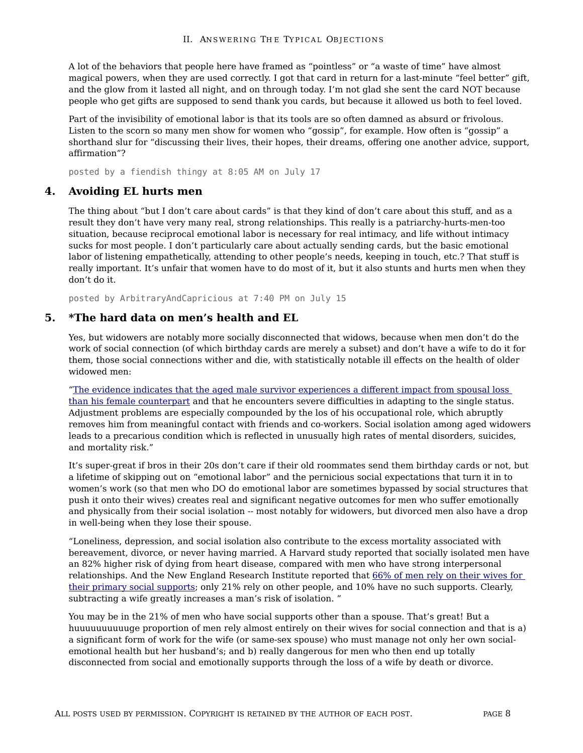A lot of the behaviors that people here have framed as "pointless" or "a waste of time" have almost magical powers, when they are used correctly. I got that card in return for a last-minute "feel better" gift, and the glow from it lasted all night, and on through today. I'm not glad she sent the card NOT because people who get gifts are supposed to send thank you cards, but because it allowed us both to feel loved.

Part of the invisibility of emotional labor is that its tools are so often damned as absurd or frivolous. Listen to the scorn so many men show for women who "gossip", for example. How often is "gossip" a shorthand slur for "discussing their lives, their hopes, their dreams, offering one another advice, support, affirmation"?

posted by a fiendish thingy at 8:05 AM on July 17

## 4. Avoiding EL hurts men

The thing about "but I don't care about cards" is that they kind of don't care about this stuff, and as a result they don't have very many real, strong relationships. This really is a patriarchy-hurts-men-too situation, because reciprocal emotional labor is necessary for real intimacy, and life without intimacy sucks for most people. I don't particularly care about actually sending cards, but the basic emotional labor of listening empathetically, attending to other people's needs, keeping in touch, etc.? That stuff is really important. It's unfair that women have to do most of it, but it also stunts and hurts men when they don't do it.

posted by ArbitraryAndCapricious at 7:40 PM on July 15

## 5. *The hard data on men's health and EL

Yes, but widowers are notably more socially disconnected that widows, because when men don't do the work of social connection (of which birthday cards are merely a subset) and don't have a wife to do it for them, those social connections wither and die, with statistically notable ill effects on the health of older widowed men:

"The evidence indicates that the aged male survivor experiences a different impact from spousal loss than his female counterpart and that he encounters severe difficulties in adapting to the single status. Adjustment problems are especially compounded by the los of his occupational role, which abruptly removes him from meaningful contact with friends and co-workers. Social isolation among aged widowers leads to a precarious condition which is reflected in unusually high rates of mental disorders, suicides, and mortality risk."

It's super-great if bros in their 20s don't care if their old roommates send them birthday cards or not, but a lifetime of skipping out on "emotional labor" and the pernicious social expectations that turn it in to women's work (so that men who DO do emotional labor are sometimes bypassed by social structures that push it onto their wives) creates real and significant negative outcomes for men who suffer emotionally and physically from their social isolation -- most notably for widowers, but divorced men also have a drop in well-being when they lose their spouse.

"Loneliness, depression, and social isolation also contribute to the excess mortality associated with bereavement, divorce, or never having married. A Harvard study reported that socially isolated men have an 82% higher risk of dying from heart disease, compared with men who have strong interpersonal relationships. And the New England Research Institute reported that 66% of men rely on their wives for their primary social supports; only 21% rely on other people, and 10% have no such supports. Clearly, subtracting a wife greatly increases a man's risk of isolation. "

You may be in the 21% of men who have social supports other than a spouse. That's great! But a huuuuuuuuuuge proportion of men rely almost entirely on their wives for social connection and that is a) a significant form of work for the wife (or same-sex spouse) who must manage not only her own social-emotional health but her husband's; and b) really dangerous for men who then end up totally disconnected from social and emotionally supports through the loss of a wife by death or divorce.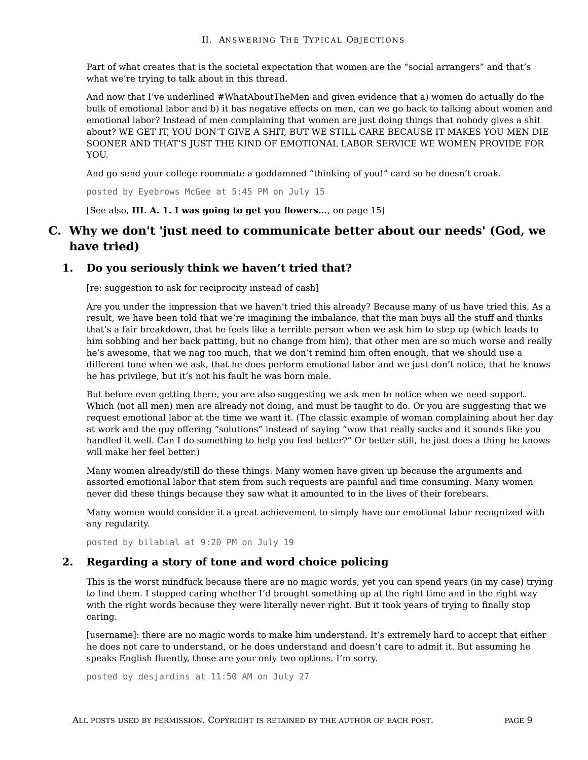Part of what creates that is the societal expectation that women are the “social arrangers” and that’s what we’re trying to talk about in this thread.

And now that I’ve underlined #WhatAboutTheMen and given evidence that a) women do actually do the bulk of emotional labor and b) it has negative effects on men, can we go back to talking about women and emotional labor? Instead of men complaining that women are just doing things that nobody gives a shit about? WE GET IT, YOU DON’T GIVE A SHIT, BUT WE STILL CARE BECAUSE IT MAKES YOU MEN DIE SOONER AND THAT’S JUST THE KIND OF EMOTIONAL LABOR SERVICE WE WOMEN PROVIDE FOR YOU.

And go send your college roommate a goddamned “thinking of you!” card so he doesn’t croak.

posted by Eyebrows McGee at 5:45 PM on July 15

[See also, **III. A. 1. I was going to get you flowers…**, on page 15]

## C. Why we don't 'just need to communicate better about our needs' (God, we have tried)

### 1. Do you seriously think we haven’t tried that?

[re: suggestion to ask for reciprocity instead of cash]

Are you under the impression that we haven’t tried this already? Because many of us have tried this. As a result, we have been told that we’re imagining the imbalance, that the man buys all the stuff and thinks that’s a fair breakdown, that he feels like a terrible person when we ask him to step up (which leads to him sobbing and her back patting, but no change from him), that other men are so much worse and really he’s awesome, that we nag too much, that we don’t remind him often enough, that we should use a different tone when we ask, that he does perform emotional labor and we just don’t notice, that he knows he has privilege, but it’s not his fault he was born male.

But before even getting there, you are also suggesting we ask men to notice when we need support. Which (not all men) men are already not doing, and must be taught to do. Or you are suggesting that we request emotional labor at the time we want it. (The classic example of woman complaining about her day at work and the guy offering “solutions” instead of saying “wow that really sucks and it sounds like you handled it well. Can I do something to help you feel better?” Or better still, he just does a thing he knows will make her feel better.)

Many women already/still do these things. Many women have given up because the arguments and assorted emotional labor that stem from such requests are painful and time consuming. Many women never did these things because they saw what it amounted to in the lives of their forebears.

Many women would consider it a great achievement to simply have our emotional labor recognized with any regularity.

posted by bilabial at 9:20 PM on July 19

### 2. Regarding a story of tone and word choice policing

This is the worst mindfuck because there are no magic words, yet you can spend years (in my case) trying to find them. I stopped caring whether I’d brought something up at the right time and in the right way with the right words because they were literally never right. But it took years of trying to finally stop caring.

[username]: there are no magic words to make him understand. It’s extremely hard to accept that either he does not care to understand, or he does understand and doesn’t care to admit it. But assuming he speaks English fluently, those are your only two options. I’m sorry.

posted by desjardins at 11:50 AM on July 27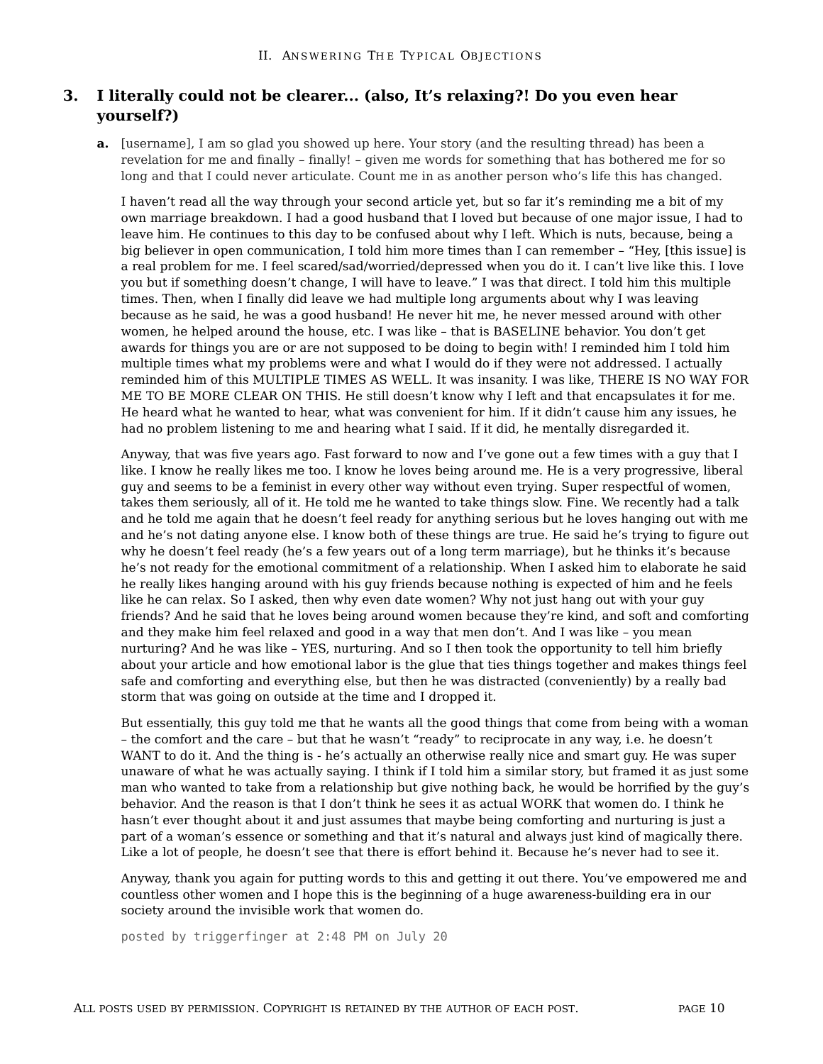### 3. I literally could not be clearer... (also, It's relaxing?! Do you even hear yourself?)

**a.** [username], I am so glad you showed up here. Your story (and the resulting thread) has been a revelation for me and finally – finally! – given me words for something that has bothered me for so long and that I could never articulate. Count me in as another person who's life this has changed.

I haven't read all the way through your second article yet, but so far it's reminding me a bit of my own marriage breakdown. I had a good husband that I loved but because of one major issue, I had to leave him. He continues to this day to be confused about why I left. Which is nuts, because, being a big believer in open communication, I told him more times than I can remember – "Hey, [this issue] is a real problem for me. I feel scared/sad/worried/depressed when you do it. I can't live like this. I love you but if something doesn't change, I will have to leave." I was that direct. I told him this multiple times. Then, when I finally did leave we had multiple long arguments about why I was leaving because as he said, he was a good husband! He never hit me, he never messed around with other women, he helped around the house, etc. I was like – that is BASELINE behavior. You don't get awards for things you are or are not supposed to be doing to begin with! I reminded him I told him multiple times what my problems were and what I would do if they were not addressed. I actually reminded him of this MULTIPLE TIMES AS WELL. It was insanity. I was like, THERE IS NO WAY FOR ME TO BE MORE CLEAR ON THIS. He still doesn't know why I left and that encapsulates it for me. He heard what he wanted to hear, what was convenient for him. If it didn't cause him any issues, he had no problem listening to me and hearing what I said. If it did, he mentally disregarded it.

Anyway, that was five years ago. Fast forward to now and I've gone out a few times with a guy that I like. I know he really likes me too. I know he loves being around me. He is a very progressive, liberal guy and seems to be a feminist in every other way without even trying. Super respectful of women, takes them seriously, all of it. He told me he wanted to take things slow. Fine. We recently had a talk and he told me again that he doesn't feel ready for anything serious but he loves hanging out with me and he's not dating anyone else. I know both of these things are true. He said he's trying to figure out why he doesn't feel ready (he's a few years out of a long term marriage), but he thinks it's because he's not ready for the emotional commitment of a relationship. When I asked him to elaborate he said he really likes hanging around with his guy friends because nothing is expected of him and he feels like he can relax. So I asked, then why even date women? Why not just hang out with your guy friends? And he said that he loves being around women because they're kind, and soft and comforting and they make him feel relaxed and good in a way that men don't. And I was like – you mean nurturing? And he was like – YES, nurturing. And so I then took the opportunity to tell him briefly about your article and how emotional labor is the glue that ties things together and makes things feel safe and comforting and everything else, but then he was distracted (conveniently) by a really bad storm that was going on outside at the time and I dropped it.

But essentially, this guy told me that he wants all the good things that come from being with a woman – the comfort and the care – but that he wasn't "ready" to reciprocate in any way, i.e. he doesn't WANT to do it. And the thing is - he's actually an otherwise really nice and smart guy. He was super unaware of what he was actually saying. I think if I told him a similar story, but framed it as just some man who wanted to take from a relationship but give nothing back, he would be horrified by the guy's behavior. And the reason is that I don't think he sees it as actual WORK that women do. I think he hasn't ever thought about it and just assumes that maybe being comforting and nurturing is just a part of a woman's essence or something and that it's natural and always just kind of magically there. Like a lot of people, he doesn't see that there is effort behind it. Because he's never had to see it.

Anyway, thank you again for putting words to this and getting it out there. You've empowered me and countless other women and I hope this is the beginning of a huge awareness-building era in our society around the invisible work that women do.

posted by triggerfinger at 2:48 PM on July 20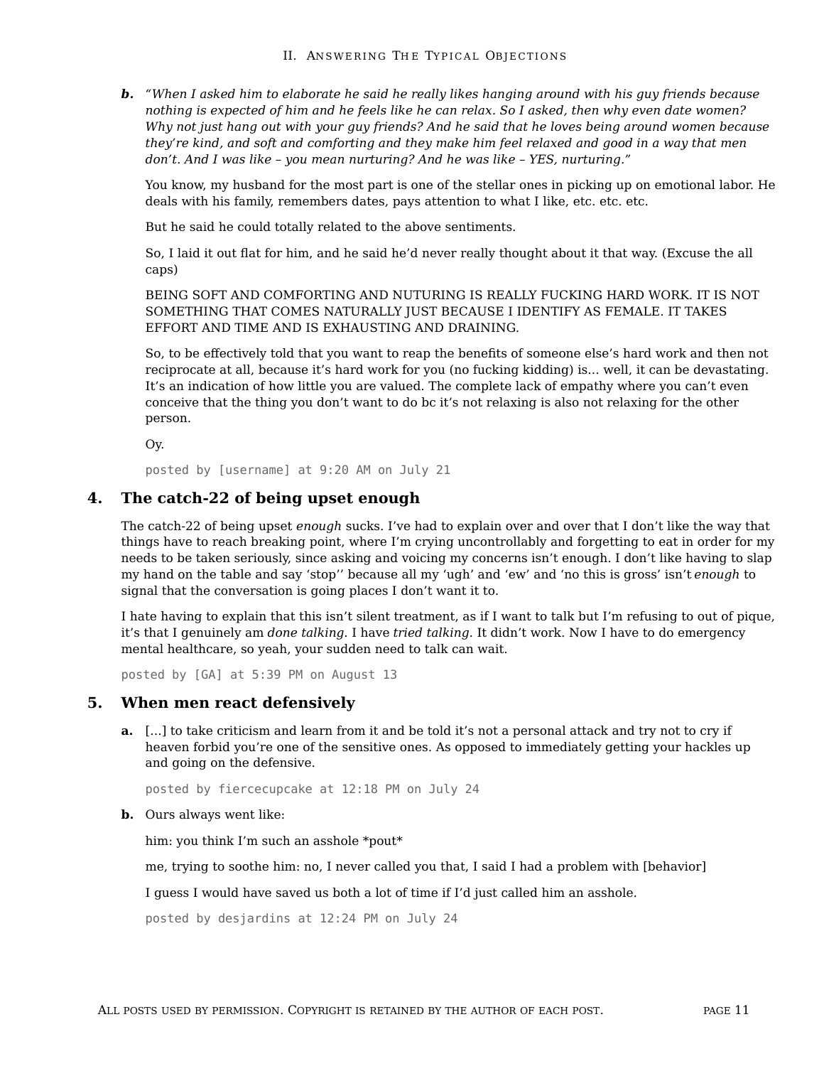**b.** *"When I asked him to elaborate he said he really likes hanging around with his guy friends because nothing is expected of him and he feels like he can relax. So I asked, then why even date women? Why not just hang out with your guy friends? And he said that he loves being around women because they're kind, and soft and comforting and they make him feel relaxed and good in a way that men don't. And I was like – you mean nurturing? And he was like – YES, nurturing."*

You know, my husband for the most part is one of the stellar ones in picking up on emotional labor. He deals with his family, remembers dates, pays attention to what I like, etc. etc. etc.

But he said he could totally related to the above sentiments.

So, I laid it out flat for him, and he said he'd never really thought about it that way. (Excuse the all caps)

BEING SOFT AND COMFORTING AND NUTURING IS REALLY FUCKING HARD WORK. IT IS NOT SOMETHING THAT COMES NATURALLY JUST BECAUSE I IDENTIFY AS FEMALE. IT TAKES EFFORT AND TIME AND IS EXHAUSTING AND DRAINING.

So, to be effectively told that you want to reap the benefits of someone else's hard work and then not reciprocate at all, because it's hard work for you (no fucking kidding) is… well, it can be devastating. It's an indication of how little you are valued. The complete lack of empathy where you can't even conceive that the thing you don't want to do bc it's not relaxing is also not relaxing for the other person.

Oy.

posted by [username] at 9:20 AM on July 21

## 4. The catch-22 of being upset enough

The catch-22 of being upset *enough* sucks. I've had to explain over and over that I don't like the way that things have to reach breaking point, where I'm crying uncontrollably and forgetting to eat in order for my needs to be taken seriously, since asking and voicing my concerns isn't enough. I don't like having to slap my hand on the table and say 'stop'' because all my 'ugh' and 'ew' and 'no this is gross' isn't *enough* to signal that the conversation is going places I don't want it to.

I hate having to explain that this isn't silent treatment, as if I want to talk but I'm refusing to out of pique, it's that I genuinely am *done talking*. I have *tried talking*. It didn't work. Now I have to do emergency mental healthcare, so yeah, your sudden need to talk can wait.

posted by [GA] at 5:39 PM on August 13

## 5. When men react defensively

**a.** […] to take criticism and learn from it and be told it's not a personal attack and try not to cry if heaven forbid you're one of the sensitive ones. As opposed to immediately getting your hackles up and going on the defensive.

posted by fiercecupcake at 12:18 PM on July 24

**b.** Ours always went like:

him: you think I'm such an asshole *pout*

me, trying to soothe him: no, I never called you that, I said I had a problem with [behavior]

I guess I would have saved us both a lot of time if I'd just called him an asshole.

posted by desjardins at 12:24 PM on July 24

All posts used by permission. Copyright is retained by the author of each post.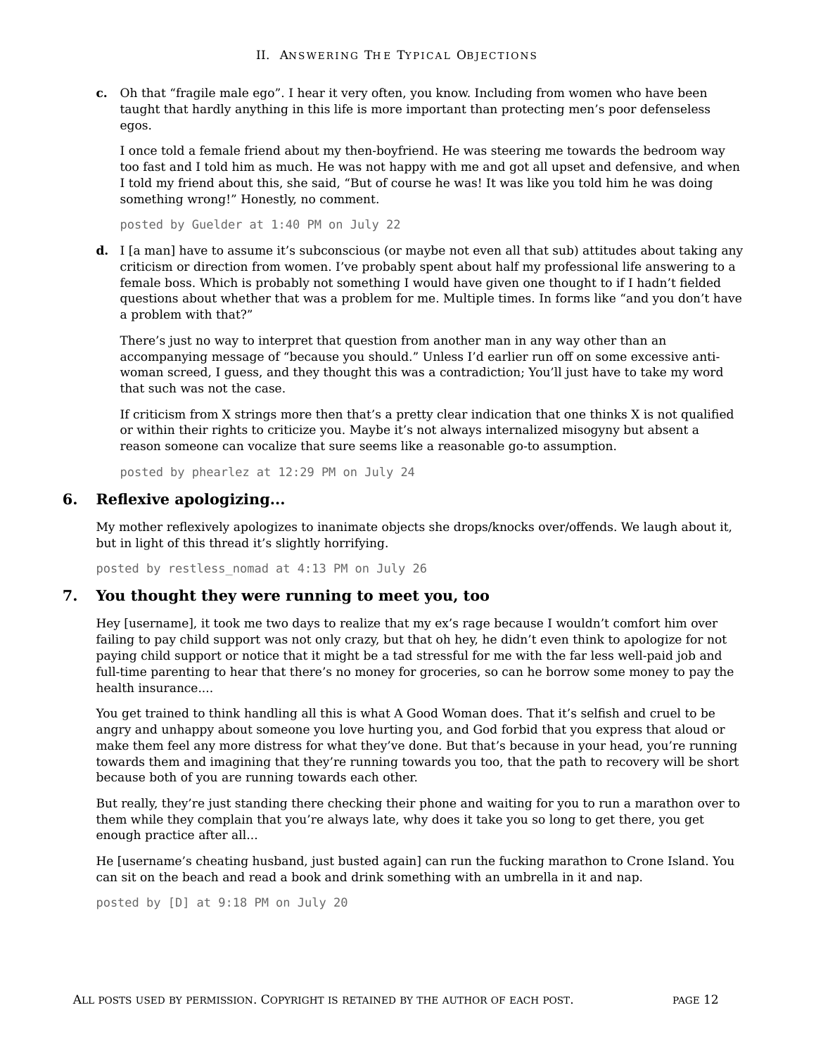**c.** Oh that “fragile male ego”. I hear it very often, you know. Including from women who have been taught that hardly anything in this life is more important than protecting men’s poor defenseless egos.

I once told a female friend about my then-boyfriend. He was steering me towards the bedroom way too fast and I told him as much. He was not happy with me and got all upset and defensive, and when I told my friend about this, she said, “But of course he was! It was like you told him he was doing something wrong!” Honestly, no comment.

posted by Guelder at 1:40 PM on July 22

**d.** I [a man] have to assume it’s subconscious (or maybe not even all that sub) attitudes about taking any criticism or direction from women. I’ve probably spent about half my professional life answering to a female boss. Which is probably not something I would have given one thought to if I hadn’t fielded questions about whether that was a problem for me. Multiple times. In forms like “and you don’t have a problem with that?”

There’s just no way to interpret that question from another man in any way other than an accompanying message of “because you should.” Unless I’d earlier run off on some excessive anti-woman screed, I guess, and they thought this was a contradiction; You’ll just have to take my word that such was not the case.

If criticism from X strings more then that’s a pretty clear indication that one thinks X is not qualified or within their rights to criticize you. Maybe it’s not always internalized misogyny but absent a reason someone can vocalize that sure seems like a reasonable go-to assumption.

posted by phearlez at 12:29 PM on July 24

## 6. Reflexive apologizing...

My mother reflexively apologizes to inanimate objects she drops/knocks over/offends. We laugh about it, but in light of this thread it’s slightly horrifying.

posted by restless_nomad at 4:13 PM on July 26

## 7. You thought they were running to meet you, too

Hey [username], it took me two days to realize that my ex’s rage because I wouldn’t comfort him over failing to pay child support was not only crazy, but that oh hey, he didn’t even think to apologize for not paying child support or notice that it might be a tad stressful for me with the far less well-paid job and full-time parenting to hear that there’s no money for groceries, so can he borrow some money to pay the health insurance....

You get trained to think handling all this is what A Good Woman does. That it’s selfish and cruel to be angry and unhappy about someone you love hurting you, and God forbid that you express that aloud or make them feel any more distress for what they’ve done. But that’s because in your head, you’re running towards them and imagining that they’re running towards you too, that the path to recovery will be short because both of you are running towards each other.

But really, they’re just standing there checking their phone and waiting for you to run a marathon over to them while they complain that you’re always late, why does it take you so long to get there, you get enough practice after all...

He [username’s cheating husband, just busted again] can run the fucking marathon to Crone Island. You can sit on the beach and read a book and drink something with an umbrella in it and nap.

posted by [D] at 9:18 PM on July 20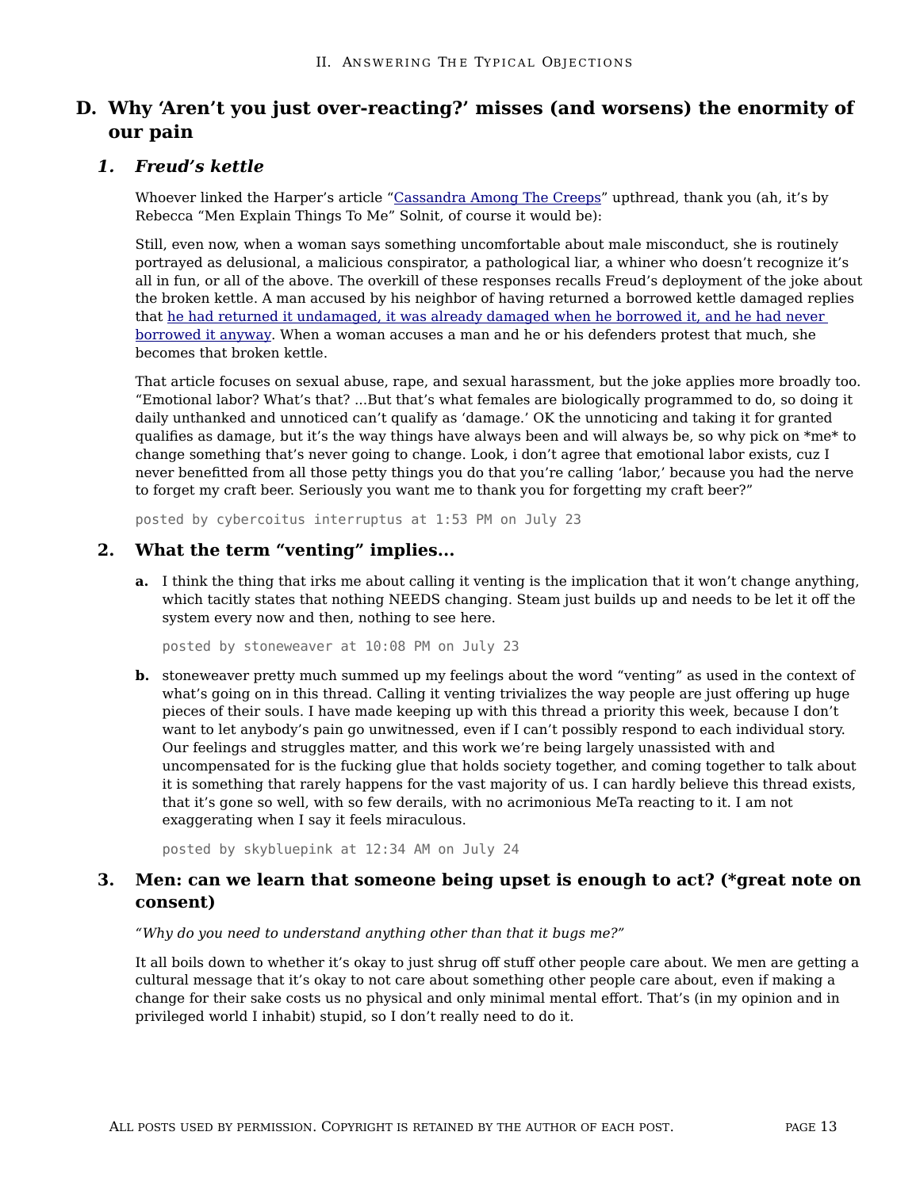## D. Why 'Aren't you just over-reacting?' misses (and worsens) the enormity of our pain

### *1. Freud's kettle*

Whoever linked the Harper's article "Cassandra Among The Creeps" upthread, thank you (ah, it's by Rebecca "Men Explain Things To Me" Solnit, of course it would be):

Still, even now, when a woman says something uncomfortable about male misconduct, she is routinely portrayed as delusional, a malicious conspirator, a pathological liar, a whiner who doesn't recognize it's all in fun, or all of the above. The overkill of these responses recalls Freud's deployment of the joke about the broken kettle. A man accused by his neighbor of having returned a borrowed kettle damaged replies that he had returned it undamaged, it was already damaged when he borrowed it, and he had never borrowed it anyway. When a woman accuses a man and he or his defenders protest that much, she becomes that broken kettle.

That article focuses on sexual abuse, rape, and sexual harassment, but the joke applies more broadly too. "Emotional labor? What's that? ...But that's what females are biologically programmed to do, so doing it daily unthanked and unnoticed can't qualify as 'damage.' OK the unnoticing and taking it for granted qualifies as damage, but it's the way things have always been and will always be, so why pick on *me* to change something that's never going to change. Look, i don't agree that emotional labor exists, cuz I never benefitted from all those petty things you do that you're calling 'labor,' because you had the nerve to forget my craft beer. Seriously you want me to thank you for forgetting my craft beer?"

`posted by cybercoitus interruptus at 1:53 PM on July 23`

### 2. What the term "venting" implies...

**a.** I think the thing that irks me about calling it venting is the implication that it won't change anything, which tacitly states that nothing NEEDS changing. Steam just builds up and needs to be let it off the system every now and then, nothing to see here.

`posted by stoneweaver at 10:08 PM on July 23`

**b.** stoneweaver pretty much summed up my feelings about the word "venting" as used in the context of what's going on in this thread. Calling it venting trivializes the way people are just offering up huge pieces of their souls. I have made keeping up with this thread a priority this week, because I don't want to let anybody's pain go unwitnessed, even if I can't possibly respond to each individual story. Our feelings and struggles matter, and this work we're being largely unassisted with and uncompensated for is the fucking glue that holds society together, and coming together to talk about it is something that rarely happens for the vast majority of us. I can hardly believe this thread exists, that it's gone so well, with so few derails, with no acrimonious MeTa reacting to it. I am not exaggerating when I say it feels miraculous.

`posted by skybluepink at 12:34 AM on July 24`

### 3. Men: can we learn that someone being upset is enough to act? (*great note on consent)

*"Why do you need to understand anything other than that it bugs me?"*

It all boils down to whether it's okay to just shrug off stuff other people care about. We men are getting a cultural message that it's okay to not care about something other people care about, even if making a change for their sake costs us no physical and only minimal mental effort. That's (in my opinion and in privileged world I inhabit) stupid, so I don't really need to do it.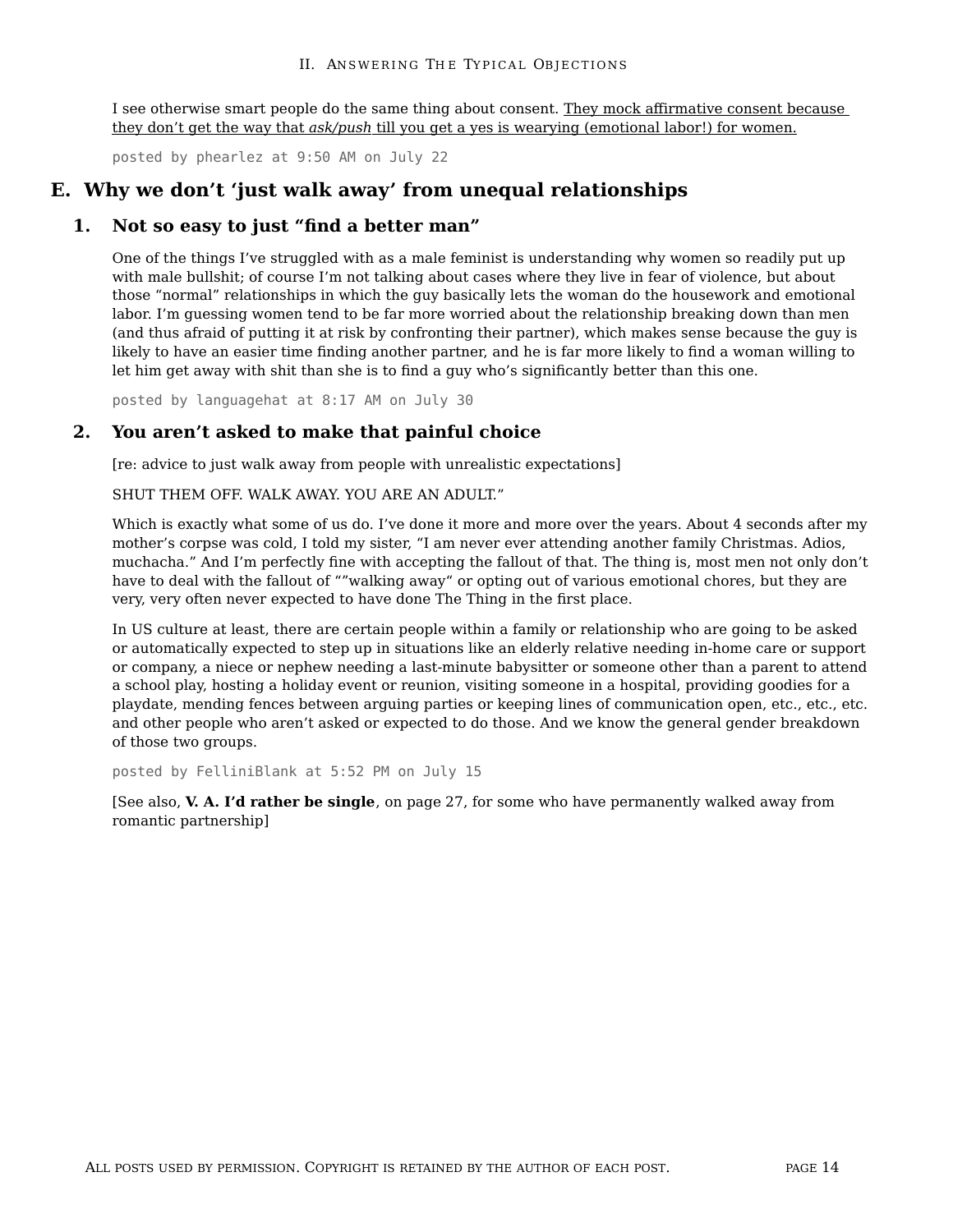I see otherwise smart people do the same thing about consent. They mock affirmative consent because they don't get the way that *ask/push* till you get a yes is wearying (emotional labor!) for women.

posted by phearlez at 9:50 AM on July 22

## E. Why we don't 'just walk away' from unequal relationships

### 1. Not so easy to just "find a better man"

One of the things I've struggled with as a male feminist is understanding why women so readily put up with male bullshit; of course I'm not talking about cases where they live in fear of violence, but about those "normal" relationships in which the guy basically lets the woman do the housework and emotional labor. I'm guessing women tend to be far more worried about the relationship breaking down than men (and thus afraid of putting it at risk by confronting their partner), which makes sense because the guy is likely to have an easier time finding another partner, and he is far more likely to find a woman willing to let him get away with shit than she is to find a guy who's significantly better than this one.

posted by languagehat at 8:17 AM on July 30

### 2. You aren't asked to make that painful choice

[re: advice to just walk away from people with unrealistic expectations]

SHUT THEM OFF. WALK AWAY. YOU ARE AN ADULT."

Which is exactly what some of us do. I've done it more and more over the years. About 4 seconds after my mother's corpse was cold, I told my sister, "I am never ever attending another family Christmas. Adios, muchacha." And I'm perfectly fine with accepting the fallout of that. The thing is, most men not only don't have to deal with the fallout of ""walking away" or opting out of various emotional chores, but they are very, very often never expected to have done The Thing in the first place.

In US culture at least, there are certain people within a family or relationship who are going to be asked or automatically expected to step up in situations like an elderly relative needing in-home care or support or company, a niece or nephew needing a last-minute babysitter or someone other than a parent to attend a school play, hosting a holiday event or reunion, visiting someone in a hospital, providing goodies for a playdate, mending fences between arguing parties or keeping lines of communication open, etc., etc., etc. and other people who aren't asked or expected to do those. And we know the general gender breakdown of those two groups.

posted by FelliniBlank at 5:52 PM on July 15

[See also, **V. A. I'd rather be single**, on page 27, for some who have permanently walked away from romantic partnership]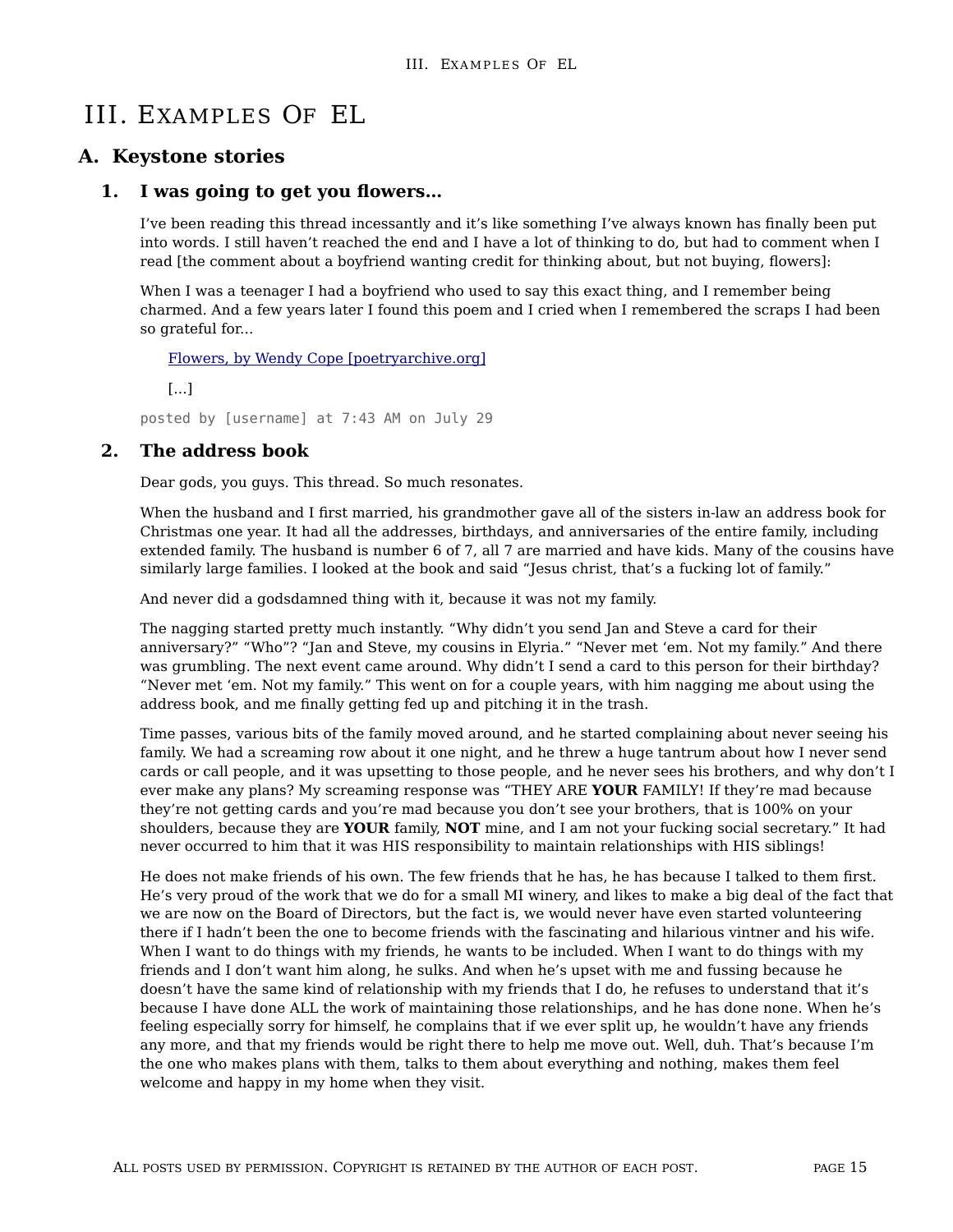# III. Examples Of EL

## A. Keystone stories

### 1. I was going to get you flowers…

I've been reading this thread incessantly and it's like something I've always known has finally been put into words. I still haven't reached the end and I have a lot of thinking to do, but had to comment when I read [the comment about a boyfriend wanting credit for thinking about, but not buying, flowers]:

When I was a teenager I had a boyfriend who used to say this exact thing, and I remember being charmed. And a few years later I found this poem and I cried when I remembered the scraps I had been so grateful for...

> [Flowers, by Wendy Cope [poetryarchive.org]]
>
> [...]

posted by [username] at 7:43 AM on July 29

### 2. The address book

Dear gods, you guys. This thread. So much resonates.

When the husband and I first married, his grandmother gave all of the sisters in-law an address book for Christmas one year. It had all the addresses, birthdays, and anniversaries of the entire family, including extended family. The husband is number 6 of 7, all 7 are married and have kids. Many of the cousins have similarly large families. I looked at the book and said "Jesus christ, that's a fucking lot of family."

And never did a godsdamned thing with it, because it was not my family.

The nagging started pretty much instantly. "Why didn't you send Jan and Steve a card for their anniversary?" "Who"? "Jan and Steve, my cousins in Elyria." "Never met 'em. Not my family." And there was grumbling. The next event came around. Why didn't I send a card to this person for their birthday? "Never met 'em. Not my family." This went on for a couple years, with him nagging me about using the address book, and me finally getting fed up and pitching it in the trash.

Time passes, various bits of the family moved around, and he started complaining about never seeing his family. We had a screaming row about it one night, and he threw a huge tantrum about how I never send cards or call people, and it was upsetting to those people, and he never sees his brothers, and why don't I ever make any plans? My screaming response was "THEY ARE **YOUR** FAMILY! If they're mad because they're not getting cards and you're mad because you don't see your brothers, that is 100% on your shoulders, because they are **YOUR** family, **NOT** mine, and I am not your fucking social secretary." It had never occurred to him that it was HIS responsibility to maintain relationships with HIS siblings!

He does not make friends of his own. The few friends that he has, he has because I talked to them first. He's very proud of the work that we do for a small MI winery, and likes to make a big deal of the fact that we are now on the Board of Directors, but the fact is, we would never have even started volunteering there if I hadn't been the one to become friends with the fascinating and hilarious vintner and his wife. When I want to do things with my friends, he wants to be included. When I want to do things with my friends and I don't want him along, he sulks. And when he's upset with me and fussing because he doesn't have the same kind of relationship with my friends that I do, he refuses to understand that it's because I have done ALL the work of maintaining those relationships, and he has done none. When he's feeling especially sorry for himself, he complains that if we ever split up, he wouldn't have any friends any more, and that my friends would be right there to help me move out. Well, duh. That's because I'm the one who makes plans with them, talks to them about everything and nothing, makes them feel welcome and happy in my home when they visit.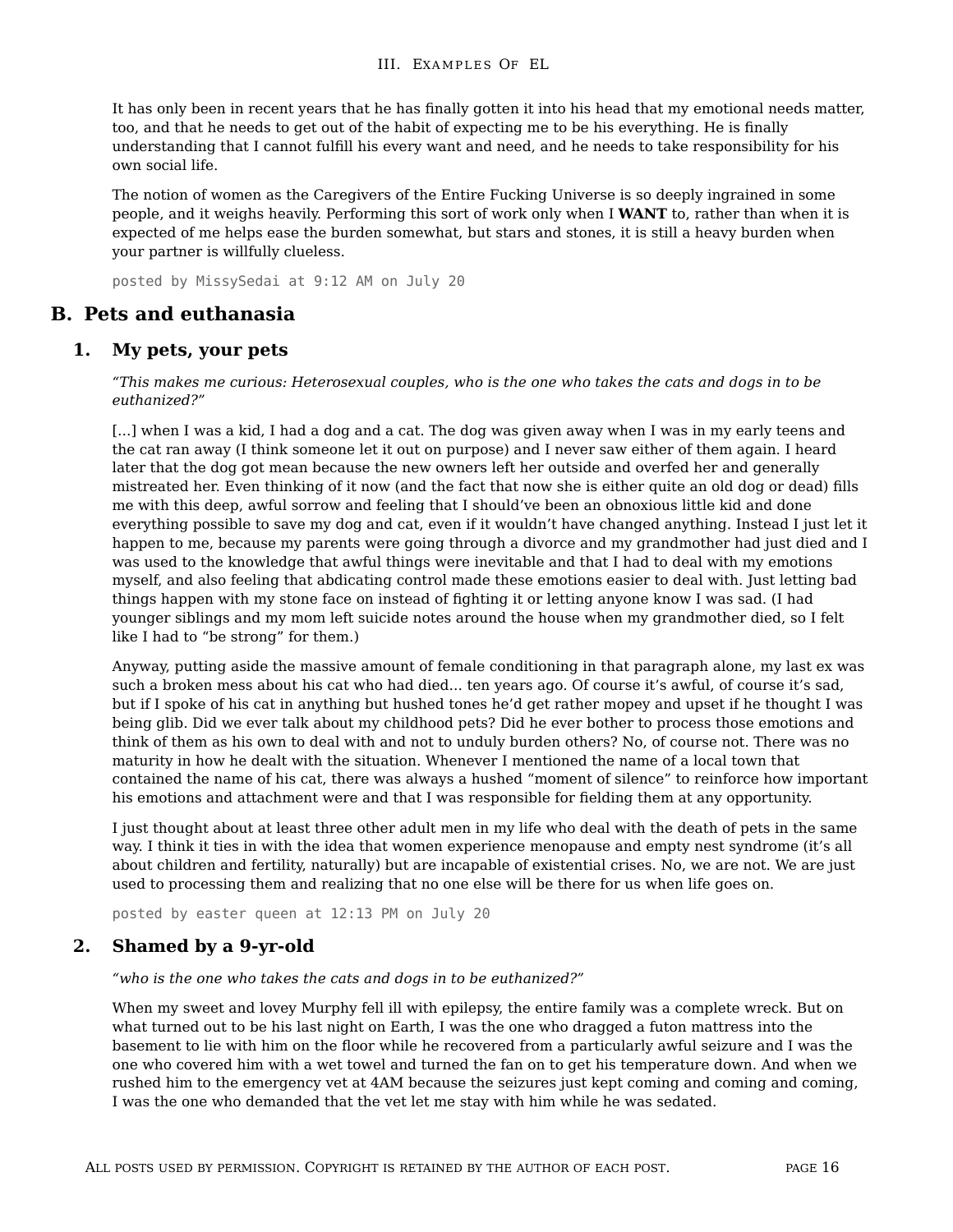It has only been in recent years that he has finally gotten it into his head that my emotional needs matter, too, and that he needs to get out of the habit of expecting me to be his everything. He is finally understanding that I cannot fulfill his every want and need, and he needs to take responsibility for his own social life.

The notion of women as the Caregivers of the Entire Fucking Universe is so deeply ingrained in some people, and it weighs heavily. Performing this sort of work only when I **WANT** to, rather than when it is expected of me helps ease the burden somewhat, but stars and stones, it is still a heavy burden when your partner is willfully clueless.

posted by MissySedai at 9:12 AM on July 20

## B. Pets and euthanasia

### 1. My pets, your pets

*"This makes me curious: Heterosexual couples, who is the one who takes the cats and dogs in to be euthanized?"*

[...] when I was a kid, I had a dog and a cat. The dog was given away when I was in my early teens and the cat ran away (I think someone let it out on purpose) and I never saw either of them again. I heard later that the dog got mean because the new owners left her outside and overfed her and generally mistreated her. Even thinking of it now (and the fact that now she is either quite an old dog or dead) fills me with this deep, awful sorrow and feeling that I should've been an obnoxious little kid and done everything possible to save my dog and cat, even if it wouldn't have changed anything. Instead I just let it happen to me, because my parents were going through a divorce and my grandmother had just died and I was used to the knowledge that awful things were inevitable and that I had to deal with my emotions myself, and also feeling that abdicating control made these emotions easier to deal with. Just letting bad things happen with my stone face on instead of fighting it or letting anyone know I was sad. (I had younger siblings and my mom left suicide notes around the house when my grandmother died, so I felt like I had to "be strong" for them.)

Anyway, putting aside the massive amount of female conditioning in that paragraph alone, my last ex was such a broken mess about his cat who had died… ten years ago. Of course it's awful, of course it's sad, but if I spoke of his cat in anything but hushed tones he'd get rather mopey and upset if he thought I was being glib. Did we ever talk about my childhood pets? Did he ever bother to process those emotions and think of them as his own to deal with and not to unduly burden others? No, of course not. There was no maturity in how he dealt with the situation. Whenever I mentioned the name of a local town that contained the name of his cat, there was always a hushed "moment of silence" to reinforce how important his emotions and attachment were and that I was responsible for fielding them at any opportunity.

I just thought about at least three other adult men in my life who deal with the death of pets in the same way. I think it ties in with the idea that women experience menopause and empty nest syndrome (it's all about children and fertility, naturally) but are incapable of existential crises. No, we are not. We are just used to processing them and realizing that no one else will be there for us when life goes on.

posted by easter queen at 12:13 PM on July 20

### 2. Shamed by a 9-yr-old

*"who is the one who takes the cats and dogs in to be euthanized?"*

When my sweet and lovey Murphy fell ill with epilepsy, the entire family was a complete wreck. But on what turned out to be his last night on Earth, I was the one who dragged a futon mattress into the basement to lie with him on the floor while he recovered from a particularly awful seizure and I was the one who covered him with a wet towel and turned the fan on to get his temperature down. And when we rushed him to the emergency vet at 4AM because the seizures just kept coming and coming and coming, I was the one who demanded that the vet let me stay with him while he was sedated.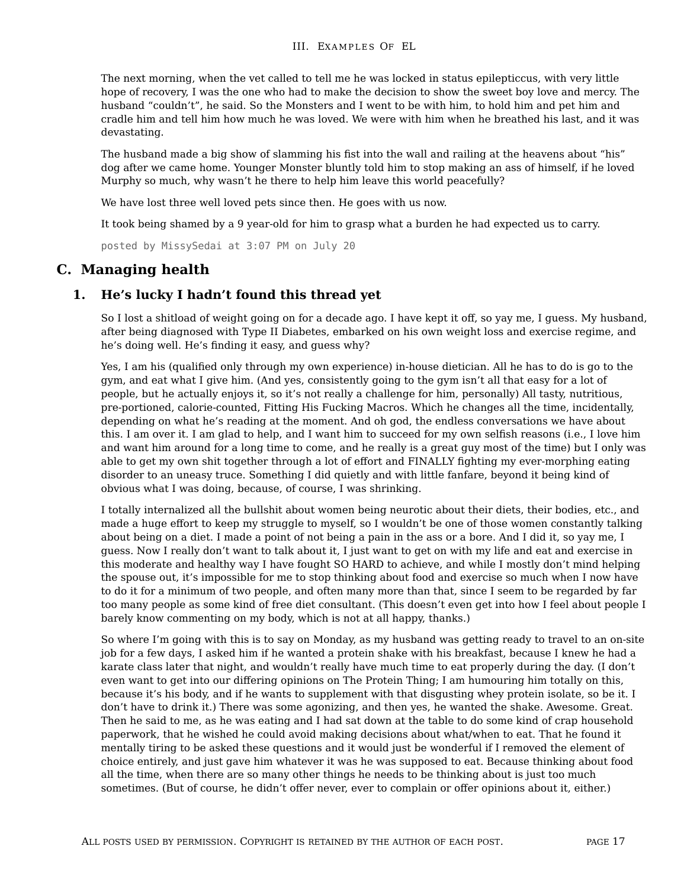The next morning, when the vet called to tell me he was locked in status epilepticcus, with very little hope of recovery, I was the one who had to make the decision to show the sweet boy love and mercy. The husband "couldn't", he said. So the Monsters and I went to be with him, to hold him and pet him and cradle him and tell him how much he was loved. We were with him when he breathed his last, and it was devastating.

The husband made a big show of slamming his fist into the wall and railing at the heavens about "his" dog after we came home. Younger Monster bluntly told him to stop making an ass of himself, if he loved Murphy so much, why wasn't he there to help him leave this world peacefully?

We have lost three well loved pets since then. He goes with us now.

It took being shamed by a 9 year-old for him to grasp what a burden he had expected us to carry.

posted by MissySedai at 3:07 PM on July 20

## C. Managing health

### 1. He's lucky I hadn't found this thread yet

So I lost a shitload of weight going on for a decade ago. I have kept it off, so yay me, I guess. My husband, after being diagnosed with Type II Diabetes, embarked on his own weight loss and exercise regime, and he's doing well. He's finding it easy, and guess why?

Yes, I am his (qualified only through my own experience) in-house dietician. All he has to do is go to the gym, and eat what I give him. (And yes, consistently going to the gym isn't all that easy for a lot of people, but he actually enjoys it, so it's not really a challenge for him, personally) All tasty, nutritious, pre-portioned, calorie-counted, Fitting His Fucking Macros. Which he changes all the time, incidentally, depending on what he's reading at the moment. And oh god, the endless conversations we have about this. I am over it. I am glad to help, and I want him to succeed for my own selfish reasons (i.e., I love him and want him around for a long time to come, and he really is a great guy most of the time) but I only was able to get my own shit together through a lot of effort and FINALLY fighting my ever-morphing eating disorder to an uneasy truce. Something I did quietly and with little fanfare, beyond it being kind of obvious what I was doing, because, of course, I was shrinking.

I totally internalized all the bullshit about women being neurotic about their diets, their bodies, etc., and made a huge effort to keep my struggle to myself, so I wouldn't be one of those women constantly talking about being on a diet. I made a point of not being a pain in the ass or a bore. And I did it, so yay me, I guess. Now I really don't want to talk about it, I just want to get on with my life and eat and exercise in this moderate and healthy way I have fought SO HARD to achieve, and while I mostly don't mind helping the spouse out, it's impossible for me to stop thinking about food and exercise so much when I now have to do it for a minimum of two people, and often many more than that, since I seem to be regarded by far too many people as some kind of free diet consultant. (This doesn't even get into how I feel about people I barely know commenting on my body, which is not at all happy, thanks.)

So where I'm going with this is to say on Monday, as my husband was getting ready to travel to an on-site job for a few days, I asked him if he wanted a protein shake with his breakfast, because I knew he had a karate class later that night, and wouldn't really have much time to eat properly during the day. (I don't even want to get into our differing opinions on The Protein Thing; I am humouring him totally on this, because it's his body, and if he wants to supplement with that disgusting whey protein isolate, so be it. I don't have to drink it.) There was some agonizing, and then yes, he wanted the shake. Awesome. Great. Then he said to me, as he was eating and I had sat down at the table to do some kind of crap household paperwork, that he wished he could avoid making decisions about what/when to eat. That he found it mentally tiring to be asked these questions and it would just be wonderful if I removed the element of choice entirely, and just gave him whatever it was he was supposed to eat. Because thinking about food all the time, when there are so many other things he needs to be thinking about is just too much sometimes. (But of course, he didn't offer never, ever to complain or offer opinions about it, either.)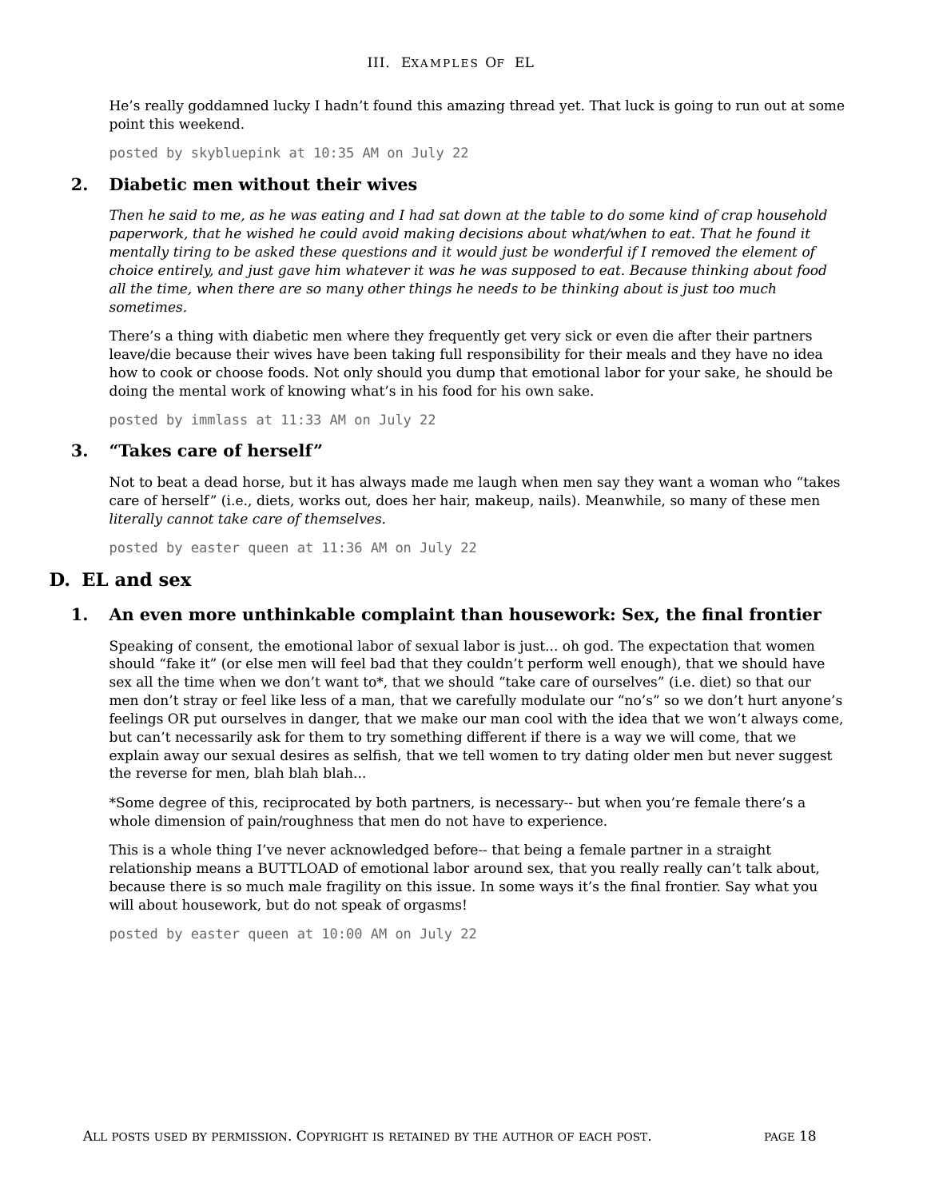He's really goddamned lucky I hadn't found this amazing thread yet. That luck is going to run out at some point this weekend.

posted by skybluepink at 10:35 AM on July 22

### 2. Diabetic men without their wives

*Then he said to me, as he was eating and I had sat down at the table to do some kind of crap household paperwork, that he wished he could avoid making decisions about what/when to eat. That he found it mentally tiring to be asked these questions and it would just be wonderful if I removed the element of choice entirely, and just gave him whatever it was he was supposed to eat. Because thinking about food all the time, when there are so many other things he needs to be thinking about is just too much sometimes.*

There's a thing with diabetic men where they frequently get very sick or even die after their partners leave/die because their wives have been taking full responsibility for their meals and they have no idea how to cook or choose foods. Not only should you dump that emotional labor for your sake, he should be doing the mental work of knowing what's in his food for his own sake.

posted by immlass at 11:33 AM on July 22

### 3. "Takes care of herself"

Not to beat a dead horse, but it has always made me laugh when men say they want a woman who "takes care of herself" (i.e., diets, works out, does her hair, makeup, nails). Meanwhile, so many of these men *literally cannot take care of themselves.*

posted by easter queen at 11:36 AM on July 22

## D. EL and sex

### 1. An even more unthinkable complaint than housework: Sex, the final frontier

Speaking of consent, the emotional labor of sexual labor is just... oh god. The expectation that women should "fake it" (or else men will feel bad that they couldn't perform well enough), that we should have sex all the time when we don't want to*, that we should "take care of ourselves" (i.e. diet) so that our men don't stray or feel like less of a man, that we carefully modulate our "no's" so we don't hurt anyone's feelings OR put ourselves in danger, that we make our man cool with the idea that we won't always come, but can't necessarily ask for them to try something different if there is a way we will come, that we explain away our sexual desires as selfish, that we tell women to try dating older men but never suggest the reverse for men, blah blah blah...

*Some degree of this, reciprocated by both partners, is necessary-- but when you're female there's a whole dimension of pain/roughness that men do not have to experience.

This is a whole thing I've never acknowledged before-- that being a female partner in a straight relationship means a BUTTLOAD of emotional labor around sex, that you really really can't talk about, because there is so much male fragility on this issue. In some ways it's the final frontier. Say what you will about housework, but do not speak of orgasms!

posted by easter queen at 10:00 AM on July 22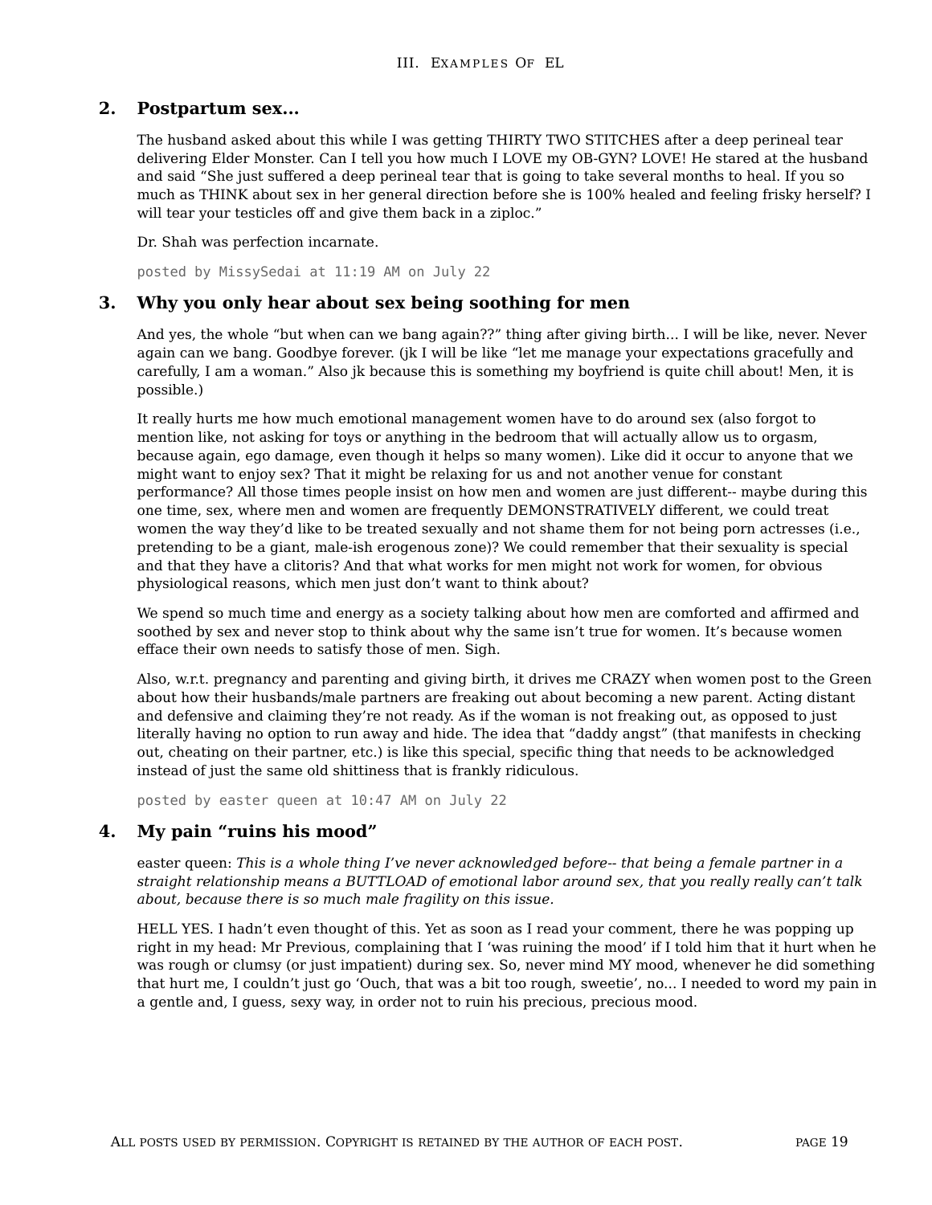## 2. Postpartum sex...

The husband asked about this while I was getting THIRTY TWO STITCHES after a deep perineal tear delivering Elder Monster. Can I tell you how much I LOVE my OB-GYN? LOVE! He stared at the husband and said "She just suffered a deep perineal tear that is going to take several months to heal. If you so much as THINK about sex in her general direction before she is 100% healed and feeling frisky herself? I will tear your testicles off and give them back in a ziploc."

Dr. Shah was perfection incarnate.

posted by MissySedai at 11:19 AM on July 22

## 3. Why you only hear about sex being soothing for men

And yes, the whole "but when can we bang again??" thing after giving birth... I will be like, never. Never again can we bang. Goodbye forever. (jk I will be like "let me manage your expectations gracefully and carefully, I am a woman." Also jk because this is something my boyfriend is quite chill about! Men, it is possible.)

It really hurts me how much emotional management women have to do around sex (also forgot to mention like, not asking for toys or anything in the bedroom that will actually allow us to orgasm, because again, ego damage, even though it helps so many women). Like did it occur to anyone that we might want to enjoy sex? That it might be relaxing for us and not another venue for constant performance? All those times people insist on how men and women are just different-- maybe during this one time, sex, where men and women are frequently DEMONSTRATIVELY different, we could treat women the way they'd like to be treated sexually and not shame them for not being porn actresses (i.e., pretending to be a giant, male-ish erogenous zone)? We could remember that their sexuality is special and that they have a clitoris? And that what works for men might not work for women, for obvious physiological reasons, which men just don't want to think about?

We spend so much time and energy as a society talking about how men are comforted and affirmed and soothed by sex and never stop to think about why the same isn't true for women. It's because women efface their own needs to satisfy those of men. Sigh.

Also, w.r.t. pregnancy and parenting and giving birth, it drives me CRAZY when women post to the Green about how their husbands/male partners are freaking out about becoming a new parent. Acting distant and defensive and claiming they're not ready. As if the woman is not freaking out, as opposed to just literally having no option to run away and hide. The idea that "daddy angst" (that manifests in checking out, cheating on their partner, etc.) is like this special, specific thing that needs to be acknowledged instead of just the same old shittiness that is frankly ridiculous.

posted by easter queen at 10:47 AM on July 22

## 4. My pain "ruins his mood"

easter queen: *This is a whole thing I've never acknowledged before-- that being a female partner in a straight relationship means a BUTTLOAD of emotional labor around sex, that you really really can't talk about, because there is so much male fragility on this issue.*

HELL YES. I hadn't even thought of this. Yet as soon as I read your comment, there he was popping up right in my head: Mr Previous, complaining that I 'was ruining the mood' if I told him that it hurt when he was rough or clumsy (or just impatient) during sex. So, never mind MY mood, whenever he did something that hurt me, I couldn't just go 'Ouch, that was a bit too rough, sweetie', no... I needed to word my pain in a gentle and, I guess, sexy way, in order not to ruin his precious, precious mood.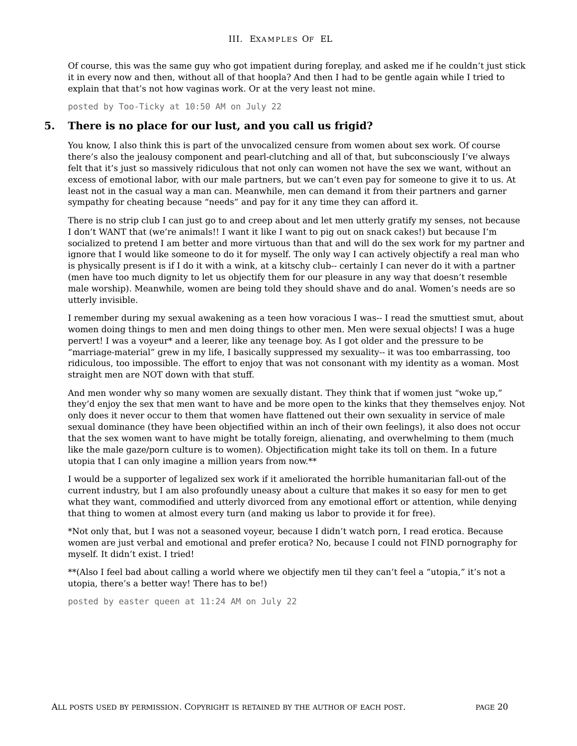Of course, this was the same guy who got impatient during foreplay, and asked me if he couldn't just stick it in every now and then, without all of that hoopla? And then I had to be gentle again while I tried to explain that that's not how vaginas work. Or at the very least not mine.

posted by Too-Ticky at 10:50 AM on July 22

## 5. There is no place for our lust, and you call us frigid?

You know, I also think this is part of the unvocalized censure from women about sex work. Of course there's also the jealousy component and pearl-clutching and all of that, but subconsciously I've always felt that it's just so massively ridiculous that not only can women not have the sex we want, without an excess of emotional labor, with our male partners, but we can't even pay for someone to give it to us. At least not in the casual way a man can. Meanwhile, men can demand it from their partners and garner sympathy for cheating because "needs" and pay for it any time they can afford it.

There is no strip club I can just go to and creep about and let men utterly gratify my senses, not because I don't WANT that (we're animals!! I want it like I want to pig out on snack cakes!) but because I'm socialized to pretend I am better and more virtuous than that and will do the sex work for my partner and ignore that I would like someone to do it for myself. The only way I can actively objectify a real man who is physically present is if I do it with a wink, at a kitschy club-- certainly I can never do it with a partner (men have too much dignity to let us objectify them for our pleasure in any way that doesn't resemble male worship). Meanwhile, women are being told they should shave and do anal. Women's needs are so utterly invisible.

I remember during my sexual awakening as a teen how voracious I was-- I read the smuttiest smut, about women doing things to men and men doing things to other men. Men were sexual objects! I was a huge pervert! I was a voyeur* and a leerer, like any teenage boy. As I got older and the pressure to be "marriage-material" grew in my life, I basically suppressed my sexuality-- it was too embarrassing, too ridiculous, too impossible. The effort to enjoy that was not consonant with my identity as a woman. Most straight men are NOT down with that stuff.

And men wonder why so many women are sexually distant. They think that if women just "woke up," they'd enjoy the sex that men want to have and be more open to the kinks that they themselves enjoy. Not only does it never occur to them that women have flattened out their own sexuality in service of male sexual dominance (they have been objectified within an inch of their own feelings), it also does not occur that the sex women want to have might be totally foreign, alienating, and overwhelming to them (much like the male gaze/porn culture is to women). Objectification might take its toll on them. In a future utopia that I can only imagine a million years from now.**

I would be a supporter of legalized sex work if it ameliorated the horrible humanitarian fall-out of the current industry, but I am also profoundly uneasy about a culture that makes it so easy for men to get what they want, commodified and utterly divorced from any emotional effort or attention, while denying that thing to women at almost every turn (and making us labor to provide it for free).

*Not only that, but I was not a seasoned voyeur, because I didn't watch porn, I read erotica. Because women are just verbal and emotional and prefer erotica? No, because I could not FIND pornography for myself. It didn't exist. I tried!

**(Also I feel bad about calling a world where we objectify men til they can't feel a "utopia," it's not a utopia, there's a better way! There has to be!)

posted by easter queen at 11:24 AM on July 22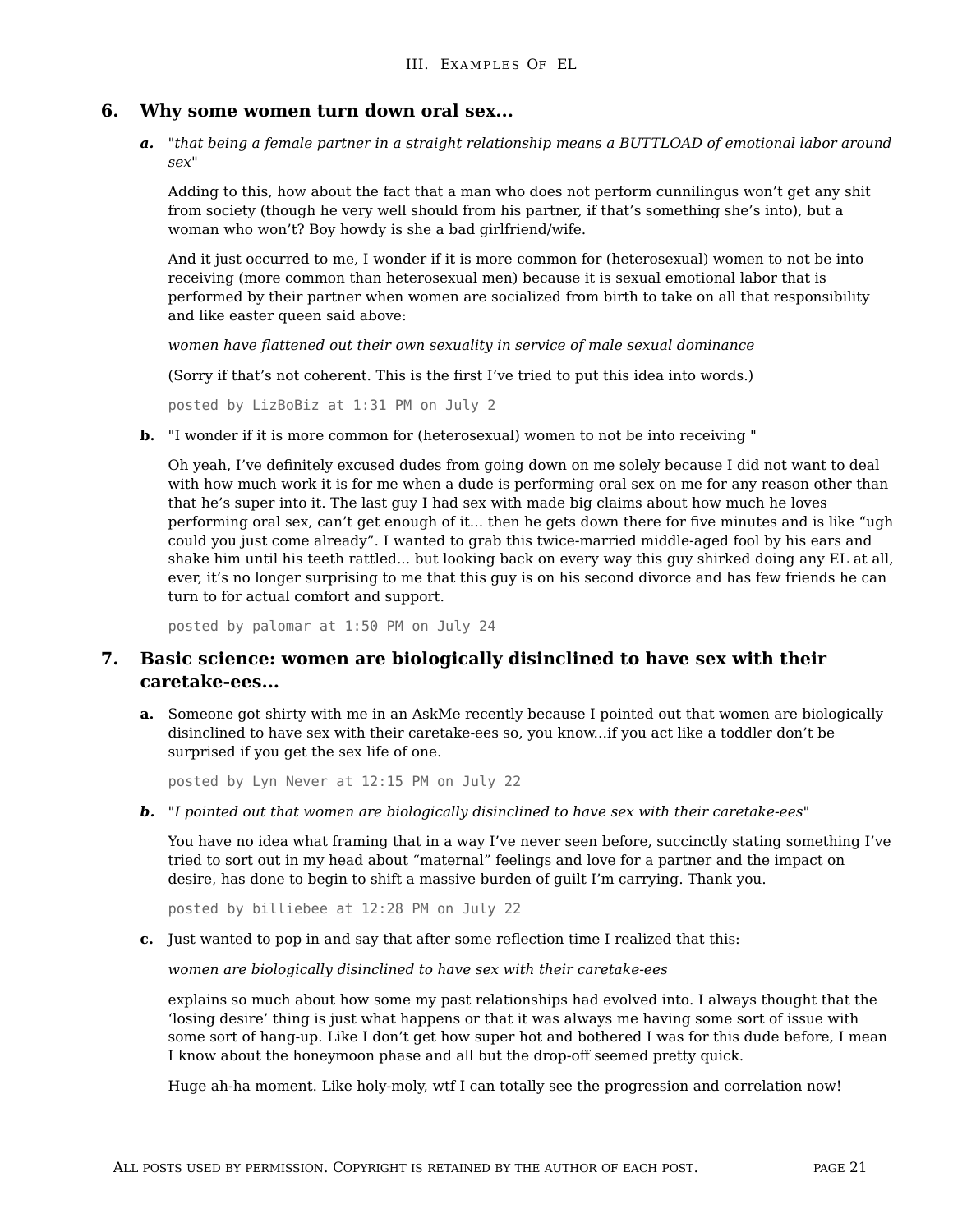## 6. Why some women turn down oral sex...

***a.*** "*that being a female partner in a straight relationship means a BUTTLOAD of emotional labor around sex*"

Adding to this, how about the fact that a man who does not perform cunnilingus won't get any shit from society (though he very well should from his partner, if that's something she's into), but a woman who won't? Boy howdy is she a bad girlfriend/wife.

And it just occurred to me, I wonder if it is more common for (heterosexual) women to not be into receiving (more common than heterosexual men) because it is sexual emotional labor that is performed by their partner when women are socialized from birth to take on all that responsibility and like easter queen said above:

*women have flattened out their own sexuality in service of male sexual dominance*

(Sorry if that's not coherent. This is the first I've tried to put this idea into words.)

`posted by LizBoBiz at 1:31 PM on July 2`

**b.** "I wonder if it is more common for (heterosexual) women to not be into receiving "

Oh yeah, I've definitely excused dudes from going down on me solely because I did not want to deal with how much work it is for me when a dude is performing oral sex on me for any reason other than that he's super into it. The last guy I had sex with made big claims about how much he loves performing oral sex, can't get enough of it... then he gets down there for five minutes and is like "ugh could you just come already". I wanted to grab this twice-married middle-aged fool by his ears and shake him until his teeth rattled... but looking back on every way this guy shirked doing any EL at all, ever, it's no longer surprising to me that this guy is on his second divorce and has few friends he can turn to for actual comfort and support.

`posted by palomar at 1:50 PM on July 24`

## 7. Basic science: women are biologically disinclined to have sex with their caretake-ees...

**a.** Someone got shirty with me in an AskMe recently because I pointed out that women are biologically disinclined to have sex with their caretake-ees so, you know...if you act like a toddler don't be surprised if you get the sex life of one.

`posted by Lyn Never at 12:15 PM on July 22`

***b.*** "*I pointed out that women are biologically disinclined to have sex with their caretake-ees*"

You have no idea what framing that in a way I've never seen before, succinctly stating something I've tried to sort out in my head about "maternal" feelings and love for a partner and the impact on desire, has done to begin to shift a massive burden of guilt I'm carrying. Thank you.

`posted by billiebee at 12:28 PM on July 22`

**c.** Just wanted to pop in and say that after some reflection time I realized that this:

*women are biologically disinclined to have sex with their caretake-ees*

explains so much about how some my past relationships had evolved into. I always thought that the 'losing desire' thing is just what happens or that it was always me having some sort of issue with some sort of hang-up. Like I don't get how super hot and bothered I was for this dude before, I mean I know about the honeymoon phase and all but the drop-off seemed pretty quick.

Huge ah-ha moment. Like holy-moly, wtf I can totally see the progression and correlation now!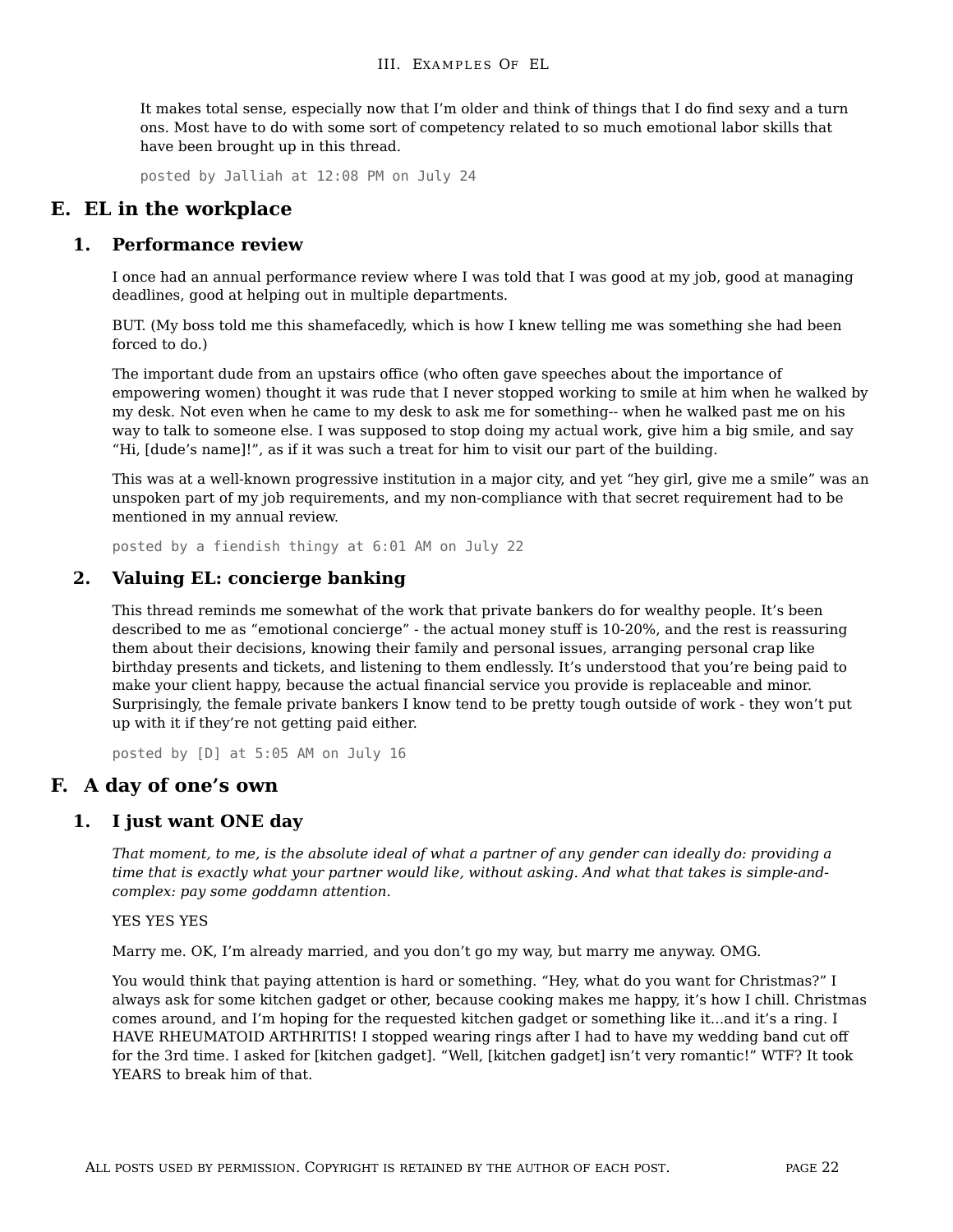It makes total sense, especially now that I'm older and think of things that I do find sexy and a turn ons. Most have to do with some sort of competency related to so much emotional labor skills that have been brought up in this thread.

posted by Jalliah at 12:08 PM on July 24

## E. EL in the workplace

### 1. Performance review

I once had an annual performance review where I was told that I was good at my job, good at managing deadlines, good at helping out in multiple departments.

BUT. (My boss told me this shamefacedly, which is how I knew telling me was something she had been forced to do.)

The important dude from an upstairs office (who often gave speeches about the importance of empowering women) thought it was rude that I never stopped working to smile at him when he walked by my desk. Not even when he came to my desk to ask me for something-- when he walked past me on his way to talk to someone else. I was supposed to stop doing my actual work, give him a big smile, and say "Hi, [dude's name]!", as if it was such a treat for him to visit our part of the building.

This was at a well-known progressive institution in a major city, and yet "hey girl, give me a smile" was an unspoken part of my job requirements, and my non-compliance with that secret requirement had to be mentioned in my annual review.

posted by a fiendish thingy at 6:01 AM on July 22

### 2. Valuing EL: concierge banking

This thread reminds me somewhat of the work that private bankers do for wealthy people. It's been described to me as "emotional concierge" - the actual money stuff is 10-20%, and the rest is reassuring them about their decisions, knowing their family and personal issues, arranging personal crap like birthday presents and tickets, and listening to them endlessly. It's understood that you're being paid to make your client happy, because the actual financial service you provide is replaceable and minor. Surprisingly, the female private bankers I know tend to be pretty tough outside of work - they won't put up with it if they're not getting paid either.

posted by [D] at 5:05 AM on July 16

## F. A day of one's own

### 1. I just want ONE day

*That moment, to me, is the absolute ideal of what a partner of any gender can ideally do: providing a time that is exactly what your partner would like, without asking. And what that takes is simple-and-complex: pay some goddamn attention.*

YES YES YES

Marry me. OK, I'm already married, and you don't go my way, but marry me anyway. OMG.

You would think that paying attention is hard or something. "Hey, what do you want for Christmas?" I always ask for some kitchen gadget or other, because cooking makes me happy, it's how I chill. Christmas comes around, and I'm hoping for the requested kitchen gadget or something like it...and it's a ring. I HAVE RHEUMATOID ARTHRITIS! I stopped wearing rings after I had to have my wedding band cut off for the 3rd time. I asked for [kitchen gadget]. "Well, [kitchen gadget] isn't very romantic!" WTF? It took YEARS to break him of that.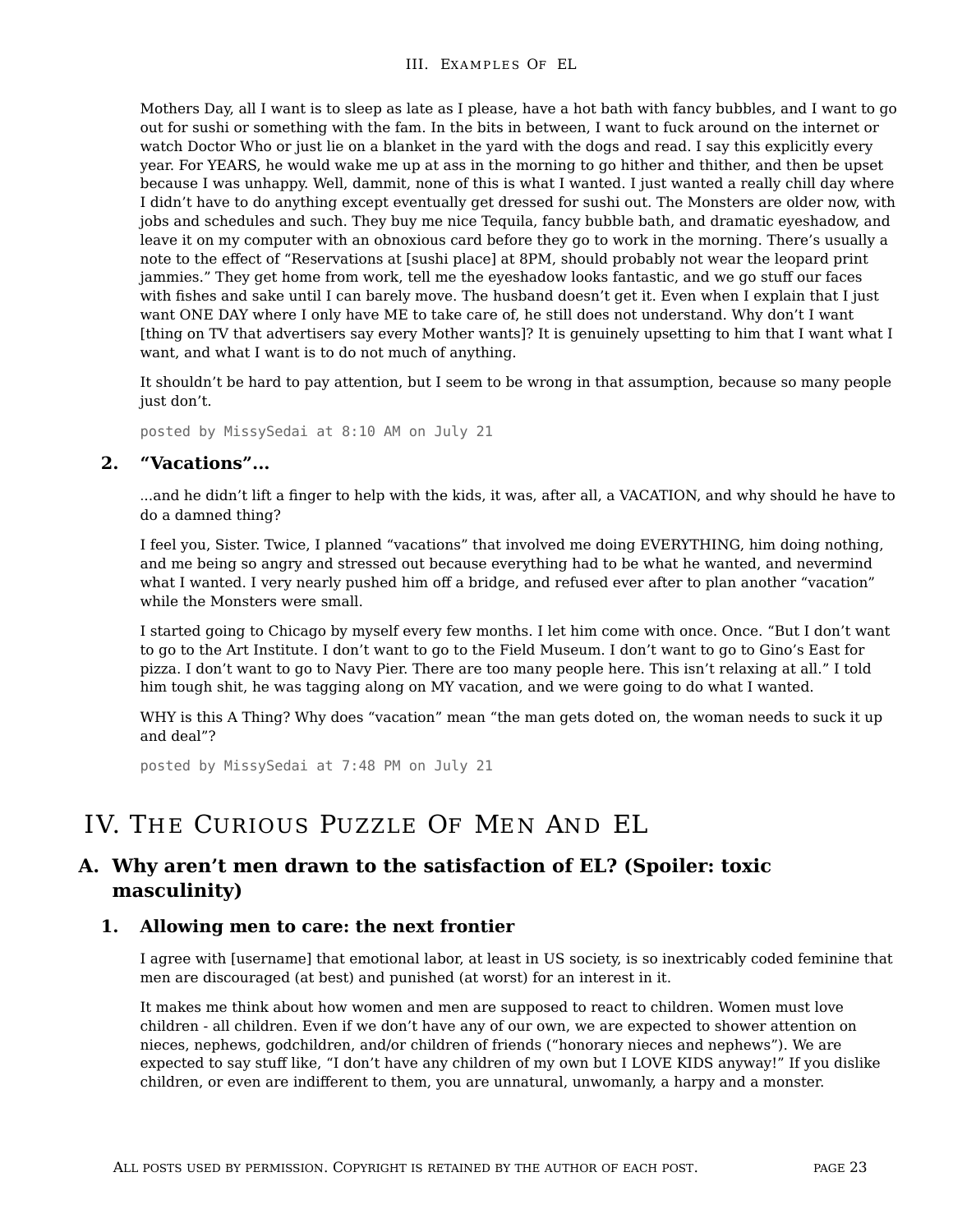Mothers Day, all I want is to sleep as late as I please, have a hot bath with fancy bubbles, and I want to go out for sushi or something with the fam. In the bits in between, I want to fuck around on the internet or watch Doctor Who or just lie on a blanket in the yard with the dogs and read. I say this explicitly every year. For YEARS, he would wake me up at ass in the morning to go hither and thither, and then be upset because I was unhappy. Well, dammit, none of this is what I wanted. I just wanted a really chill day where I didn't have to do anything except eventually get dressed for sushi out. The Monsters are older now, with jobs and schedules and such. They buy me nice Tequila, fancy bubble bath, and dramatic eyeshadow, and leave it on my computer with an obnoxious card before they go to work in the morning. There's usually a note to the effect of "Reservations at [sushi place] at 8PM, should probably not wear the leopard print jammies." They get home from work, tell me the eyeshadow looks fantastic, and we go stuff our faces with fishes and sake until I can barely move. The husband doesn't get it. Even when I explain that I just want ONE DAY where I only have ME to take care of, he still does not understand. Why don't I want [thing on TV that advertisers say every Mother wants]? It is genuinely upsetting to him that I want what I want, and what I want is to do not much of anything.

It shouldn't be hard to pay attention, but I seem to be wrong in that assumption, because so many people just don't.

posted by MissySedai at 8:10 AM on July 21

### 2. "Vacations"...

...and he didn't lift a finger to help with the kids, it was, after all, a VACATION, and why should he have to do a damned thing?

I feel you, Sister. Twice, I planned "vacations" that involved me doing EVERYTHING, him doing nothing, and me being so angry and stressed out because everything had to be what he wanted, and nevermind what I wanted. I very nearly pushed him off a bridge, and refused ever after to plan another "vacation" while the Monsters were small.

I started going to Chicago by myself every few months. I let him come with once. Once. "But I don't want to go to the Art Institute. I don't want to go to the Field Museum. I don't want to go to Gino's East for pizza. I don't want to go to Navy Pier. There are too many people here. This isn't relaxing at all." I told him tough shit, he was tagging along on MY vacation, and we were going to do what I wanted.

WHY is this A Thing? Why does "vacation" mean "the man gets doted on, the woman needs to suck it up and deal"?

posted by MissySedai at 7:48 PM on July 21

# IV. The Curious Puzzle Of Men And EL

## A. Why aren't men drawn to the satisfaction of EL? (Spoiler: toxic masculinity)

### 1. Allowing men to care: the next frontier

I agree with [username] that emotional labor, at least in US society, is so inextricably coded feminine that men are discouraged (at best) and punished (at worst) for an interest in it.

It makes me think about how women and men are supposed to react to children. Women must love children - all children. Even if we don't have any of our own, we are expected to shower attention on nieces, nephews, godchildren, and/or children of friends ("honorary nieces and nephews"). We are expected to say stuff like, "I don't have any children of my own but I LOVE KIDS anyway!" If you dislike children, or even are indifferent to them, you are unnatural, unwomanly, a harpy and a monster.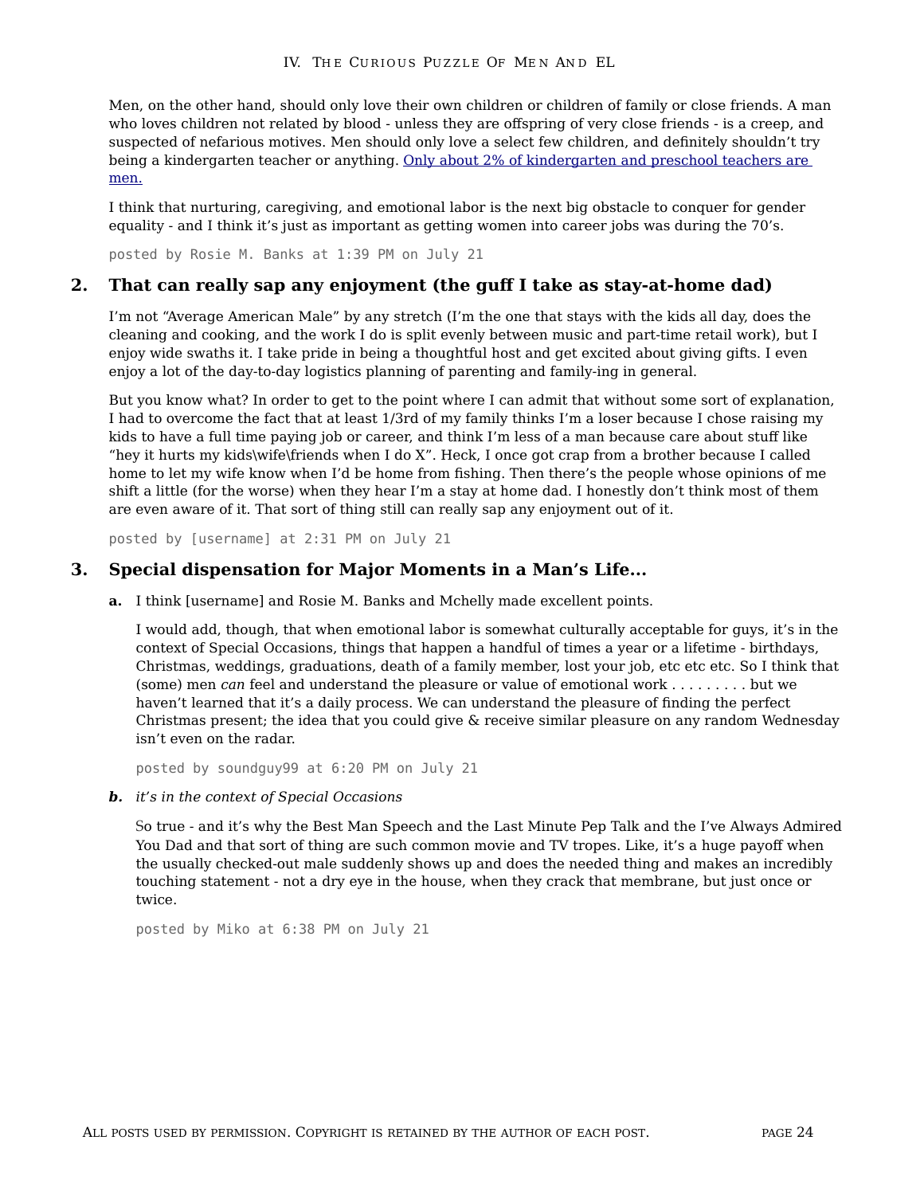Men, on the other hand, should only love their own children or children of family or close friends. A man who loves children not related by blood - unless they are offspring of very close friends - is a creep, and suspected of nefarious motives. Men should only love a select few children, and definitely shouldn't try being a kindergarten teacher or anything. [Only about 2% of kindergarten and preschool teachers are men.]

I think that nurturing, caregiving, and emotional labor is the next big obstacle to conquer for gender equality - and I think it's just as important as getting women into career jobs was during the 70's.

posted by Rosie M. Banks at 1:39 PM on July 21

## 2. That can really sap any enjoyment (the guff I take as stay-at-home dad)

I'm not "Average American Male" by any stretch (I'm the one that stays with the kids all day, does the cleaning and cooking, and the work I do is split evenly between music and part-time retail work), but I enjoy wide swaths it. I take pride in being a thoughtful host and get excited about giving gifts. I even enjoy a lot of the day-to-day logistics planning of parenting and family-ing in general.

But you know what? In order to get to the point where I can admit that without some sort of explanation, I had to overcome the fact that at least 1/3rd of my family thinks I'm a loser because I chose raising my kids to have a full time paying job or career, and think I'm less of a man because care about stuff like "hey it hurts my kids\wife\friends when I do X". Heck, I once got crap from a brother because I called home to let my wife know when I'd be home from fishing. Then there's the people whose opinions of me shift a little (for the worse) when they hear I'm a stay at home dad. I honestly don't think most of them are even aware of it. That sort of thing still can really sap any enjoyment out of it.

posted by [username] at 2:31 PM on July 21

## 3. Special dispensation for Major Moments in a Man's Life...

**a.** I think [username] and Rosie M. Banks and Mchelly made excellent points.

I would add, though, that when emotional labor is somewhat culturally acceptable for guys, it's in the context of Special Occasions, things that happen a handful of times a year or a lifetime - birthdays, Christmas, weddings, graduations, death of a family member, lost your job, etc etc etc. So I think that (some) men *can* feel and understand the pleasure or value of emotional work . . . . . . . . . but we haven't learned that it's a daily process. We can understand the pleasure of finding the perfect Christmas present; the idea that you could give & receive similar pleasure on any random Wednesday isn't even on the radar.

posted by soundguy99 at 6:20 PM on July 21

***b.*** *it's in the context of Special Occasions*

So true - and it's why the Best Man Speech and the Last Minute Pep Talk and the I've Always Admired You Dad and that sort of thing are such common movie and TV tropes. Like, it's a huge payoff when the usually checked-out male suddenly shows up and does the needed thing and makes an incredibly touching statement - not a dry eye in the house, when they crack that membrane, but just once or twice.

posted by Miko at 6:38 PM on July 21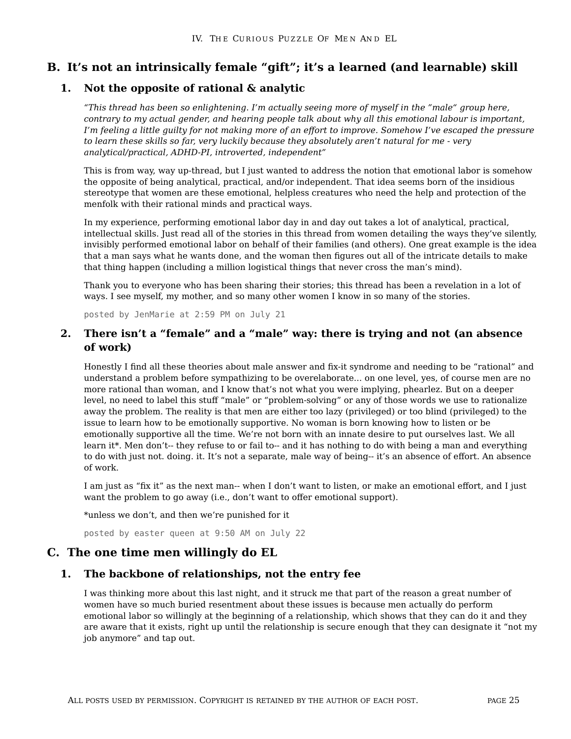## B. It's not an intrinsically female "gift"; it's a learned (and learnable) skill

### 1. Not the opposite of rational & analytic

*"This thread has been so enlightening. I'm actually seeing more of myself in the "male" group here, contrary to my actual gender, and hearing people talk about why all this emotional labour is important, I'm feeling a little guilty for not making more of an effort to improve. Somehow I've escaped the pressure to learn these skills so far, very luckily because they absolutely aren't natural for me - very analytical/practical, ADHD-PI, introverted, independent"*

This is from way, way up-thread, but I just wanted to address the notion that emotional labor is somehow the opposite of being analytical, practical, and/or independent. That idea seems born of the insidious stereotype that women are these emotional, helpless creatures who need the help and protection of the menfolk with their rational minds and practical ways.

In my experience, performing emotional labor day in and day out takes a lot of analytical, practical, intellectual skills. Just read all of the stories in this thread from women detailing the ways they've silently, invisibly performed emotional labor on behalf of their families (and others). One great example is the idea that a man says what he wants done, and the woman then figures out all of the intricate details to make that thing happen (including a million logistical things that never cross the man's mind).

Thank you to everyone who has been sharing their stories; this thread has been a revelation in a lot of ways. I see myself, my mother, and so many other women I know in so many of the stories.

posted by JenMarie at 2:59 PM on July 21

### 2. There isn't a "female" and a "male" way: there is trying and not (an absence of work)

Honestly I find all these theories about male answer and fix-it syndrome and needing to be "rational" and understand a problem before sympathizing to be overelaborate... on one level, yes, of course men are no more rational than woman, and I know that's not what you were implying, phearlez. But on a deeper level, no need to label this stuff "male" or "problem-solving" or any of those words we use to rationalize away the problem. The reality is that men are either too lazy (privileged) or too blind (privileged) to the issue to learn how to be emotionally supportive. No woman is born knowing how to listen or be emotionally supportive all the time. We're not born with an innate desire to put ourselves last. We all learn it*. Men don't-- they refuse to or fail to-- and it has nothing to do with being a man and everything to do with just not. doing. it. It's not a separate, male way of being-- it's an absence of effort. An absence of work.

I am just as "fix it" as the next man-- when I don't want to listen, or make an emotional effort, and I just want the problem to go away (i.e., don't want to offer emotional support).

*unless we don't, and then we're punished for it

posted by easter queen at 9:50 AM on July 22

## C. The one time men willingly do EL

### 1. The backbone of relationships, not the entry fee

I was thinking more about this last night, and it struck me that part of the reason a great number of women have so much buried resentment about these issues is because men actually do perform emotional labor so willingly at the beginning of a relationship, which shows that they can do it and they are aware that it exists, right up until the relationship is secure enough that they can designate it "not my job anymore" and tap out.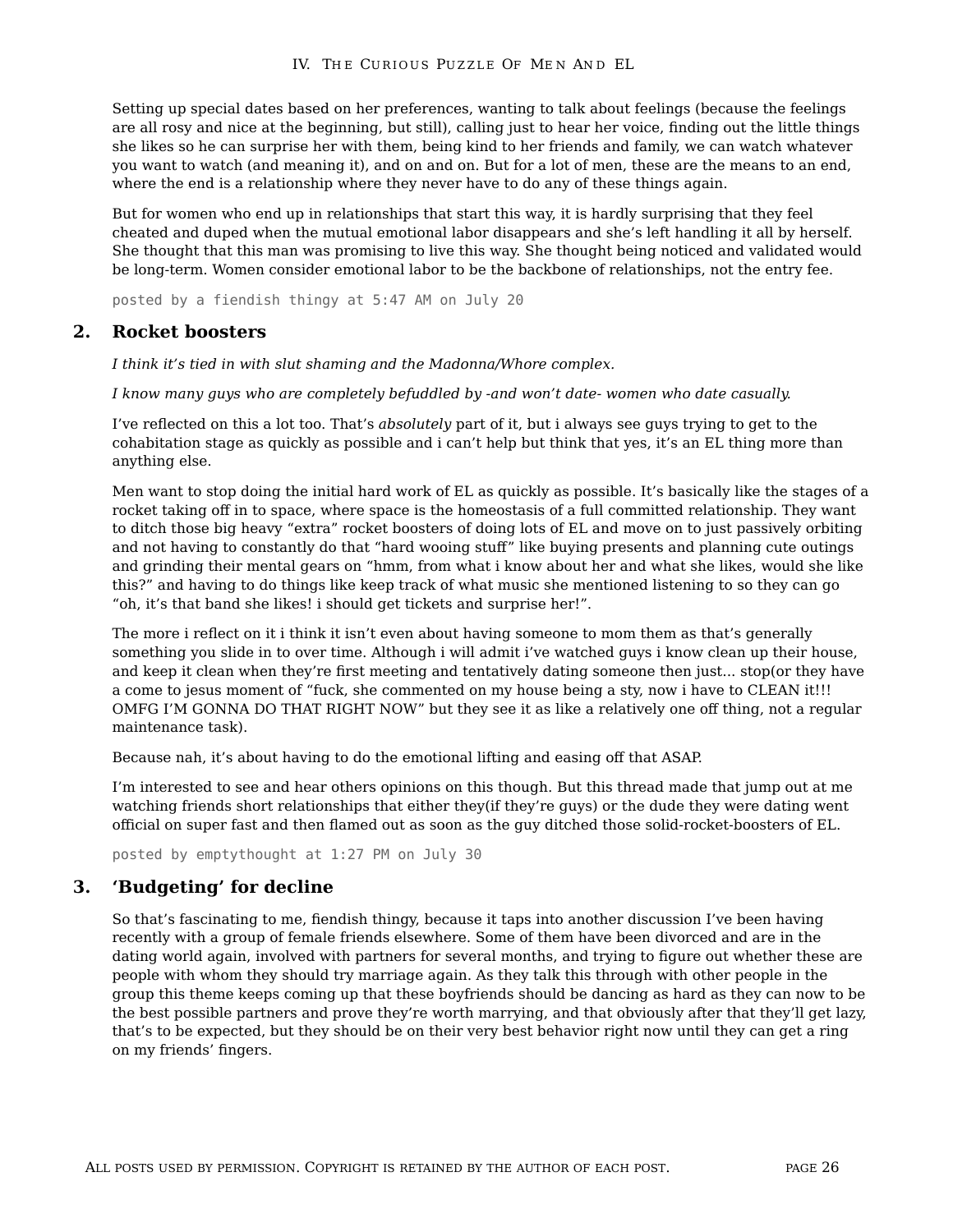Setting up special dates based on her preferences, wanting to talk about feelings (because the feelings are all rosy and nice at the beginning, but still), calling just to hear her voice, finding out the little things she likes so he can surprise her with them, being kind to her friends and family, we can watch whatever you want to watch (and meaning it), and on and on. But for a lot of men, these are the means to an end, where the end is a relationship where they never have to do any of these things again.

But for women who end up in relationships that start this way, it is hardly surprising that they feel cheated and duped when the mutual emotional labor disappears and she's left handling it all by herself. She thought that this man was promising to live this way. She thought being noticed and validated would be long-term. Women consider emotional labor to be the backbone of relationships, not the entry fee.

posted by a fiendish thingy at 5:47 AM on July 20

## 2. Rocket boosters

*I think it's tied in with slut shaming and the Madonna/Whore complex.*

*I know many guys who are completely befuddled by -and won't date- women who date casually.*

I've reflected on this a lot too. That's *absolutely* part of it, but i always see guys trying to get to the cohabitation stage as quickly as possible and i can't help but think that yes, it's an EL thing more than anything else.

Men want to stop doing the initial hard work of EL as quickly as possible. It's basically like the stages of a rocket taking off in to space, where space is the homeostasis of a full committed relationship. They want to ditch those big heavy "extra" rocket boosters of doing lots of EL and move on to just passively orbiting and not having to constantly do that "hard wooing stuff" like buying presents and planning cute outings and grinding their mental gears on "hmm, from what i know about her and what she likes, would she like this?" and having to do things like keep track of what music she mentioned listening to so they can go "oh, it's that band she likes! i should get tickets and surprise her!".

The more i reflect on it i think it isn't even about having someone to mom them as that's generally something you slide in to over time. Although i will admit i've watched guys i know clean up their house, and keep it clean when they're first meeting and tentatively dating someone then just... stop(or they have a come to jesus moment of "fuck, she commented on my house being a sty, now i have to CLEAN it!!! OMFG I'M GONNA DO THAT RIGHT NOW" but they see it as like a relatively one off thing, not a regular maintenance task).

Because nah, it's about having to do the emotional lifting and easing off that ASAP.

I'm interested to see and hear others opinions on this though. But this thread made that jump out at me watching friends short relationships that either they(if they're guys) or the dude they were dating went official on super fast and then flamed out as soon as the guy ditched those solid-rocket-boosters of EL.

posted by emptythought at 1:27 PM on July 30

## 3. 'Budgeting' for decline

So that's fascinating to me, fiendish thingy, because it taps into another discussion I've been having recently with a group of female friends elsewhere. Some of them have been divorced and are in the dating world again, involved with partners for several months, and trying to figure out whether these are people with whom they should try marriage again. As they talk this through with other people in the group this theme keeps coming up that these boyfriends should be dancing as hard as they can now to be the best possible partners and prove they're worth marrying, and that obviously after that they'll get lazy, that's to be expected, but they should be on their very best behavior right now until they can get a ring on my friends' fingers.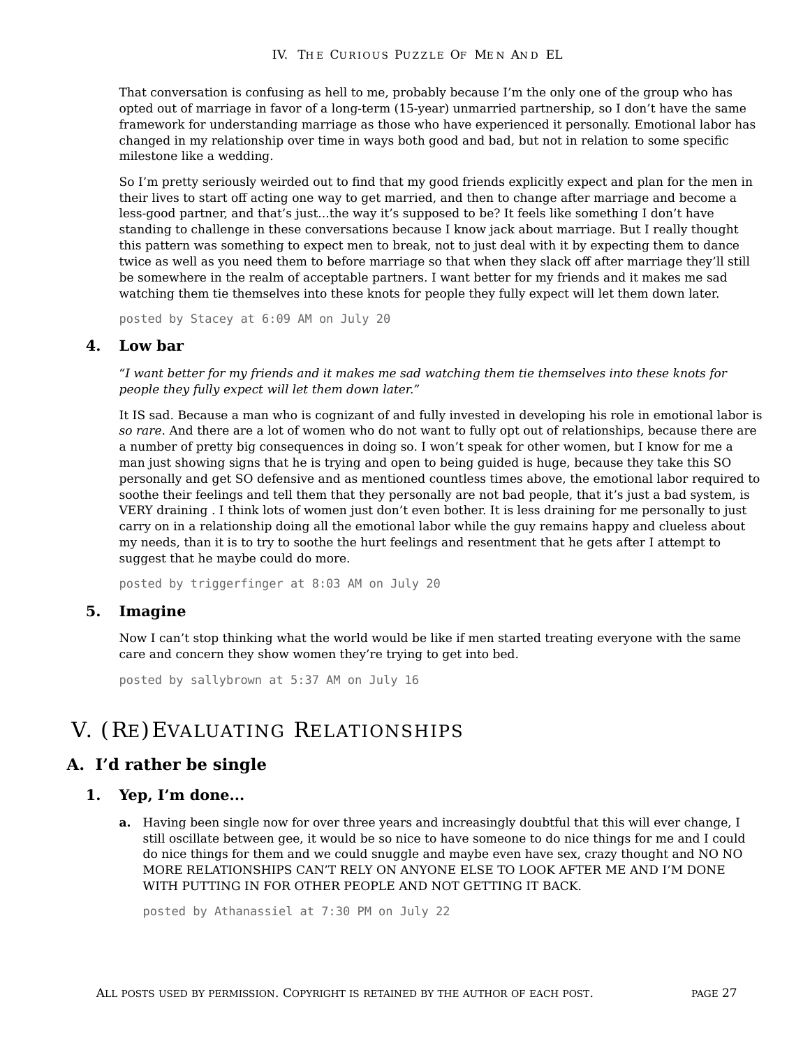That conversation is confusing as hell to me, probably because I'm the only one of the group who has opted out of marriage in favor of a long-term (15-year) unmarried partnership, so I don't have the same framework for understanding marriage as those who have experienced it personally. Emotional labor has changed in my relationship over time in ways both good and bad, but not in relation to some specific milestone like a wedding.

So I'm pretty seriously weirded out to find that my good friends explicitly expect and plan for the men in their lives to start off acting one way to get married, and then to change after marriage and become a less-good partner, and that's just...the way it's supposed to be? It feels like something I don't have standing to challenge in these conversations because I know jack about marriage. But I really thought this pattern was something to expect men to break, not to just deal with it by expecting them to dance twice as well as you need them to before marriage so that when they slack off after marriage they'll still be somewhere in the realm of acceptable partners. I want better for my friends and it makes me sad watching them tie themselves into these knots for people they fully expect will let them down later.

posted by Stacey at 6:09 AM on July 20

### 4. Low bar

*"I want better for my friends and it makes me sad watching them tie themselves into these knots for people they fully expect will let them down later."*

It IS sad. Because a man who is cognizant of and fully invested in developing his role in emotional labor is *so rare*. And there are a lot of women who do not want to fully opt out of relationships, because there are a number of pretty big consequences in doing so. I won't speak for other women, but I know for me a man just showing signs that he is trying and open to being guided is huge, because they take this SO personally and get SO defensive and as mentioned countless times above, the emotional labor required to soothe their feelings and tell them that they personally are not bad people, that it's just a bad system, is VERY draining . I think lots of women just don't even bother. It is less draining for me personally to just carry on in a relationship doing all the emotional labor while the guy remains happy and clueless about my needs, than it is to try to soothe the hurt feelings and resentment that he gets after I attempt to suggest that he maybe could do more.

posted by triggerfinger at 8:03 AM on July 20

### 5. Imagine

Now I can't stop thinking what the world would be like if men started treating everyone with the same care and concern they show women they're trying to get into bed.

posted by sallybrown at 5:37 AM on July 16

# V. (Re)Evaluating Relationships

## A. I'd rather be single

### 1. Yep, I'm done...

**a.** Having been single now for over three years and increasingly doubtful that this will ever change, I still oscillate between gee, it would be so nice to have someone to do nice things for me and I could do nice things for them and we could snuggle and maybe even have sex, crazy thought and NO NO MORE RELATIONSHIPS CAN'T RELY ON ANYONE ELSE TO LOOK AFTER ME AND I'M DONE WITH PUTTING IN FOR OTHER PEOPLE AND NOT GETTING IT BACK.

posted by Athanassiel at 7:30 PM on July 22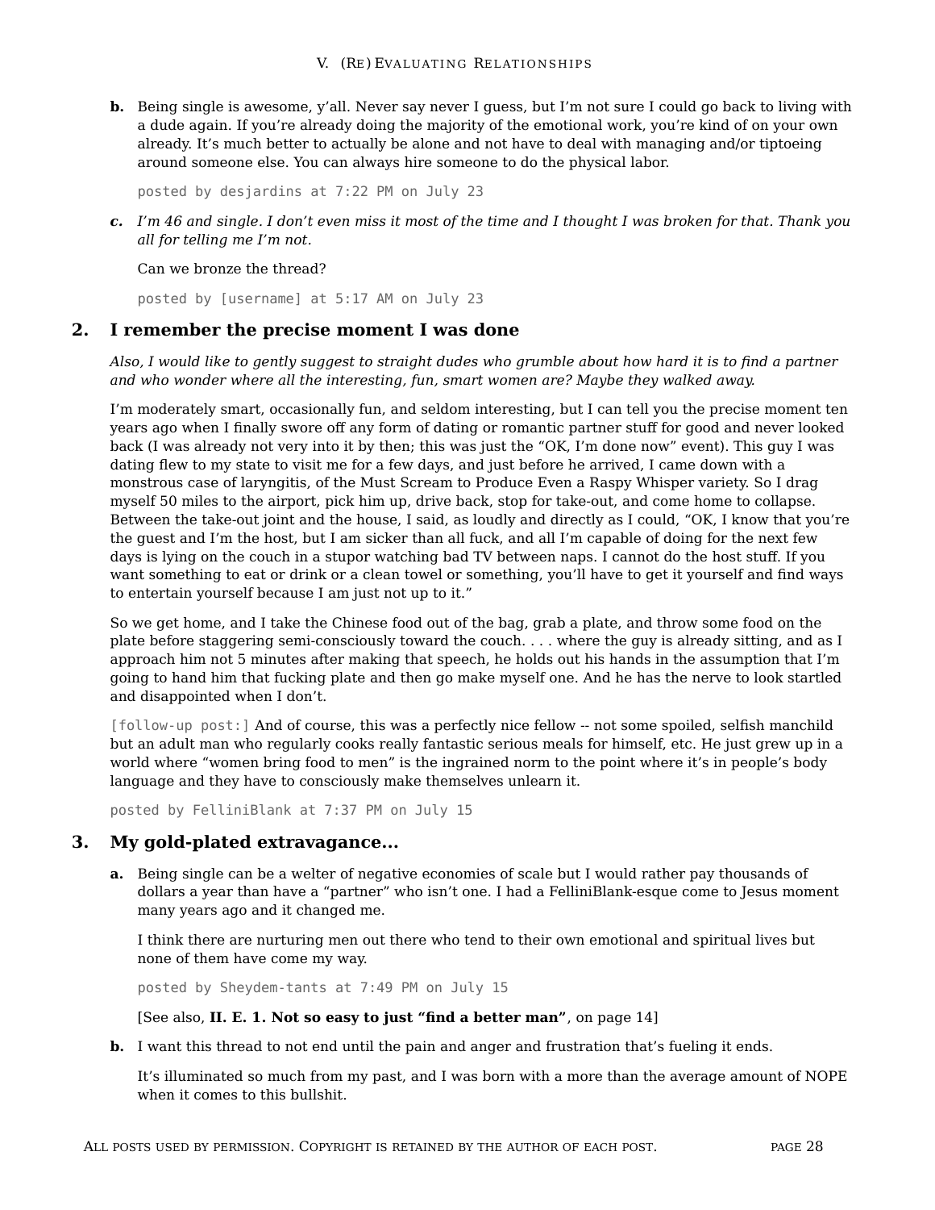**b.** Being single is awesome, y'all. Never say never I guess, but I'm not sure I could go back to living with a dude again. If you're already doing the majority of the emotional work, you're kind of on your own already. It's much better to actually be alone and not have to deal with managing and/or tiptoeing around someone else. You can always hire someone to do the physical labor.

posted by desjardins at 7:22 PM on July 23

***c.*** *I'm 46 and single. I don't even miss it most of the time and I thought I was broken for that. Thank you all for telling me I'm not.*

Can we bronze the thread?

posted by [username] at 5:17 AM on July 23

## 2. I remember the precise moment I was done

*Also, I would like to gently suggest to straight dudes who grumble about how hard it is to find a partner and who wonder where all the interesting, fun, smart women are? Maybe they walked away.*

I'm moderately smart, occasionally fun, and seldom interesting, but I can tell you the precise moment ten years ago when I finally swore off any form of dating or romantic partner stuff for good and never looked back (I was already not very into it by then; this was just the "OK, I'm done now" event). This guy I was dating flew to my state to visit me for a few days, and just before he arrived, I came down with a monstrous case of laryngitis, of the Must Scream to Produce Even a Raspy Whisper variety. So I drag myself 50 miles to the airport, pick him up, drive back, stop for take-out, and come home to collapse. Between the take-out joint and the house, I said, as loudly and directly as I could, "OK, I know that you're the guest and I'm the host, but I am sicker than all fuck, and all I'm capable of doing for the next few days is lying on the couch in a stupor watching bad TV between naps. I cannot do the host stuff. If you want something to eat or drink or a clean towel or something, you'll have to get it yourself and find ways to entertain yourself because I am just not up to it."

So we get home, and I take the Chinese food out of the bag, grab a plate, and throw some food on the plate before staggering semi-consciously toward the couch. . . . where the guy is already sitting, and as I approach him not 5 minutes after making that speech, he holds out his hands in the assumption that I'm going to hand him that fucking plate and then go make myself one. And he has the nerve to look startled and disappointed when I don't.

[follow-up post:] And of course, this was a perfectly nice fellow -- not some spoiled, selfish manchild but an adult man who regularly cooks really fantastic serious meals for himself, etc. He just grew up in a world where "women bring food to men" is the ingrained norm to the point where it's in people's body language and they have to consciously make themselves unlearn it.

posted by FelliniBlank at 7:37 PM on July 15

## 3. My gold-plated extravagance...

**a.** Being single can be a welter of negative economies of scale but I would rather pay thousands of dollars a year than have a "partner" who isn't one. I had a FelliniBlank-esque come to Jesus moment many years ago and it changed me.

I think there are nurturing men out there who tend to their own emotional and spiritual lives but none of them have come my way.

posted by Sheydem-tants at 7:49 PM on July 15

[See also, **II. E. 1. Not so easy to just "find a better man"**, on page 14]

**b.** I want this thread to not end until the pain and anger and frustration that's fueling it ends.

It's illuminated so much from my past, and I was born with a more than the average amount of NOPE when it comes to this bullshit.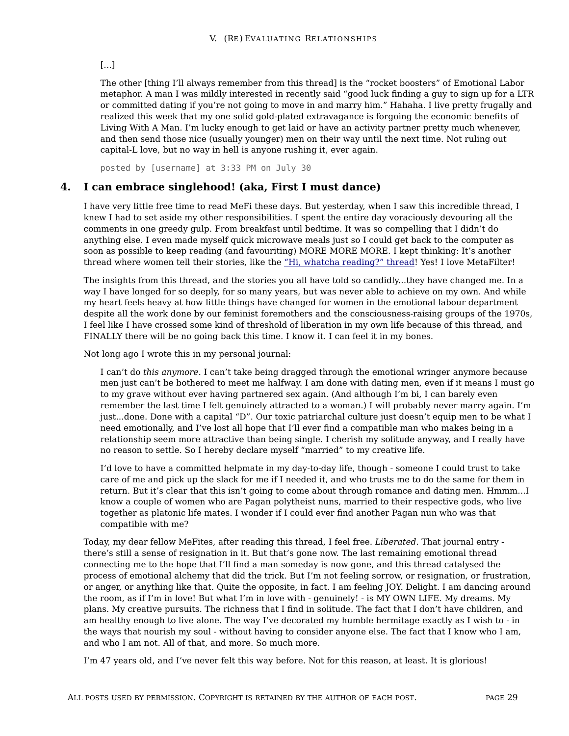> […]
>
> The other [thing I'll always remember from this thread] is the "rocket boosters" of Emotional Labor metaphor. A man I was mildly interested in recently said "good luck finding a guy to sign up for a LTR or committed dating if you're not going to move in and marry him." Hahaha. I live pretty frugally and realized this week that my one solid gold-plated extravagance is forgoing the economic benefits of Living With A Man. I'm lucky enough to get laid or have an activity partner pretty much whenever, and then send those nice (usually younger) men on their way until the next time. Not ruling out capital-L love, but no way in hell is anyone rushing it, ever again.
>
> posted by [username] at 3:33 PM on July 30

## 4. I can embrace singlehood! (aka, First I must dance)

I have very little free time to read MeFi these days. But yesterday, when I saw this incredible thread, I knew I had to set aside my other responsibilities. I spent the entire day voraciously devouring all the comments in one greedy gulp. From breakfast until bedtime. It was so compelling that I didn't do anything else. I even made myself quick microwave meals just so I could get back to the computer as soon as possible to keep reading (and favouriting) MORE MORE MORE. I kept thinking: It's another thread where women tell their stories, like the "Hi, whatcha reading?" thread! Yes! I love MetaFilter!

The insights from this thread, and the stories you all have told so candidly...they have changed me. In a way I have longed for so deeply, for so many years, but was never able to achieve on my own. And while my heart feels heavy at how little things have changed for women in the emotional labour department despite all the work done by our feminist foremothers and the consciousness-raising groups of the 1970s, I feel like I have crossed some kind of threshold of liberation in my own life because of this thread, and FINALLY there will be no going back this time. I know it. I can feel it in my bones.

Not long ago I wrote this in my personal journal:

> I can't do *this anymore*. I can't take being dragged through the emotional wringer anymore because men just can't be bothered to meet me halfway. I am done with dating men, even if it means I must go to my grave without ever having partnered sex again. (And although I'm bi, I can barely even remember the last time I felt genuinely attracted to a woman.) I will probably never marry again. I'm just...done. Done with a capital "D". Our toxic patriarchal culture just doesn't equip men to be what I need emotionally, and I've lost all hope that I'll ever find a compatible man who makes being in a relationship seem more attractive than being single. I cherish my solitude anyway, and I really have no reason to settle. So I hereby declare myself "married" to my creative life.
>
> I'd love to have a committed helpmate in my day-to-day life, though - someone I could trust to take care of me and pick up the slack for me if I needed it, and who trusts me to do the same for them in return. But it's clear that this isn't going to come about through romance and dating men. Hmmm...I know a couple of women who are Pagan polytheist nuns, married to their respective gods, who live together as platonic life mates. I wonder if I could ever find another Pagan nun who was that compatible with me?

Today, my dear fellow MeFites, after reading this thread, I feel free. *Liberated*. That journal entry - there's still a sense of resignation in it. But that's gone now. The last remaining emotional thread connecting me to the hope that I'll find a man someday is now gone, and this thread catalysed the process of emotional alchemy that did the trick. But I'm not feeling sorrow, or resignation, or frustration, or anger, or anything like that. Quite the opposite, in fact. I am feeling JOY. Delight. I am dancing around the room, as if I'm in love! But what I'm in love with - genuinely! - is MY OWN LIFE. My dreams. My plans. My creative pursuits. The richness that I find in solitude. The fact that I don't have children, and am healthy enough to live alone. The way I've decorated my humble hermitage exactly as I wish to - in the ways that nourish my soul - without having to consider anyone else. The fact that I know who I am, and who I am not. All of that, and more. So much more.

I'm 47 years old, and I've never felt this way before. Not for this reason, at least. It is glorious!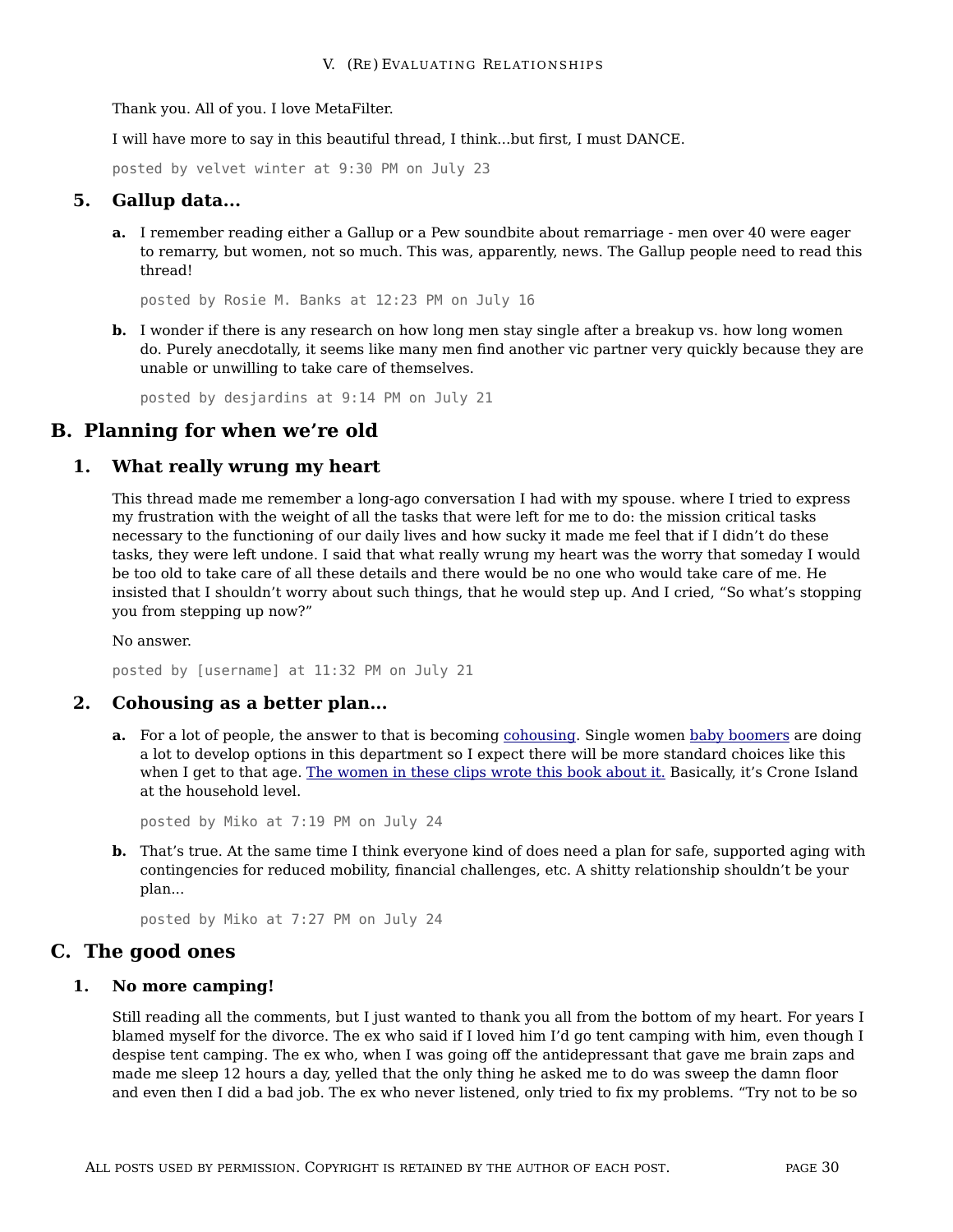Thank you. All of you. I love MetaFilter.

I will have more to say in this beautiful thread, I think...but first, I must DANCE.

posted by velvet winter at 9:30 PM on July 23

### 5. Gallup data...

**a.** I remember reading either a Gallup or a Pew soundbite about remarriage - men over 40 were eager to remarry, but women, not so much. This was, apparently, news. The Gallup people need to read this thread!

posted by Rosie M. Banks at 12:23 PM on July 16

**b.** I wonder if there is any research on how long men stay single after a breakup vs. how long women do. Purely anecdotally, it seems like many men find another vic partner very quickly because they are unable or unwilling to take care of themselves.

posted by desjardins at 9:14 PM on July 21

## B. Planning for when we're old

### 1. What really wrung my heart

This thread made me remember a long-ago conversation I had with my spouse. where I tried to express my frustration with the weight of all the tasks that were left for me to do: the mission critical tasks necessary to the functioning of our daily lives and how sucky it made me feel that if I didn't do these tasks, they were left undone. I said that what really wrung my heart was the worry that someday I would be too old to take care of all these details and there would be no one who would take care of me. He insisted that I shouldn't worry about such things, that he would step up. And I cried, "So what's stopping you from stepping up now?"

No answer.

posted by [username] at 11:32 PM on July 21

### 2. Cohousing as a better plan...

**a.** For a lot of people, the answer to that is becoming cohousing. Single women baby boomers are doing a lot to develop options in this department so I expect there will be more standard choices like this when I get to that age. The women in these clips wrote this book about it. Basically, it's Crone Island at the household level.

posted by Miko at 7:19 PM on July 24

**b.** That's true. At the same time I think everyone kind of does need a plan for safe, supported aging with contingencies for reduced mobility, financial challenges, etc. A shitty relationship shouldn't be your plan...

posted by Miko at 7:27 PM on July 24

## C. The good ones

### 1. No more camping!

Still reading all the comments, but I just wanted to thank you all from the bottom of my heart. For years I blamed myself for the divorce. The ex who said if I loved him I'd go tent camping with him, even though I despise tent camping. The ex who, when I was going off the antidepressant that gave me brain zaps and made me sleep 12 hours a day, yelled that the only thing he asked me to do was sweep the damn floor and even then I did a bad job. The ex who never listened, only tried to fix my problems. "Try not to be so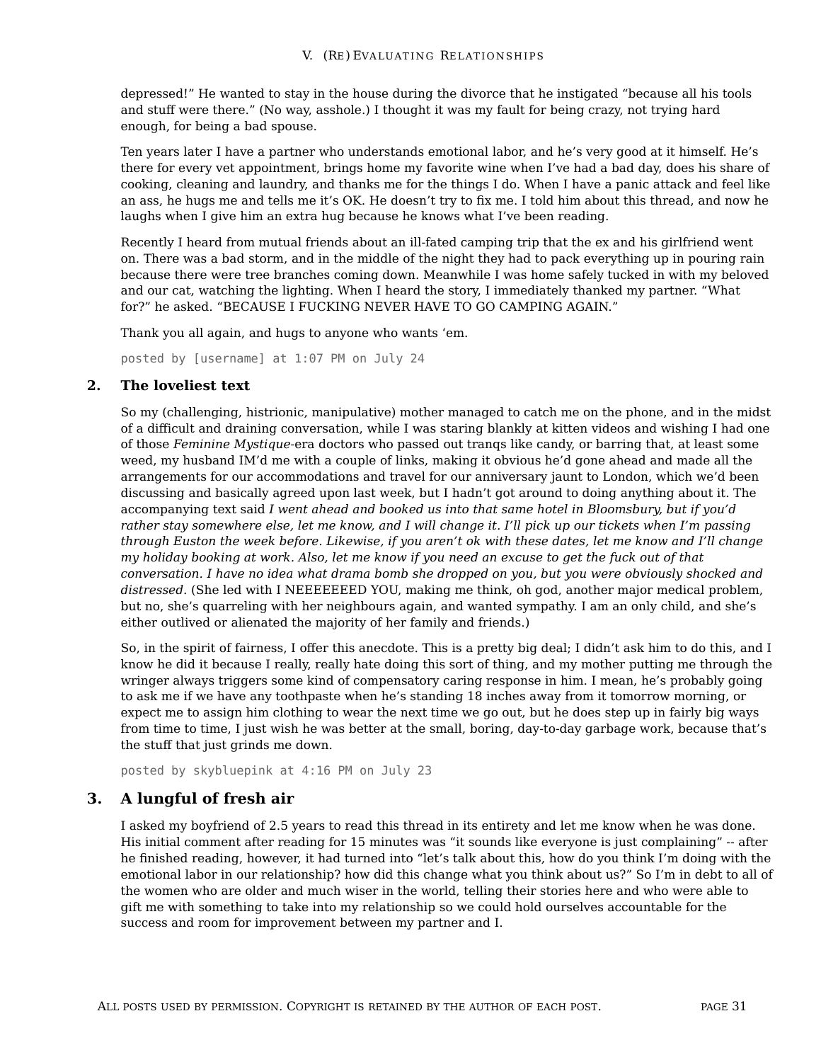depressed!" He wanted to stay in the house during the divorce that he instigated "because all his tools and stuff were there." (No way, asshole.) I thought it was my fault for being crazy, not trying hard enough, for being a bad spouse.

Ten years later I have a partner who understands emotional labor, and he's very good at it himself. He's there for every vet appointment, brings home my favorite wine when I've had a bad day, does his share of cooking, cleaning and laundry, and thanks me for the things I do. When I have a panic attack and feel like an ass, he hugs me and tells me it's OK. He doesn't try to fix me. I told him about this thread, and now he laughs when I give him an extra hug because he knows what I've been reading.

Recently I heard from mutual friends about an ill-fated camping trip that the ex and his girlfriend went on. There was a bad storm, and in the middle of the night they had to pack everything up in pouring rain because there were tree branches coming down. Meanwhile I was home safely tucked in with my beloved and our cat, watching the lighting. When I heard the story, I immediately thanked my partner. "What for?" he asked. "BECAUSE I FUCKING NEVER HAVE TO GO CAMPING AGAIN."

Thank you all again, and hugs to anyone who wants 'em.

`posted by [username] at 1:07 PM on July 24`

## 2. The loveliest text

So my (challenging, histrionic, manipulative) mother managed to catch me on the phone, and in the midst of a difficult and draining conversation, while I was staring blankly at kitten videos and wishing I had one of those *Feminine Mystique*-era doctors who passed out tranqs like candy, or barring that, at least some weed, my husband IM'd me with a couple of links, making it obvious he'd gone ahead and made all the arrangements for our accommodations and travel for our anniversary jaunt to London, which we'd been discussing and basically agreed upon last week, but I hadn't got around to doing anything about it. The accompanying text said *I went ahead and booked us into that same hotel in Bloomsbury, but if you'd rather stay somewhere else, let me know, and I will change it. I'll pick up our tickets when I'm passing through Euston the week before. Likewise, if you aren't ok with these dates, let me know and I'll change my holiday booking at work. Also, let me know if you need an excuse to get the fuck out of that conversation. I have no idea what drama bomb she dropped on you, but you were obviously shocked and distressed.* (She led with I NEEEEEEED YOU, making me think, oh god, another major medical problem, but no, she's quarreling with her neighbours again, and wanted sympathy. I am an only child, and she's either outlived or alienated the majority of her family and friends.)

So, in the spirit of fairness, I offer this anecdote. This is a pretty big deal; I didn't ask him to do this, and I know he did it because I really, really hate doing this sort of thing, and my mother putting me through the wringer always triggers some kind of compensatory caring response in him. I mean, he's probably going to ask me if we have any toothpaste when he's standing 18 inches away from it tomorrow morning, or expect me to assign him clothing to wear the next time we go out, but he does step up in fairly big ways from time to time, I just wish he was better at the small, boring, day-to-day garbage work, because that's the stuff that just grinds me down.

`posted by skybluepink at 4:16 PM on July 23`

## 3. A lungful of fresh air

I asked my boyfriend of 2.5 years to read this thread in its entirety and let me know when he was done. His initial comment after reading for 15 minutes was "it sounds like everyone is just complaining" -- after he finished reading, however, it had turned into "let's talk about this, how do you think I'm doing with the emotional labor in our relationship? how did this change what you think about us?" So I'm in debt to all of the women who are older and much wiser in the world, telling their stories here and who were able to gift me with something to take into my relationship so we could hold ourselves accountable for the success and room for improvement between my partner and I.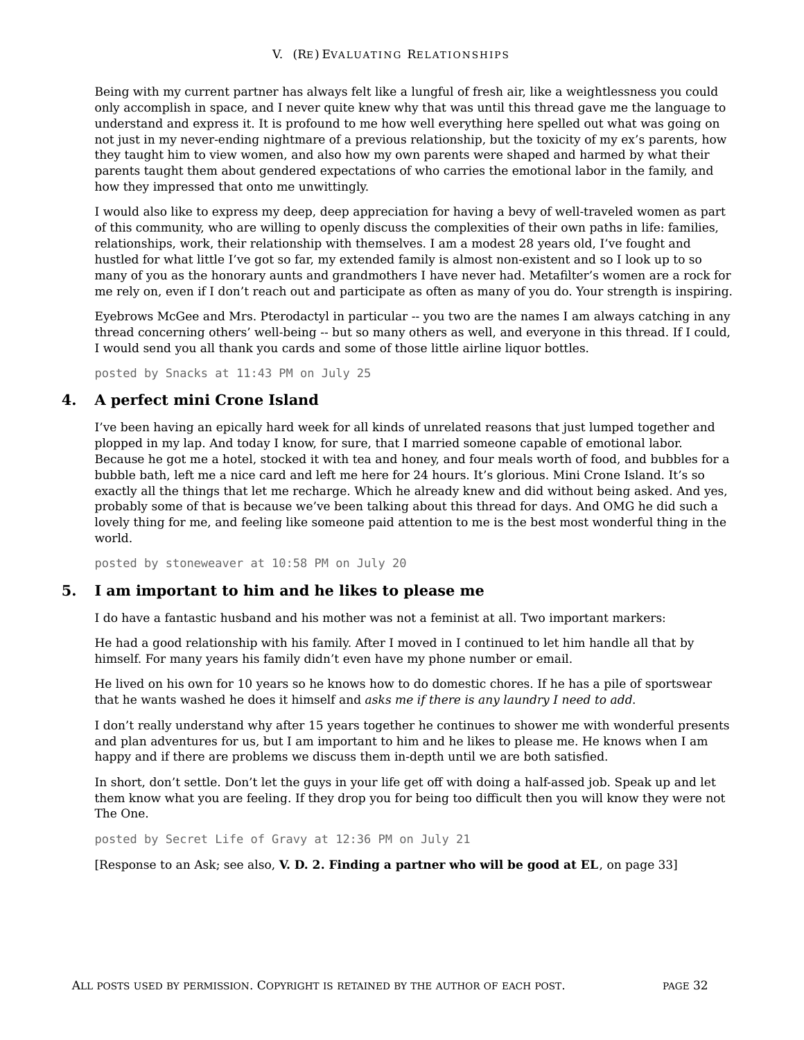Being with my current partner has always felt like a lungful of fresh air, like a weightlessness you could only accomplish in space, and I never quite knew why that was until this thread gave me the language to understand and express it. It is profound to me how well everything here spelled out what was going on not just in my never-ending nightmare of a previous relationship, but the toxicity of my ex's parents, how they taught him to view women, and also how my own parents were shaped and harmed by what their parents taught them about gendered expectations of who carries the emotional labor in the family, and how they impressed that onto me unwittingly.

I would also like to express my deep, deep appreciation for having a bevy of well-traveled women as part of this community, who are willing to openly discuss the complexities of their own paths in life: families, relationships, work, their relationship with themselves. I am a modest 28 years old, I've fought and hustled for what little I've got so far, my extended family is almost non-existent and so I look up to so many of you as the honorary aunts and grandmothers I have never had. Metafilter's women are a rock for me rely on, even if I don't reach out and participate as often as many of you do. Your strength is inspiring.

Eyebrows McGee and Mrs. Pterodactyl in particular -- you two are the names I am always catching in any thread concerning others' well-being -- but so many others as well, and everyone in this thread. If I could, I would send you all thank you cards and some of those little airline liquor bottles.

posted by Snacks at 11:43 PM on July 25

## 4. A perfect mini Crone Island

I've been having an epically hard week for all kinds of unrelated reasons that just lumped together and plopped in my lap. And today I know, for sure, that I married someone capable of emotional labor. Because he got me a hotel, stocked it with tea and honey, and four meals worth of food, and bubbles for a bubble bath, left me a nice card and left me here for 24 hours. It's glorious. Mini Crone Island. It's so exactly all the things that let me recharge. Which he already knew and did without being asked. And yes, probably some of that is because we've been talking about this thread for days. And OMG he did such a lovely thing for me, and feeling like someone paid attention to me is the best most wonderful thing in the world.

posted by stoneweaver at 10:58 PM on July 20

## 5. I am important to him and he likes to please me

I do have a fantastic husband and his mother was not a feminist at all. Two important markers:

He had a good relationship with his family. After I moved in I continued to let him handle all that by himself. For many years his family didn't even have my phone number or email.

He lived on his own for 10 years so he knows how to do domestic chores. If he has a pile of sportswear that he wants washed he does it himself and *asks me if there is any laundry I need to add*.

I don't really understand why after 15 years together he continues to shower me with wonderful presents and plan adventures for us, but I am important to him and he likes to please me. He knows when I am happy and if there are problems we discuss them in-depth until we are both satisfied.

In short, don't settle. Don't let the guys in your life get off with doing a half-assed job. Speak up and let them know what you are feeling. If they drop you for being too difficult then you will know they were not The One.

posted by Secret Life of Gravy at 12:36 PM on July 21

[Response to an Ask; see also, **V. D. 2. Finding a partner who will be good at EL**, on page 33]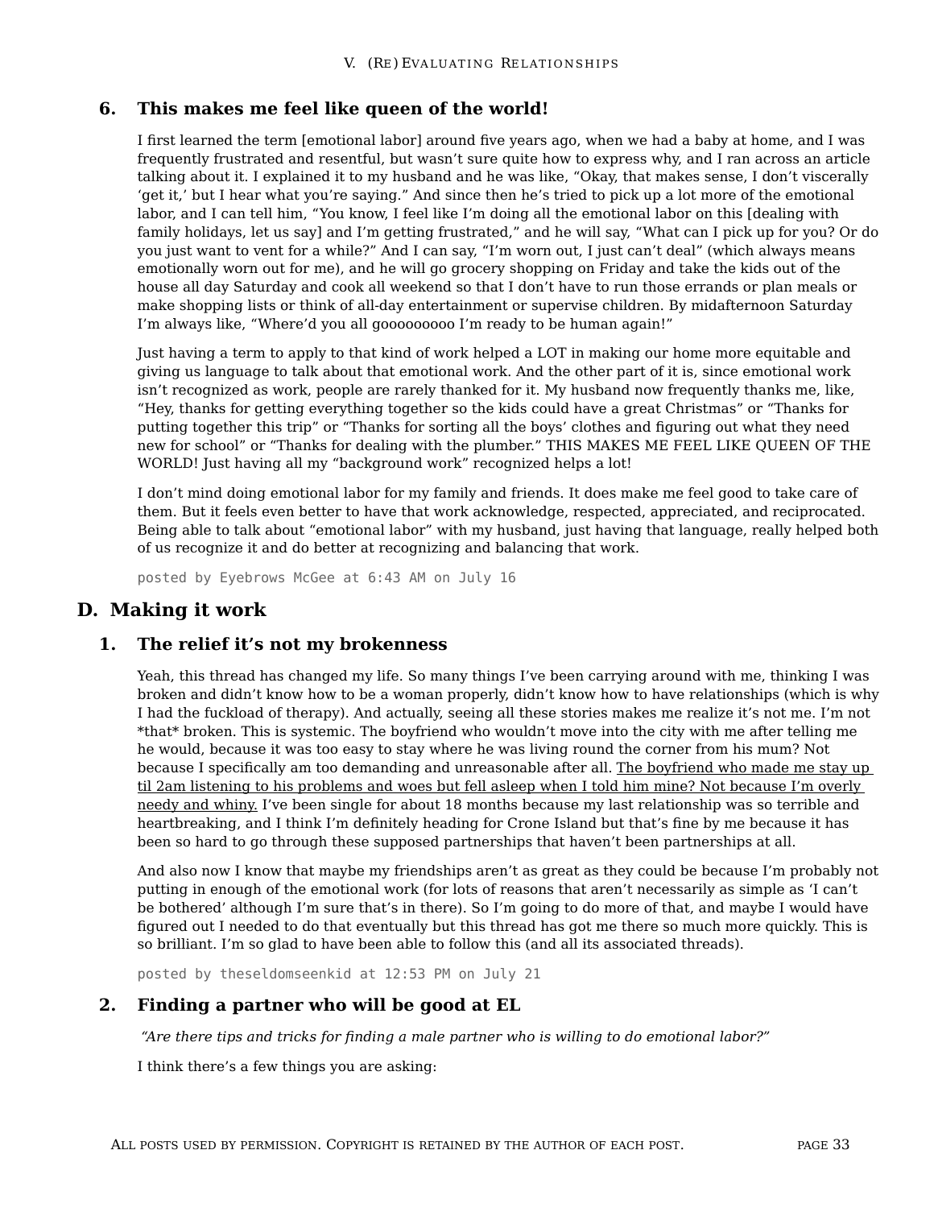### 6. This makes me feel like queen of the world!

I first learned the term [emotional labor] around five years ago, when we had a baby at home, and I was frequently frustrated and resentful, but wasn't sure quite how to express why, and I ran across an article talking about it. I explained it to my husband and he was like, "Okay, that makes sense, I don't viscerally 'get it,' but I hear what you're saying." And since then he's tried to pick up a lot more of the emotional labor, and I can tell him, "You know, I feel like I'm doing all the emotional labor on this [dealing with family holidays, let us say] and I'm getting frustrated," and he will say, "What can I pick up for you? Or do you just want to vent for a while?" And I can say, "I'm worn out, I just can't deal" (which always means emotionally worn out for me), and he will go grocery shopping on Friday and take the kids out of the house all day Saturday and cook all weekend so that I don't have to run those errands or plan meals or make shopping lists or think of all-day entertainment or supervise children. By midafternoon Saturday I'm always like, "Where'd you all gooooooooo I'm ready to be human again!"

Just having a term to apply to that kind of work helped a LOT in making our home more equitable and giving us language to talk about that emotional work. And the other part of it is, since emotional work isn't recognized as work, people are rarely thanked for it. My husband now frequently thanks me, like, "Hey, thanks for getting everything together so the kids could have a great Christmas" or "Thanks for putting together this trip" or "Thanks for sorting all the boys' clothes and figuring out what they need new for school" or "Thanks for dealing with the plumber." THIS MAKES ME FEEL LIKE QUEEN OF THE WORLD! Just having all my "background work" recognized helps a lot!

I don't mind doing emotional labor for my family and friends. It does make me feel good to take care of them. But it feels even better to have that work acknowledge, respected, appreciated, and reciprocated. Being able to talk about "emotional labor" with my husband, just having that language, really helped both of us recognize it and do better at recognizing and balancing that work.

posted by Eyebrows McGee at 6:43 AM on July 16

## D. Making it work

### 1. The relief it's not my brokenness

Yeah, this thread has changed my life. So many things I've been carrying around with me, thinking I was broken and didn't know how to be a woman properly, didn't know how to have relationships (which is why I had the fuckload of therapy). And actually, seeing all these stories makes me realize it's not me. I'm not *that* broken. This is systemic. The boyfriend who wouldn't move into the city with me after telling me he would, because it was too easy to stay where he was living round the corner from his mum? Not because I specifically am too demanding and unreasonable after all. <u>The boyfriend who made me stay up til 2am listening to his problems and woes but fell asleep when I told him mine? Not because I'm overly needy and whiny.</u> I've been single for about 18 months because my last relationship was so terrible and heartbreaking, and I think I'm definitely heading for Crone Island but that's fine by me because it has been so hard to go through these supposed partnerships that haven't been partnerships at all.

And also now I know that maybe my friendships aren't as great as they could be because I'm probably not putting in enough of the emotional work (for lots of reasons that aren't necessarily as simple as 'I can't be bothered' although I'm sure that's in there). So I'm going to do more of that, and maybe I would have figured out I needed to do that eventually but this thread has got me there so much more quickly. This is so brilliant. I'm so glad to have been able to follow this (and all its associated threads).

posted by theseldomseenkid at 12:53 PM on July 21

### 2. Finding a partner who will be good at EL

*"Are there tips and tricks for finding a male partner who is willing to do emotional labor?"*

I think there's a few things you are asking: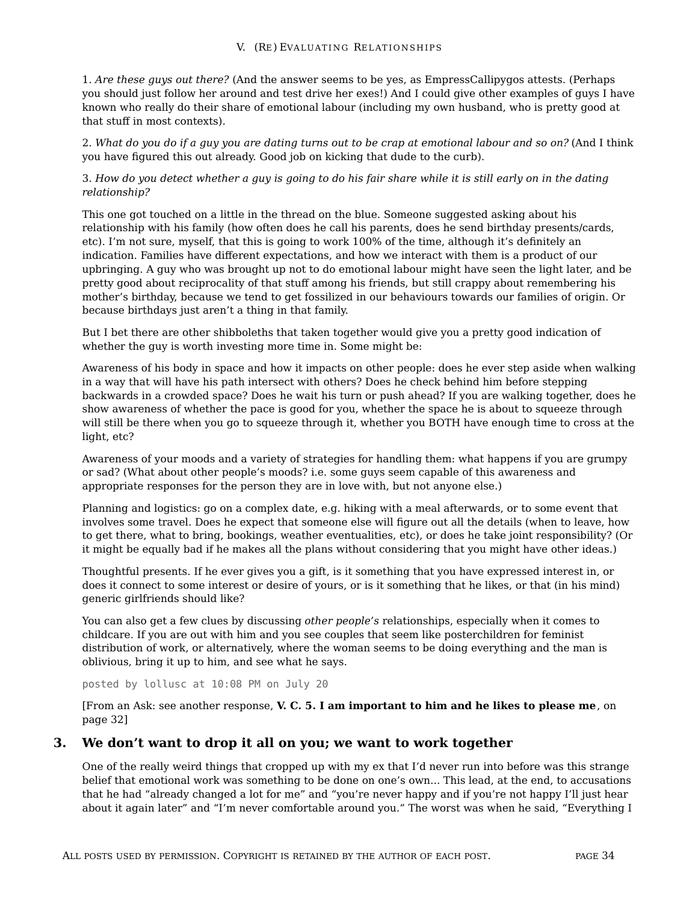1. *Are these guys out there?* (And the answer seems to be yes, as EmpressCallipygos attests. (Perhaps you should just follow her around and test drive her exes!) And I could give other examples of guys I have known who really do their share of emotional labour (including my own husband, who is pretty good at that stuff in most contexts).

2. *What do you do if a guy you are dating turns out to be crap at emotional labour and so on?* (And I think you have figured this out already. Good job on kicking that dude to the curb).

3. *How do you detect whether a guy is going to do his fair share while it is still early on in the dating relationship?*

This one got touched on a little in the thread on the blue. Someone suggested asking about his relationship with his family (how often does he call his parents, does he send birthday presents/cards, etc). I'm not sure, myself, that this is going to work 100% of the time, although it's definitely an indication. Families have different expectations, and how we interact with them is a product of our upbringing. A guy who was brought up not to do emotional labour might have seen the light later, and be pretty good about reciprocality of that stuff among his friends, but still crappy about remembering his mother's birthday, because we tend to get fossilized in our behaviours towards our families of origin. Or because birthdays just aren't a thing in that family.

But I bet there are other shibboleths that taken together would give you a pretty good indication of whether the guy is worth investing more time in. Some might be:

Awareness of his body in space and how it impacts on other people: does he ever step aside when walking in a way that will have his path intersect with others? Does he check behind him before stepping backwards in a crowded space? Does he wait his turn or push ahead? If you are walking together, does he show awareness of whether the pace is good for you, whether the space he is about to squeeze through will still be there when you go to squeeze through it, whether you BOTH have enough time to cross at the light, etc?

Awareness of your moods and a variety of strategies for handling them: what happens if you are grumpy or sad? (What about other people's moods? i.e. some guys seem capable of this awareness and appropriate responses for the person they are in love with, but not anyone else.)

Planning and logistics: go on a complex date, e.g. hiking with a meal afterwards, or to some event that involves some travel. Does he expect that someone else will figure out all the details (when to leave, how to get there, what to bring, bookings, weather eventualities, etc), or does he take joint responsibility? (Or it might be equally bad if he makes all the plans without considering that you might have other ideas.)

Thoughtful presents. If he ever gives you a gift, is it something that you have expressed interest in, or does it connect to some interest or desire of yours, or is it something that he likes, or that (in his mind) generic girlfriends should like?

You can also get a few clues by discussing *other people's* relationships, especially when it comes to childcare. If you are out with him and you see couples that seem like posterchildren for feminist distribution of work, or alternatively, where the woman seems to be doing everything and the man is oblivious, bring it up to him, and see what he says.

posted by lollusc at 10:08 PM on July 20

[From an Ask: see another response, **V. C. 5. I am important to him and he likes to please me**, on page 32]

## 3. We don't want to drop it all on you; we want to work together

One of the really weird things that cropped up with my ex that I'd never run into before was this strange belief that emotional work was something to be done on one's own... This lead, at the end, to accusations that he had "already changed a lot for me" and "you're never happy and if you're not happy I'll just hear about it again later" and "I'm never comfortable around you." The worst was when he said, "Everything I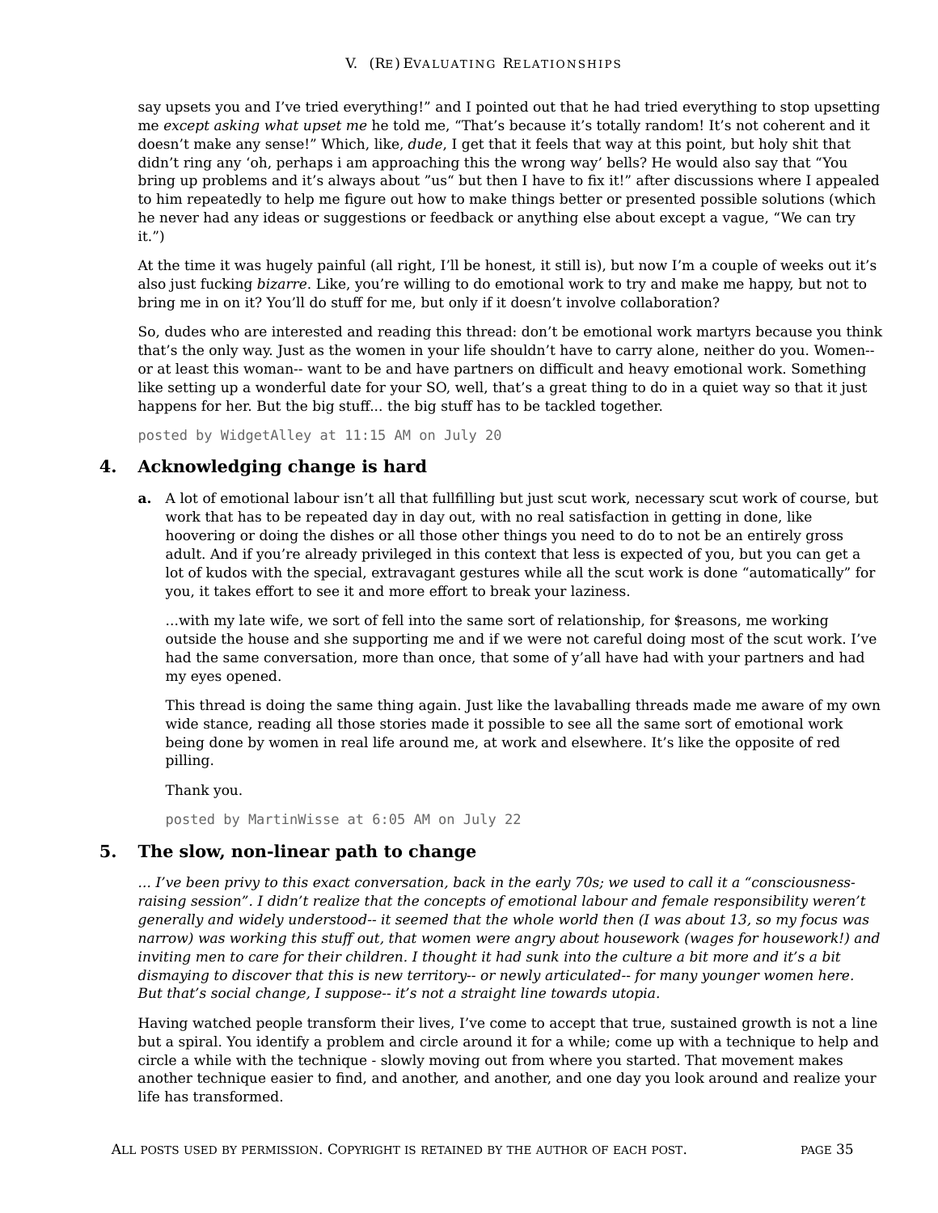say upsets you and I've tried everything!" and I pointed out that he had tried everything to stop upsetting me *except asking what upset me* he told me, "That's because it's totally random! It's not coherent and it doesn't make any sense!" Which, like, *dude*, I get that it feels that way at this point, but holy shit that didn't ring any 'oh, perhaps i am approaching this the wrong way' bells? He would also say that "You bring up problems and it's always about "us" but then I have to fix it!" after discussions where I appealed to him repeatedly to help me figure out how to make things better or presented possible solutions (which he never had any ideas or suggestions or feedback or anything else about except a vague, "We can try it.")

At the time it was hugely painful (all right, I'll be honest, it still is), but now I'm a couple of weeks out it's also just fucking *bizarre*. Like, you're willing to do emotional work to try and make me happy, but not to bring me in on it? You'll do stuff for me, but only if it doesn't involve collaboration?

So, dudes who are interested and reading this thread: don't be emotional work martyrs because you think that's the only way. Just as the women in your life shouldn't have to carry alone, neither do you. Women-- or at least this woman-- want to be and have partners on difficult and heavy emotional work. Something like setting up a wonderful date for your SO, well, that's a great thing to do in a quiet way so that it just happens for her. But the big stuff... the big stuff has to be tackled together.

`posted by WidgetAlley at 11:15 AM on July 20`

## 4. Acknowledging change is hard

**a.** A lot of emotional labour isn't all that fullfilling but just scut work, necessary scut work of course, but work that has to be repeated day in day out, with no real satisfaction in getting in done, like hoovering or doing the dishes or all those other things you need to do to not be an entirely gross adult. And if you're already privileged in this context that less is expected of you, but you can get a lot of kudos with the special, extravagant gestures while all the scut work is done "automatically" for you, it takes effort to see it and more effort to break your laziness.

…with my late wife, we sort of fell into the same sort of relationship, for $reasons, me working outside the house and she supporting me and if we were not careful doing most of the scut work. I've had the same conversation, more than once, that some of y'all have had with your partners and had my eyes opened.

This thread is doing the same thing again. Just like the lavaballing threads made me aware of my own wide stance, reading all those stories made it possible to see all the same sort of emotional work being done by women in real life around me, at work and elsewhere. It's like the opposite of red pilling.

Thank you.

`posted by MartinWisse at 6:05 AM on July 22`

## 5. The slow, non-linear path to change

*... I've been privy to this exact conversation, back in the early 70s; we used to call it a "consciousness-raising session". I didn't realize that the concepts of emotional labour and female responsibility weren't generally and widely understood-- it seemed that the whole world then (I was about 13, so my focus was narrow) was working this stuff out, that women were angry about housework (wages for housework!) and inviting men to care for their children. I thought it had sunk into the culture a bit more and it's a bit dismaying to discover that this is new territory-- or newly articulated-- for many younger women here. But that's social change, I suppose-- it's not a straight line towards utopia.*

Having watched people transform their lives, I've come to accept that true, sustained growth is not a line but a spiral. You identify a problem and circle around it for a while; come up with a technique to help and circle a while with the technique - slowly moving out from where you started. That movement makes another technique easier to find, and another, and another, and one day you look around and realize your life has transformed.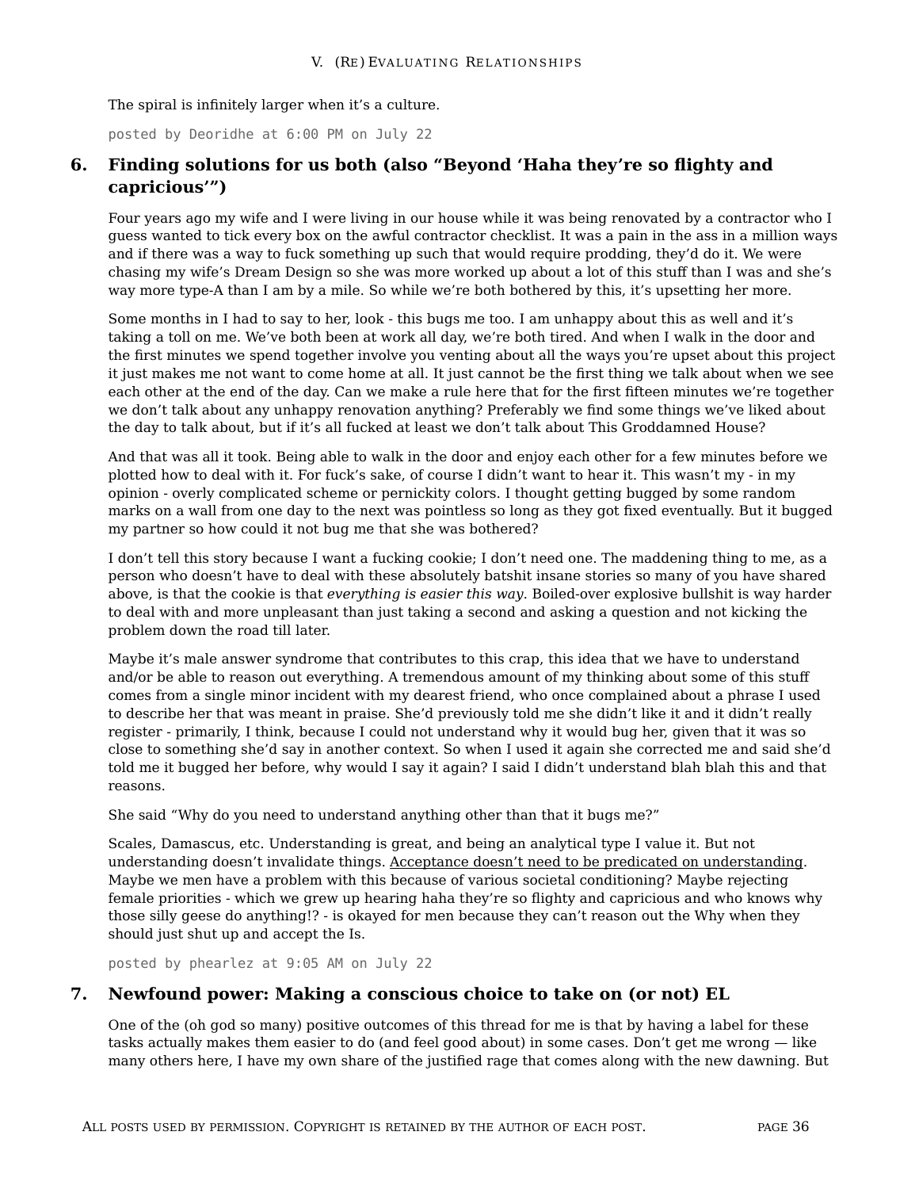The spiral is infinitely larger when it's a culture.

posted by Deoridhe at 6:00 PM on July 22

## 6. Finding solutions for us both (also "Beyond 'Haha they're so flighty and capricious'")

Four years ago my wife and I were living in our house while it was being renovated by a contractor who I guess wanted to tick every box on the awful contractor checklist. It was a pain in the ass in a million ways and if there was a way to fuck something up such that would require prodding, they'd do it. We were chasing my wife's Dream Design so she was more worked up about a lot of this stuff than I was and she's way more type-A than I am by a mile. So while we're both bothered by this, it's upsetting her more.

Some months in I had to say to her, look - this bugs me too. I am unhappy about this as well and it's taking a toll on me. We've both been at work all day, we're both tired. And when I walk in the door and the first minutes we spend together involve you venting about all the ways you're upset about this project it just makes me not want to come home at all. It just cannot be the first thing we talk about when we see each other at the end of the day. Can we make a rule here that for the first fifteen minutes we're together we don't talk about any unhappy renovation anything? Preferably we find some things we've liked about the day to talk about, but if it's all fucked at least we don't talk about This Groddamned House?

And that was all it took. Being able to walk in the door and enjoy each other for a few minutes before we plotted how to deal with it. For fuck's sake, of course I didn't want to hear it. This wasn't my - in my opinion - overly complicated scheme or pernickity colors. I thought getting bugged by some random marks on a wall from one day to the next was pointless so long as they got fixed eventually. But it bugged my partner so how could it not bug me that she was bothered?

I don't tell this story because I want a fucking cookie; I don't need one. The maddening thing to me, as a person who doesn't have to deal with these absolutely batshit insane stories so many of you have shared above, is that the cookie is that *everything is easier this way*. Boiled-over explosive bullshit is way harder to deal with and more unpleasant than just taking a second and asking a question and not kicking the problem down the road till later.

Maybe it's male answer syndrome that contributes to this crap, this idea that we have to understand and/or be able to reason out everything. A tremendous amount of my thinking about some of this stuff comes from a single minor incident with my dearest friend, who once complained about a phrase I used to describe her that was meant in praise. She'd previously told me she didn't like it and it didn't really register - primarily, I think, because I could not understand why it would bug her, given that it was so close to something she'd say in another context. So when I used it again she corrected me and said she'd told me it bugged her before, why would I say it again? I said I didn't understand blah blah this and that reasons.

She said "Why do you need to understand anything other than that it bugs me?"

Scales, Damascus, etc. Understanding is great, and being an analytical type I value it. But not understanding doesn't invalidate things. Acceptance doesn't need to be predicated on understanding. Maybe we men have a problem with this because of various societal conditioning? Maybe rejecting female priorities - which we grew up hearing haha they're so flighty and capricious and who knows why those silly geese do anything!? - is okayed for men because they can't reason out the Why when they should just shut up and accept the Is.

posted by phearlez at 9:05 AM on July 22

## 7. Newfound power: Making a conscious choice to take on (or not) EL

One of the (oh god so many) positive outcomes of this thread for me is that by having a label for these tasks actually makes them easier to do (and feel good about) in some cases. Don't get me wrong — like many others here, I have my own share of the justified rage that comes along with the new dawning. But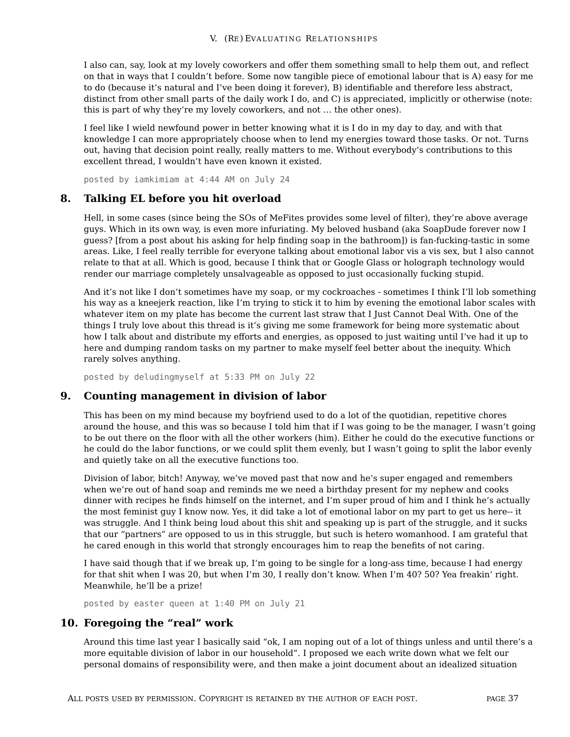I also can, say, look at my lovely coworkers and offer them something small to help them out, and reflect on that in ways that I couldn't before. Some now tangible piece of emotional labour that is A) easy for me to do (because it's natural and I've been doing it forever), B) identifiable and therefore less abstract, distinct from other small parts of the daily work I do, and C) is appreciated, implicitly or otherwise (note: this is part of why they're my lovely coworkers, and not … the other ones).

I feel like I wield newfound power in better knowing what it is I do in my day to day, and with that knowledge I can more appropriately choose when to lend my energies toward those tasks. Or not. Turns out, having that decision point really, really matters to me. Without everybody's contributions to this excellent thread, I wouldn't have even known it existed.

posted by iamkimiam at 4:44 AM on July 24

## 8. Talking EL before you hit overload

Hell, in some cases (since being the SOs of MeFites provides some level of filter), they're above average guys. Which in its own way, is even more infuriating. My beloved husband (aka SoapDude forever now I guess? [from a post about his asking for help finding soap in the bathroom]) is fan-fucking-tastic in some areas. Like, I feel really terrible for everyone talking about emotional labor vis a vis sex, but I also cannot relate to that at all. Which is good, because I think that or Google Glass or holograph technology would render our marriage completely unsalvageable as opposed to just occasionally fucking stupid.

And it's not like I don't sometimes have my soap, or my cockroaches - sometimes I think I'll lob something his way as a kneejerk reaction, like I'm trying to stick it to him by evening the emotional labor scales with whatever item on my plate has become the current last straw that I Just Cannot Deal With. One of the things I truly love about this thread is it's giving me some framework for being more systematic about how I talk about and distribute my efforts and energies, as opposed to just waiting until I've had it up to here and dumping random tasks on my partner to make myself feel better about the inequity. Which rarely solves anything.

posted by deludingmyself at 5:33 PM on July 22

## 9. Counting management in division of labor

This has been on my mind because my boyfriend used to do a lot of the quotidian, repetitive chores around the house, and this was so because I told him that if I was going to be the manager, I wasn't going to be out there on the floor with all the other workers (him). Either he could do the executive functions or he could do the labor functions, or we could split them evenly, but I wasn't going to split the labor evenly and quietly take on all the executive functions too.

Division of labor, bitch! Anyway, we've moved past that now and he's super engaged and remembers when we're out of hand soap and reminds me we need a birthday present for my nephew and cooks dinner with recipes he finds himself on the internet, and I'm super proud of him and I think he's actually the most feminist guy I know now. Yes, it did take a lot of emotional labor on my part to get us here-- it was struggle. And I think being loud about this shit and speaking up is part of the struggle, and it sucks that our "partners" are opposed to us in this struggle, but such is hetero womanhood. I am grateful that he cared enough in this world that strongly encourages him to reap the benefits of not caring.

I have said though that if we break up, I'm going to be single for a long-ass time, because I had energy for that shit when I was 20, but when I'm 30, I really don't know. When I'm 40? 50? Yea freakin' right. Meanwhile, he'll be a prize!

posted by easter queen at 1:40 PM on July 21

## 10. Foregoing the "real" work

Around this time last year I basically said "ok, I am noping out of a lot of things unless and until there's a more equitable division of labor in our household". I proposed we each write down what we felt our personal domains of responsibility were, and then make a joint document about an idealized situation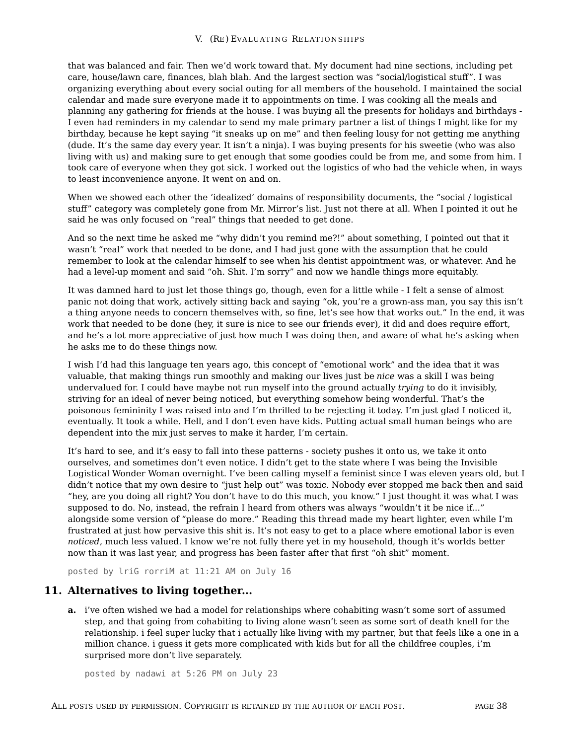that was balanced and fair. Then we'd work toward that. My document had nine sections, including pet care, house/lawn care, finances, blah blah. And the largest section was "social/logistical stuff". I was organizing everything about every social outing for all members of the household. I maintained the social calendar and made sure everyone made it to appointments on time. I was cooking all the meals and planning any gathering for friends at the house. I was buying all the presents for holidays and birthdays - I even had reminders in my calendar to send my male primary partner a list of things I might like for my birthday, because he kept saying "it sneaks up on me" and then feeling lousy for not getting me anything (dude. It's the same day every year. It isn't a ninja). I was buying presents for his sweetie (who was also living with us) and making sure to get enough that some goodies could be from me, and some from him. I took care of everyone when they got sick. I worked out the logistics of who had the vehicle when, in ways to least inconvenience anyone. It went on and on.

When we showed each other the 'idealized' domains of responsibility documents, the "social / logistical stuff" category was completely gone from Mr. Mirror's list. Just not there at all. When I pointed it out he said he was only focused on "real" things that needed to get done.

And so the next time he asked me "why didn't you remind me?!" about something, I pointed out that it wasn't "real" work that needed to be done, and I had just gone with the assumption that he could remember to look at the calendar himself to see when his dentist appointment was, or whatever. And he had a level-up moment and said "oh. Shit. I'm sorry" and now we handle things more equitably.

It was damned hard to just let those things go, though, even for a little while - I felt a sense of almost panic not doing that work, actively sitting back and saying "ok, you're a grown-ass man, you say this isn't a thing anyone needs to concern themselves with, so fine, let's see how that works out." In the end, it was work that needed to be done (hey, it sure is nice to see our friends ever), it did and does require effort, and he's a lot more appreciative of just how much I was doing then, and aware of what he's asking when he asks me to do these things now.

I wish I'd had this language ten years ago, this concept of "emotional work" and the idea that it was valuable, that making things run smoothly and making our lives just be *nice* was a skill I was being undervalued for. I could have maybe not run myself into the ground actually *trying* to do it invisibly, striving for an ideal of never being noticed, but everything somehow being wonderful. That's the poisonous femininity I was raised into and I'm thrilled to be rejecting it today. I'm just glad I noticed it, eventually. It took a while. Hell, and I don't even have kids. Putting actual small human beings who are dependent into the mix just serves to make it harder, I'm certain.

It's hard to see, and it's easy to fall into these patterns - society pushes it onto us, we take it onto ourselves, and sometimes don't even notice. I didn't get to the state where I was being the Invisible Logistical Wonder Woman overnight. I've been calling myself a feminist since I was eleven years old, but I didn't notice that my own desire to "just help out" was toxic. Nobody ever stopped me back then and said "hey, are you doing all right? You don't have to do this much, you know." I just thought it was what I was supposed to do. No, instead, the refrain I heard from others was always "wouldn't it be nice if..." alongside some version of "please do more." Reading this thread made my heart lighter, even while I'm frustrated at just how pervasive this shit is. It's not easy to get to a place where emotional labor is even *noticed*, much less valued. I know we're not fully there yet in my household, though it's worlds better now than it was last year, and progress has been faster after that first "oh shit" moment.

posted by lriG rorriM at 11:21 AM on July 16

## 11. Alternatives to living together...

**a.** i've often wished we had a model for relationships where cohabiting wasn't some sort of assumed step, and that going from cohabiting to living alone wasn't seen as some sort of death knell for the relationship. i feel super lucky that i actually like living with my partner, but that feels like a one in a million chance. i guess it gets more complicated with kids but for all the childfree couples, i'm surprised more don't live separately.

posted by nadawi at 5:26 PM on July 23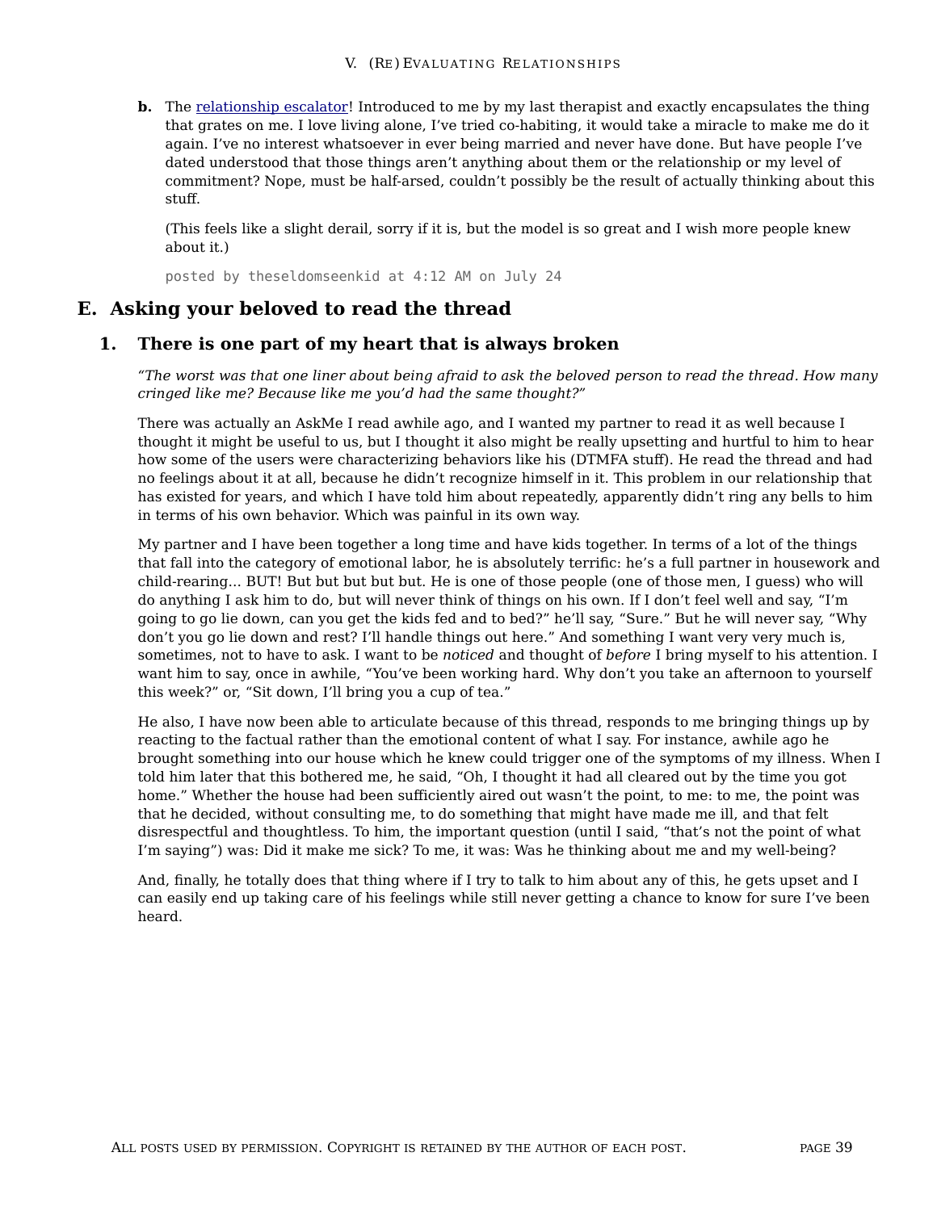**b.** The [relationship escalator](relationship escalator)! Introduced to me by my last therapist and exactly encapsulates the thing that grates on me. I love living alone, I've tried co-habiting, it would take a miracle to make me do it again. I've no interest whatsoever in ever being married and never have done. But have people I've dated understood that those things aren't anything about them or the relationship or my level of commitment? Nope, must be half-arsed, couldn't possibly be the result of actually thinking about this stuff.

(This feels like a slight derail, sorry if it is, but the model is so great and I wish more people knew about it.)

posted by theseldomseenkid at 4:12 AM on July 24

## E. Asking your beloved to read the thread

### 1. There is one part of my heart that is always broken

*"The worst was that one liner about being afraid to ask the beloved person to read the thread. How many cringed like me? Because like me you'd had the same thought?"*

There was actually an AskMe I read awhile ago, and I wanted my partner to read it as well because I thought it might be useful to us, but I thought it also might be really upsetting and hurtful to him to hear how some of the users were characterizing behaviors like his (DTMFA stuff). He read the thread and had no feelings about it at all, because he didn't recognize himself in it. This problem in our relationship that has existed for years, and which I have told him about repeatedly, apparently didn't ring any bells to him in terms of his own behavior. Which was painful in its own way.

My partner and I have been together a long time and have kids together. In terms of a lot of the things that fall into the category of emotional labor, he is absolutely terrific: he's a full partner in housework and child-rearing... BUT! But but but but but. He is one of those people (one of those men, I guess) who will do anything I ask him to do, but will never think of things on his own. If I don't feel well and say, "I'm going to go lie down, can you get the kids fed and to bed?" he'll say, "Sure." But he will never say, "Why don't you go lie down and rest? I'll handle things out here." And something I want very very much is, sometimes, not to have to ask. I want to be *noticed* and thought of *before* I bring myself to his attention. I want him to say, once in awhile, "You've been working hard. Why don't you take an afternoon to yourself this week?" or, "Sit down, I'll bring you a cup of tea."

He also, I have now been able to articulate because of this thread, responds to me bringing things up by reacting to the factual rather than the emotional content of what I say. For instance, awhile ago he brought something into our house which he knew could trigger one of the symptoms of my illness. When I told him later that this bothered me, he said, "Oh, I thought it had all cleared out by the time you got home." Whether the house had been sufficiently aired out wasn't the point, to me: to me, the point was that he decided, without consulting me, to do something that might have made me ill, and that felt disrespectful and thoughtless. To him, the important question (until I said, "that's not the point of what I'm saying") was: Did it make me sick? To me, it was: Was he thinking about me and my well-being?

And, finally, he totally does that thing where if I try to talk to him about any of this, he gets upset and I can easily end up taking care of his feelings while still never getting a chance to know for sure I've been heard.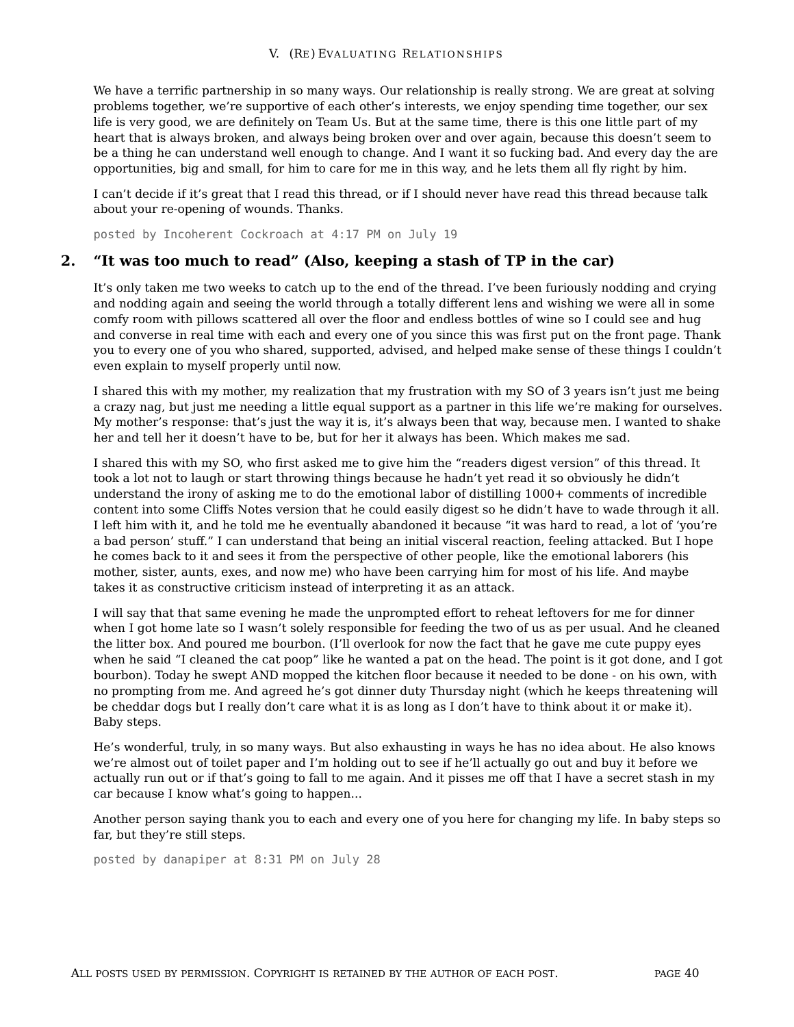We have a terrific partnership in so many ways. Our relationship is really strong. We are great at solving problems together, we're supportive of each other's interests, we enjoy spending time together, our sex life is very good, we are definitely on Team Us. But at the same time, there is this one little part of my heart that is always broken, and always being broken over and over again, because this doesn't seem to be a thing he can understand well enough to change. And I want it so fucking bad. And every day the are opportunities, big and small, for him to care for me in this way, and he lets them all fly right by him.

I can't decide if it's great that I read this thread, or if I should never have read this thread because talk about your re-opening of wounds. Thanks.

posted by Incoherent Cockroach at 4:17 PM on July 19

## 2. "It was too much to read" (Also, keeping a stash of TP in the car)

It's only taken me two weeks to catch up to the end of the thread. I've been furiously nodding and crying and nodding again and seeing the world through a totally different lens and wishing we were all in some comfy room with pillows scattered all over the floor and endless bottles of wine so I could see and hug and converse in real time with each and every one of you since this was first put on the front page. Thank you to every one of you who shared, supported, advised, and helped make sense of these things I couldn't even explain to myself properly until now.

I shared this with my mother, my realization that my frustration with my SO of 3 years isn't just me being a crazy nag, but just me needing a little equal support as a partner in this life we're making for ourselves. My mother's response: that's just the way it is, it's always been that way, because men. I wanted to shake her and tell her it doesn't have to be, but for her it always has been. Which makes me sad.

I shared this with my SO, who first asked me to give him the "readers digest version" of this thread. It took a lot not to laugh or start throwing things because he hadn't yet read it so obviously he didn't understand the irony of asking me to do the emotional labor of distilling 1000+ comments of incredible content into some Cliffs Notes version that he could easily digest so he didn't have to wade through it all. I left him with it, and he told me he eventually abandoned it because "it was hard to read, a lot of 'you're a bad person' stuff." I can understand that being an initial visceral reaction, feeling attacked. But I hope he comes back to it and sees it from the perspective of other people, like the emotional laborers (his mother, sister, aunts, exes, and now me) who have been carrying him for most of his life. And maybe takes it as constructive criticism instead of interpreting it as an attack.

I will say that that same evening he made the unprompted effort to reheat leftovers for me for dinner when I got home late so I wasn't solely responsible for feeding the two of us as per usual. And he cleaned the litter box. And poured me bourbon. (I'll overlook for now the fact that he gave me cute puppy eyes when he said "I cleaned the cat poop" like he wanted a pat on the head. The point is it got done, and I got bourbon). Today he swept AND mopped the kitchen floor because it needed to be done - on his own, with no prompting from me. And agreed he's got dinner duty Thursday night (which he keeps threatening will be cheddar dogs but I really don't care what it is as long as I don't have to think about it or make it). Baby steps.

He's wonderful, truly, in so many ways. But also exhausting in ways he has no idea about. He also knows we're almost out of toilet paper and I'm holding out to see if he'll actually go out and buy it before we actually run out or if that's going to fall to me again. And it pisses me off that I have a secret stash in my car because I know what's going to happen...

Another person saying thank you to each and every one of you here for changing my life. In baby steps so far, but they're still steps.

posted by danapiper at 8:31 PM on July 28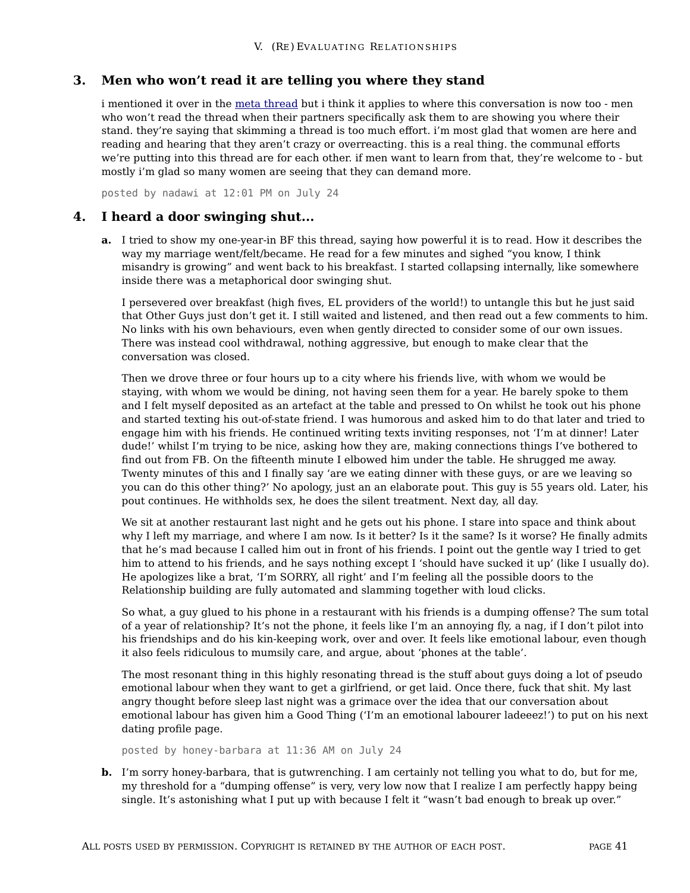## 3. Men who won't read it are telling you where they stand

i mentioned it over in the [meta thread](#) but i think it applies to where this conversation is now too - men who won't read the thread when their partners specifically ask them to are showing you where their stand. they're saying that skimming a thread is too much effort. i'm most glad that women are here and reading and hearing that they aren't crazy or overreacting. this is a real thing. the communal efforts we're putting into this thread are for each other. if men want to learn from that, they're welcome to - but mostly i'm glad so many women are seeing that they can demand more.

posted by nadawi at 12:01 PM on July 24

## 4. I heard a door swinging shut...

**a.** I tried to show my one-year-in BF this thread, saying how powerful it is to read. How it describes the way my marriage went/felt/became. He read for a few minutes and sighed "you know, I think misandry is growing" and went back to his breakfast. I started collapsing internally, like somewhere inside there was a metaphorical door swinging shut.

I persevered over breakfast (high fives, EL providers of the world!) to untangle this but he just said that Other Guys just don't get it. I still waited and listened, and then read out a few comments to him. No links with his own behaviours, even when gently directed to consider some of our own issues. There was instead cool withdrawal, nothing aggressive, but enough to make clear that the conversation was closed.

Then we drove three or four hours up to a city where his friends live, with whom we would be staying, with whom we would be dining, not having seen them for a year. He barely spoke to them and I felt myself deposited as an artefact at the table and pressed to On whilst he took out his phone and started texting his out-of-state friend. I was humorous and asked him to do that later and tried to engage him with his friends. He continued writing texts inviting responses, not 'I'm at dinner! Later dude!' whilst I'm trying to be nice, asking how they are, making connections things I've bothered to find out from FB. On the fifteenth minute I elbowed him under the table. He shrugged me away. Twenty minutes of this and I finally say 'are we eating dinner with these guys, or are we leaving so you can do this other thing?' No apology, just an an elaborate pout. This guy is 55 years old. Later, his pout continues. He withholds sex, he does the silent treatment. Next day, all day.

We sit at another restaurant last night and he gets out his phone. I stare into space and think about why I left my marriage, and where I am now. Is it better? Is it the same? Is it worse? He finally admits that he's mad because I called him out in front of his friends. I point out the gentle way I tried to get him to attend to his friends, and he says nothing except I 'should have sucked it up' (like I usually do). He apologizes like a brat, 'I'm SORRY, all right' and I'm feeling all the possible doors to the Relationship building are fully automated and slamming together with loud clicks.

So what, a guy glued to his phone in a restaurant with his friends is a dumping offense? The sum total of a year of relationship? It's not the phone, it feels like I'm an annoying fly, a nag, if I don't pilot into his friendships and do his kin-keeping work, over and over. It feels like emotional labour, even though it also feels ridiculous to mumsily care, and argue, about 'phones at the table'.

The most resonant thing in this highly resonating thread is the stuff about guys doing a lot of pseudo emotional labour when they want to get a girlfriend, or get laid. Once there, fuck that shit. My last angry thought before sleep last night was a grimace over the idea that our conversation about emotional labour has given him a Good Thing ('I'm an emotional labourer ladeeez!') to put on his next dating profile page.

posted by honey-barbara at 11:36 AM on July 24

**b.** I'm sorry honey-barbara, that is gutwrenching. I am certainly not telling you what to do, but for me, my threshold for a "dumping offense" is very, very low now that I realize I am perfectly happy being single. It's astonishing what I put up with because I felt it "wasn't bad enough to break up over."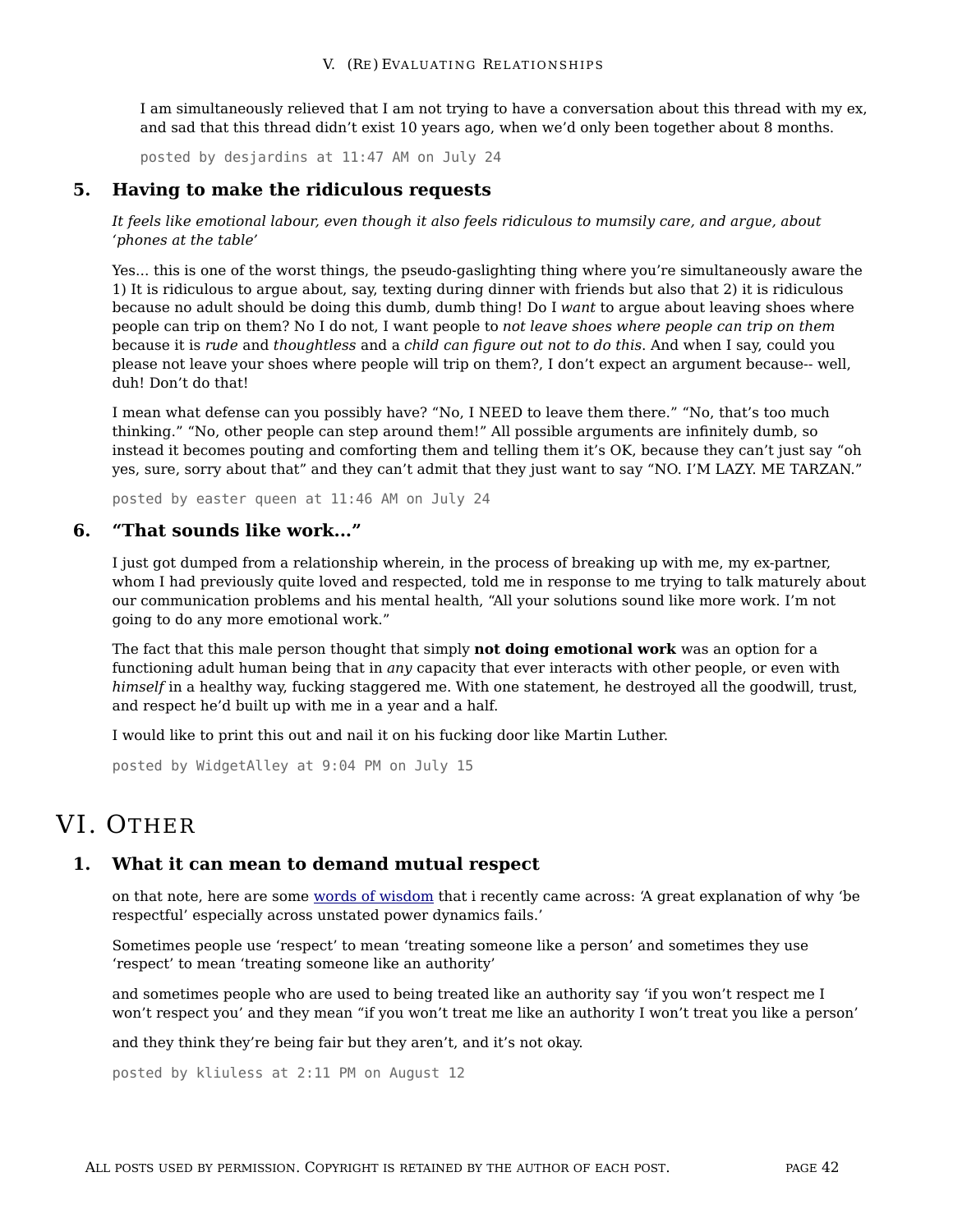I am simultaneously relieved that I am not trying to have a conversation about this thread with my ex, and sad that this thread didn't exist 10 years ago, when we'd only been together about 8 months.

posted by desjardins at 11:47 AM on July 24

### 5. Having to make the ridiculous requests

*It feels like emotional labour, even though it also feels ridiculous to mumsily care, and argue, about 'phones at the table'*

Yes... this is one of the worst things, the pseudo-gaslighting thing where you're simultaneously aware the 1) It is ridiculous to argue about, say, texting during dinner with friends but also that 2) it is ridiculous because no adult should be doing this dumb, dumb thing! Do I *want* to argue about leaving shoes where people can trip on them? No I do not, I want people to *not leave shoes where people can trip on them* because it is *rude* and *thoughtless* and a *child can figure out not to do this*. And when I say, could you please not leave your shoes where people will trip on them?, I don't expect an argument because-- well, duh! Don't do that!

I mean what defense can you possibly have? "No, I NEED to leave them there." "No, that's too much thinking." "No, other people can step around them!" All possible arguments are infinitely dumb, so instead it becomes pouting and comforting them and telling them it's OK, because they can't just say "oh yes, sure, sorry about that" and they can't admit that they just want to say "NO. I'M LAZY. ME TARZAN."

posted by easter queen at 11:46 AM on July 24

### 6. "That sounds like work..."

I just got dumped from a relationship wherein, in the process of breaking up with me, my ex-partner, whom I had previously quite loved and respected, told me in response to me trying to talk maturely about our communication problems and his mental health, "All your solutions sound like more work. I'm not going to do any more emotional work."

The fact that this male person thought that simply **not doing emotional work** was an option for a functioning adult human being that in *any* capacity that ever interacts with other people, or even with *himself* in a healthy way, fucking staggered me. With one statement, he destroyed all the goodwill, trust, and respect he'd built up with me in a year and a half.

I would like to print this out and nail it on his fucking door like Martin Luther.

posted by WidgetAlley at 9:04 PM on July 15

## VI. Other

### 1. What it can mean to demand mutual respect

on that note, here are some words of wisdom that i recently came across: 'A great explanation of why 'be respectful' especially across unstated power dynamics fails.'

Sometimes people use 'respect' to mean 'treating someone like a person' and sometimes they use 'respect' to mean 'treating someone like an authority'

and sometimes people who are used to being treated like an authority say 'if you won't respect me I won't respect you' and they mean "if you won't treat me like an authority I won't treat you like a person'

and they think they're being fair but they aren't, and it's not okay.

posted by kliuless at 2:11 PM on August 12

All posts used by permission. Copyright is retained by the author of each post.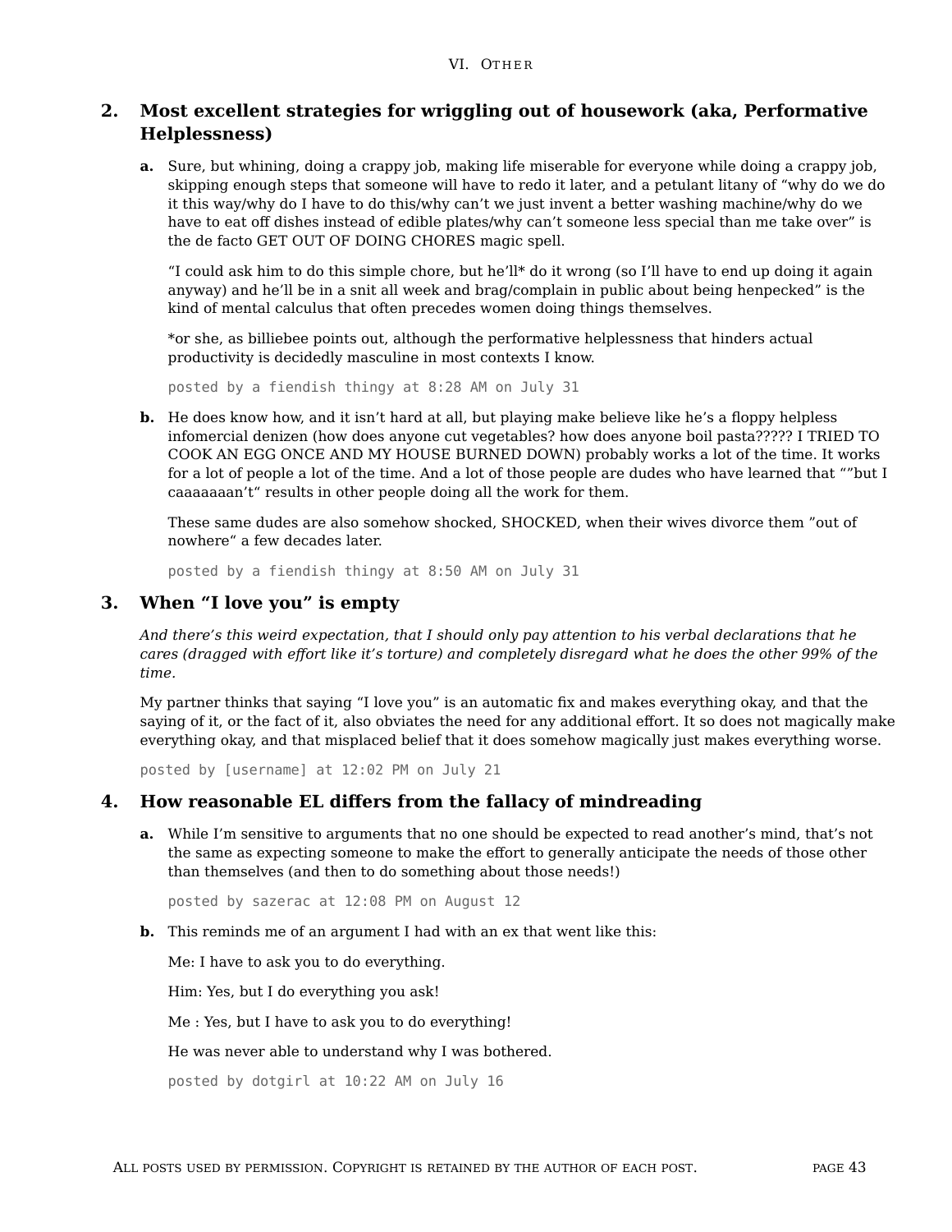## 2. Most excellent strategies for wriggling out of housework (aka, Performative Helplessness)

**a.** Sure, but whining, doing a crappy job, making life miserable for everyone while doing a crappy job, skipping enough steps that someone will have to redo it later, and a petulant litany of “why do we do it this way/why do I have to do this/why can’t we just invent a better washing machine/why do we have to eat off dishes instead of edible plates/why can’t someone less special than me take over” is the de facto GET OUT OF DOING CHORES magic spell.

“I could ask him to do this simple chore, but he’ll* do it wrong (so I’ll have to end up doing it again anyway) and he’ll be in a snit all week and brag/complain in public about being henpecked” is the kind of mental calculus that often precedes women doing things themselves.

*or she, as billiebee points out, although the performative helplessness that hinders actual productivity is decidedly masculine in most contexts I know.

posted by a fiendish thingy at 8:28 AM on July 31

**b.** He does know how, and it isn’t hard at all, but playing make believe like he’s a floppy helpless infomercial denizen (how does anyone cut vegetables? how does anyone boil pasta????? I TRIED TO COOK AN EGG ONCE AND MY HOUSE BURNED DOWN) probably works a lot of the time. It works for a lot of people a lot of the time. And a lot of those people are dudes who have learned that “”but I caaaaaaan’t“ results in other people doing all the work for them.

These same dudes are also somehow shocked, SHOCKED, when their wives divorce them ”out of nowhere“ a few decades later.

posted by a fiendish thingy at 8:50 AM on July 31

## 3. When “I love you” is empty

*And there’s this weird expectation, that I should only pay attention to his verbal declarations that he cares (dragged with effort like it’s torture) and completely disregard what he does the other 99% of the time.*

My partner thinks that saying “I love you” is an automatic fix and makes everything okay, and that the saying of it, or the fact of it, also obviates the need for any additional effort. It so does not magically make everything okay, and that misplaced belief that it does somehow magically just makes everything worse.

posted by [username] at 12:02 PM on July 21

## 4. How reasonable EL differs from the fallacy of mindreading

**a.** While I’m sensitive to arguments that no one should be expected to read another’s mind, that’s not the same as expecting someone to make the effort to generally anticipate the needs of those other than themselves (and then to do something about those needs!)

posted by sazerac at 12:08 PM on August 12

**b.** This reminds me of an argument I had with an ex that went like this:

Me: I have to ask you to do everything.

Him: Yes, but I do everything you ask!

Me : Yes, but I have to ask you to do everything!

He was never able to understand why I was bothered.

posted by dotgirl at 10:22 AM on July 16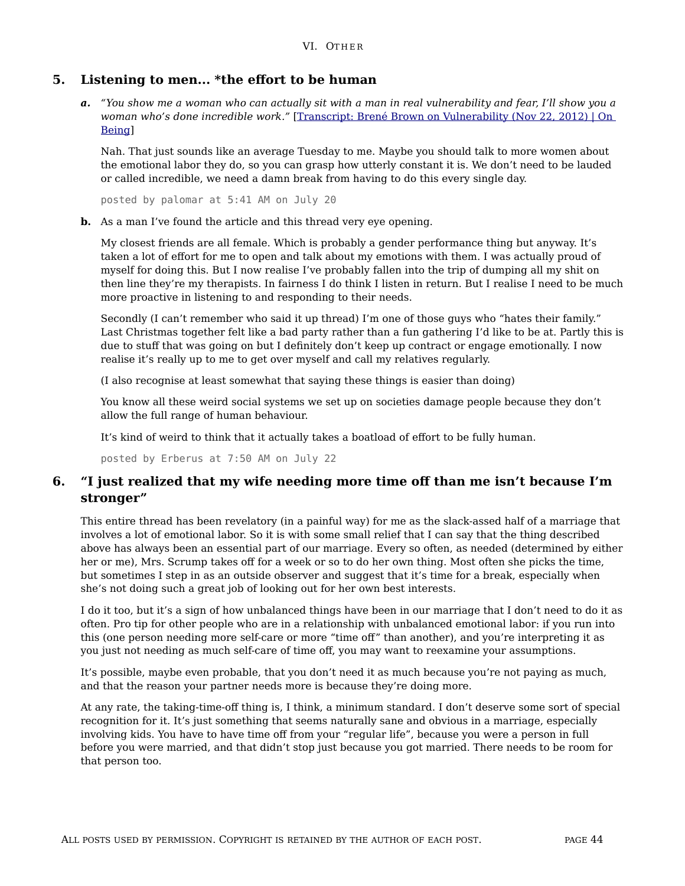## 5. Listening to men... *the effort to be human

**a.** *"You show me a woman who can actually sit with a man in real vulnerability and fear, I'll show you a woman who's done incredible work."* [[Transcript: Brené Brown on Vulnerability (Nov 22, 2012) | On Being]]

Nah. That just sounds like an average Tuesday to me. Maybe you should talk to more women about the emotional labor they do, so you can grasp how utterly constant it is. We don't need to be lauded or called incredible, we need a damn break from having to do this every single day.

posted by palomar at 5:41 AM on July 20

**b.** As a man I've found the article and this thread very eye opening.

My closest friends are all female. Which is probably a gender performance thing but anyway. It's taken a lot of effort for me to open and talk about my emotions with them. I was actually proud of myself for doing this. But I now realise I've probably fallen into the trip of dumping all my shit on then line they're my therapists. In fairness I do think I listen in return. But I realise I need to be much more proactive in listening to and responding to their needs.

Secondly (I can't remember who said it up thread) I'm one of those guys who "hates their family." Last Christmas together felt like a bad party rather than a fun gathering I'd like to be at. Partly this is due to stuff that was going on but I definitely don't keep up contract or engage emotionally. I now realise it's really up to me to get over myself and call my relatives regularly.

(I also recognise at least somewhat that saying these things is easier than doing)

You know all these weird social systems we set up on societies damage people because they don't allow the full range of human behaviour.

It's kind of weird to think that it actually takes a boatload of effort to be fully human.

posted by Erberus at 7:50 AM on July 22

## 6. "I just realized that my wife needing more time off than me isn't because I'm stronger"

This entire thread has been revelatory (in a painful way) for me as the slack-assed half of a marriage that involves a lot of emotional labor. So it is with some small relief that I can say that the thing described above has always been an essential part of our marriage. Every so often, as needed (determined by either her or me), Mrs. Scrump takes off for a week or so to do her own thing. Most often she picks the time, but sometimes I step in as an outside observer and suggest that it's time for a break, especially when she's not doing such a great job of looking out for her own best interests.

I do it too, but it's a sign of how unbalanced things have been in our marriage that I don't need to do it as often. Pro tip for other people who are in a relationship with unbalanced emotional labor: if you run into this (one person needing more self-care or more "time off" than another), and you're interpreting it as you just not needing as much self-care of time off, you may want to reexamine your assumptions.

It's possible, maybe even probable, that you don't need it as much because you're not paying as much, and that the reason your partner needs more is because they're doing more.

At any rate, the taking-time-off thing is, I think, a minimum standard. I don't deserve some sort of special recognition for it. It's just something that seems naturally sane and obvious in a marriage, especially involving kids. You have to have time off from your "regular life", because you were a person in full before you were married, and that didn't stop just because you got married. There needs to be room for that person too.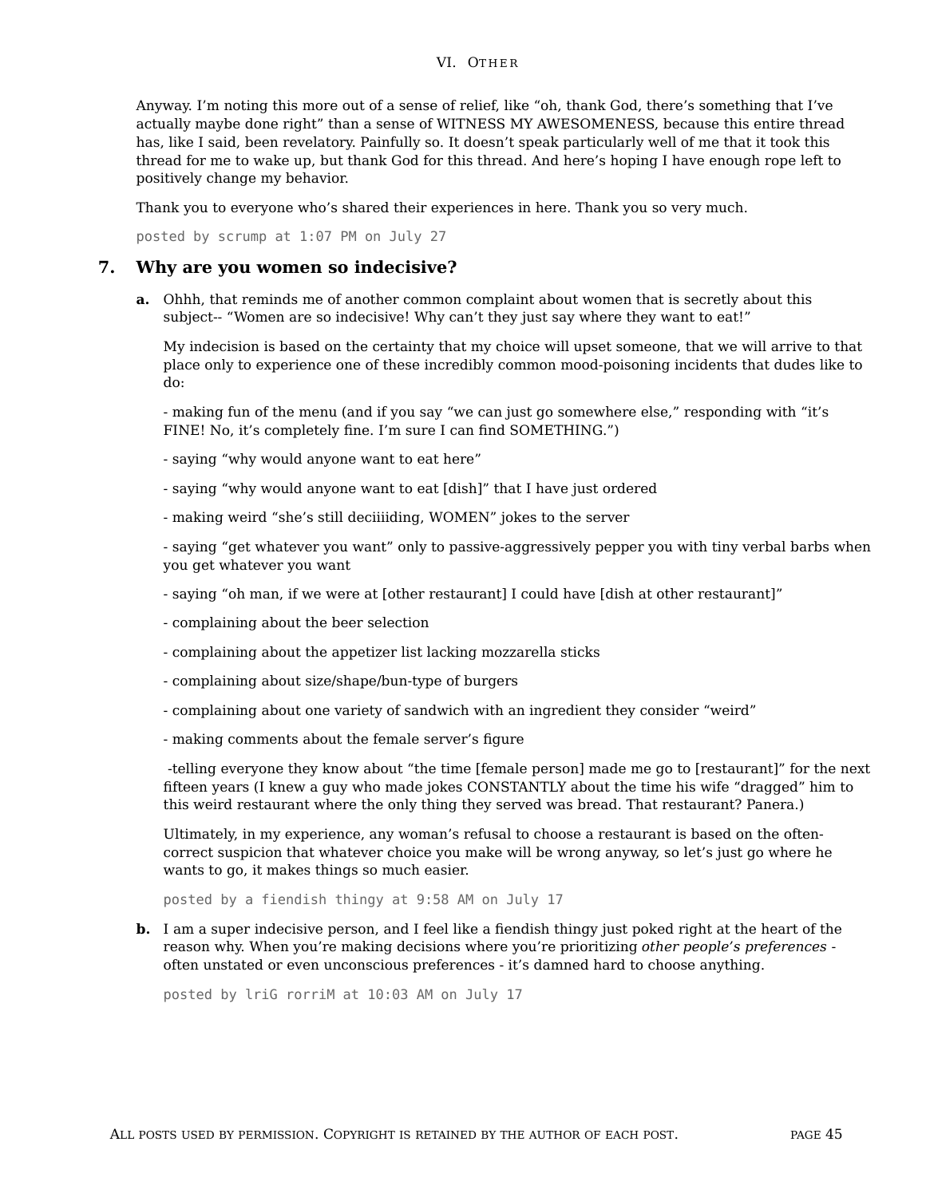Anyway. I’m noting this more out of a sense of relief, like “oh, thank God, there’s something that I’ve actually maybe done right” than a sense of WITNESS MY AWESOMENESS, because this entire thread has, like I said, been revelatory. Painfully so. It doesn’t speak particularly well of me that it took this thread for me to wake up, but thank God for this thread. And here’s hoping I have enough rope left to positively change my behavior.

Thank you to everyone who’s shared their experiences in here. Thank you so very much.

`posted by scrump at 1:07 PM on July 27`

## 7. Why are you women so indecisive?

**a.** Ohhh, that reminds me of another common complaint about women that is secretly about this subject-- “Women are so indecisive! Why can’t they just say where they want to eat!”

My indecision is based on the certainty that my choice will upset someone, that we will arrive to that place only to experience one of these incredibly common mood-poisoning incidents that dudes like to do:

- making fun of the menu (and if you say “we can just go somewhere else,” responding with “it’s FINE! No, it’s completely fine. I’m sure I can find SOMETHING.”)

- saying “why would anyone want to eat here”

- saying “why would anyone want to eat [dish]” that I have just ordered

- making weird “she’s still deciiiiding, WOMEN” jokes to the server

- saying “get whatever you want” only to passive-aggressively pepper you with tiny verbal barbs when you get whatever you want

- saying “oh man, if we were at [other restaurant] I could have [dish at other restaurant]”

- complaining about the beer selection

- complaining about the appetizer list lacking mozzarella sticks

- complaining about size/shape/bun-type of burgers

- complaining about one variety of sandwich with an ingredient they consider “weird”

- making comments about the female server’s figure

-telling everyone they know about “the time [female person] made me go to [restaurant]” for the next fifteen years (I knew a guy who made jokes CONSTANTLY about the time his wife “dragged” him to this weird restaurant where the only thing they served was bread. That restaurant? Panera.)

Ultimately, in my experience, any woman’s refusal to choose a restaurant is based on the often-correct suspicion that whatever choice you make will be wrong anyway, so let’s just go where he wants to go, it makes things so much easier.

`posted by a fiendish thingy at 9:58 AM on July 17`

**b.** I am a super indecisive person, and I feel like a fiendish thingy just poked right at the heart of the reason why. When you’re making decisions where you’re prioritizing *other people’s preferences* - often unstated or even unconscious preferences - it’s damned hard to choose anything.

`posted by lriG rorriM at 10:03 AM on July 17`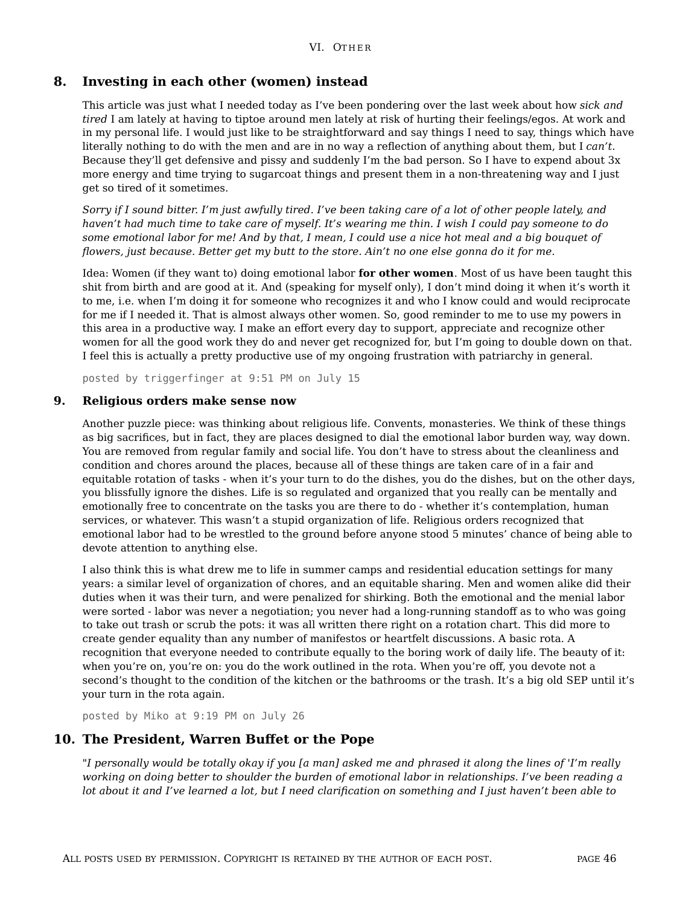## 8. Investing in each other (women) instead

This article was just what I needed today as I've been pondering over the last week about how *sick and tired* I am lately at having to tiptoe around men lately at risk of hurting their feelings/egos. At work and in my personal life. I would just like to be straightforward and say things I need to say, things which have literally nothing to do with the men and are in no way a reflection of anything about them, but I *can't.* Because they'll get defensive and pissy and suddenly I'm the bad person. So I have to expend about 3x more energy and time trying to sugarcoat things and present them in a non-threatening way and I just get so tired of it sometimes.

*Sorry if I sound bitter. I'm just awfully tired. I've been taking care of a lot of other people lately, and haven't had much time to take care of myself. It's wearing me thin. I wish I could pay someone to do some emotional labor for me! And by that, I mean, I could use a nice hot meal and a big bouquet of flowers, just because. Better get my butt to the store. Ain't no one else gonna do it for me.*

Idea: Women (if they want to) doing emotional labor **for other women**. Most of us have been taught this shit from birth and are good at it. And (speaking for myself only), I don't mind doing it when it's worth it to me, i.e. when I'm doing it for someone who recognizes it and who I know could and would reciprocate for me if I needed it. That is almost always other women. So, good reminder to me to use my powers in this area in a productive way. I make an effort every day to support, appreciate and recognize other women for all the good work they do and never get recognized for, but I'm going to double down on that. I feel this is actually a pretty productive use of my ongoing frustration with patriarchy in general.

posted by triggerfinger at 9:51 PM on July 15

## 9. Religious orders make sense now

Another puzzle piece: was thinking about religious life. Convents, monasteries. We think of these things as big sacrifices, but in fact, they are places designed to dial the emotional labor burden way, way down. You are removed from regular family and social life. You don't have to stress about the cleanliness and condition and chores around the places, because all of these things are taken care of in a fair and equitable rotation of tasks - when it's your turn to do the dishes, you do the dishes, but on the other days, you blissfully ignore the dishes. Life is so regulated and organized that you really can be mentally and emotionally free to concentrate on the tasks you are there to do - whether it's contemplation, human services, or whatever. This wasn't a stupid organization of life. Religious orders recognized that emotional labor had to be wrestled to the ground before anyone stood 5 minutes' chance of being able to devote attention to anything else.

I also think this is what drew me to life in summer camps and residential education settings for many years: a similar level of organization of chores, and an equitable sharing. Men and women alike did their duties when it was their turn, and were penalized for shirking. Both the emotional and the menial labor were sorted - labor was never a negotiation; you never had a long-running standoff as to who was going to take out trash or scrub the pots: it was all written there right on a rotation chart. This did more to create gender equality than any number of manifestos or heartfelt discussions. A basic rota. A recognition that everyone needed to contribute equally to the boring work of daily life. The beauty of it: when you're on, you're on: you do the work outlined in the rota. When you're off, you devote not a second's thought to the condition of the kitchen or the bathrooms or the trash. It's a big old SEP until it's your turn in the rota again.

posted by Miko at 9:19 PM on July 26

## 10. The President, Warren Buffet or the Pope

"*I personally would be totally okay if you [a man] asked me and phrased it along the lines of 'I'm really working on doing better to shoulder the burden of emotional labor in relationships. I've been reading a lot about it and I've learned a lot, but I need clarification on something and I just haven't been able to*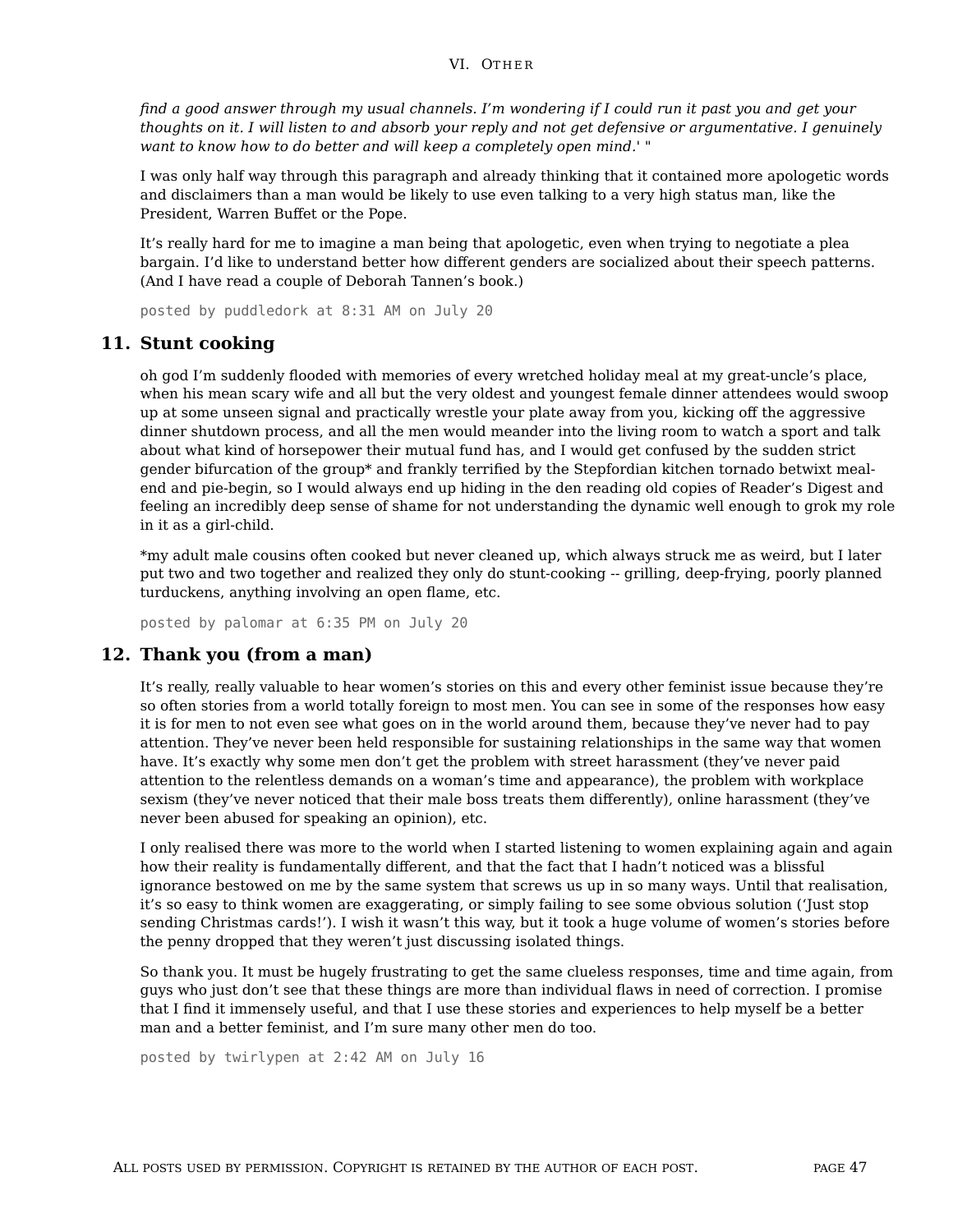*find a good answer through my usual channels. I'm wondering if I could run it past you and get your thoughts on it. I will listen to and absorb your reply and not get defensive or argumentative. I genuinely want to know how to do better and will keep a completely open mind.*' "

I was only half way through this paragraph and already thinking that it contained more apologetic words and disclaimers than a man would be likely to use even talking to a very high status man, like the President, Warren Buffet or the Pope.

It's really hard for me to imagine a man being that apologetic, even when trying to negotiate a plea bargain. I'd like to understand better how different genders are socialized about their speech patterns. (And I have read a couple of Deborah Tannen's book.)

posted by puddledork at 8:31 AM on July 20

## 11. Stunt cooking

oh god I'm suddenly flooded with memories of every wretched holiday meal at my great-uncle's place, when his mean scary wife and all but the very oldest and youngest female dinner attendees would swoop up at some unseen signal and practically wrestle your plate away from you, kicking off the aggressive dinner shutdown process, and all the men would meander into the living room to watch a sport and talk about what kind of horsepower their mutual fund has, and I would get confused by the sudden strict gender bifurcation of the group* and frankly terrified by the Stepfordian kitchen tornado betwixt meal-end and pie-begin, so I would always end up hiding in the den reading old copies of Reader's Digest and feeling an incredibly deep sense of shame for not understanding the dynamic well enough to grok my role in it as a girl-child.

*my adult male cousins often cooked but never cleaned up, which always struck me as weird, but I later put two and two together and realized they only do stunt-cooking -- grilling, deep-frying, poorly planned turduckens, anything involving an open flame, etc.

posted by palomar at 6:35 PM on July 20

## 12. Thank you (from a man)

It's really, really valuable to hear women's stories on this and every other feminist issue because they're so often stories from a world totally foreign to most men. You can see in some of the responses how easy it is for men to not even see what goes on in the world around them, because they've never had to pay attention. They've never been held responsible for sustaining relationships in the same way that women have. It's exactly why some men don't get the problem with street harassment (they've never paid attention to the relentless demands on a woman's time and appearance), the problem with workplace sexism (they've never noticed that their male boss treats them differently), online harassment (they've never been abused for speaking an opinion), etc.

I only realised there was more to the world when I started listening to women explaining again and again how their reality is fundamentally different, and that the fact that I hadn't noticed was a blissful ignorance bestowed on me by the same system that screws us up in so many ways. Until that realisation, it's so easy to think women are exaggerating, or simply failing to see some obvious solution ('Just stop sending Christmas cards!'). I wish it wasn't this way, but it took a huge volume of women's stories before the penny dropped that they weren't just discussing isolated things.

So thank you. It must be hugely frustrating to get the same clueless responses, time and time again, from guys who just don't see that these things are more than individual flaws in need of correction. I promise that I find it immensely useful, and that I use these stories and experiences to help myself be a better man and a better feminist, and I'm sure many other men do too.

posted by twirlypen at 2:42 AM on July 16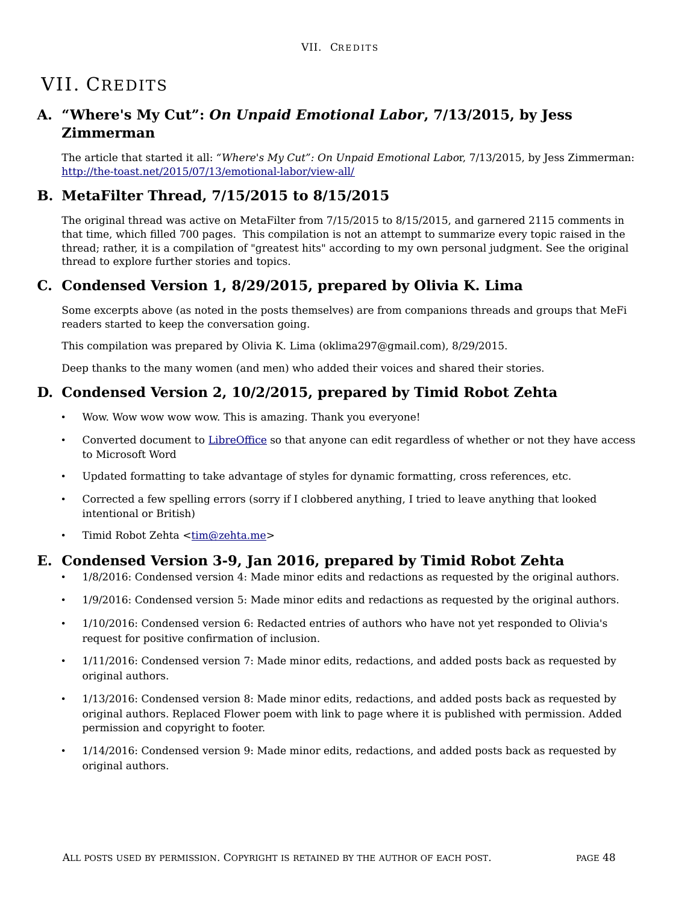# VII. Credits

## A. "Where's My Cut": *On Unpaid Emotional Labor*, 7/13/2015, by Jess Zimmerman

The article that started it all: *"Where's My Cut": On Unpaid Emotional Labo*r, 7/13/2015, by Jess Zimmerman: http://the-toast.net/2015/07/13/emotional-labor/view-all/

## B. MetaFilter Thread, 7/15/2015 to 8/15/2015

The original thread was active on MetaFilter from 7/15/2015 to 8/15/2015, and garnered 2115 comments in that time, which filled 700 pages. This compilation is not an attempt to summarize every topic raised in the thread; rather, it is a compilation of "greatest hits" according to my own personal judgment. See the original thread to explore further stories and topics.

## C. Condensed Version 1, 8/29/2015, prepared by Olivia K. Lima

Some excerpts above (as noted in the posts themselves) are from companions threads and groups that MeFi readers started to keep the conversation going.

This compilation was prepared by Olivia K. Lima (oklima297@gmail.com), 8/29/2015.

Deep thanks to the many women (and men) who added their voices and shared their stories.

## D. Condensed Version 2, 10/2/2015, prepared by Timid Robot Zehta

- Wow. Wow wow wow wow. This is amazing. Thank you everyone!
- Converted document to LibreOffice so that anyone can edit regardless of whether or not they have access to Microsoft Word
- Updated formatting to take advantage of styles for dynamic formatting, cross references, etc.
- Corrected a few spelling errors (sorry if I clobbered anything, I tried to leave anything that looked intentional or British)
- Timid Robot Zehta <tim@zehta.me>

## E. Condensed Version 3-9, Jan 2016, prepared by Timid Robot Zehta

- 1/8/2016: Condensed version 4: Made minor edits and redactions as requested by the original authors.
- 1/9/2016: Condensed version 5: Made minor edits and redactions as requested by the original authors.
- 1/10/2016: Condensed version 6: Redacted entries of authors who have not yet responded to Olivia's request for positive confirmation of inclusion.
- 1/11/2016: Condensed version 7: Made minor edits, redactions, and added posts back as requested by original authors.
- 1/13/2016: Condensed version 8: Made minor edits, redactions, and added posts back as requested by original authors. Replaced Flower poem with link to page where it is published with permission. Added permission and copyright to footer.
- 1/14/2016: Condensed version 9: Made minor edits, redactions, and added posts back as requested by original authors.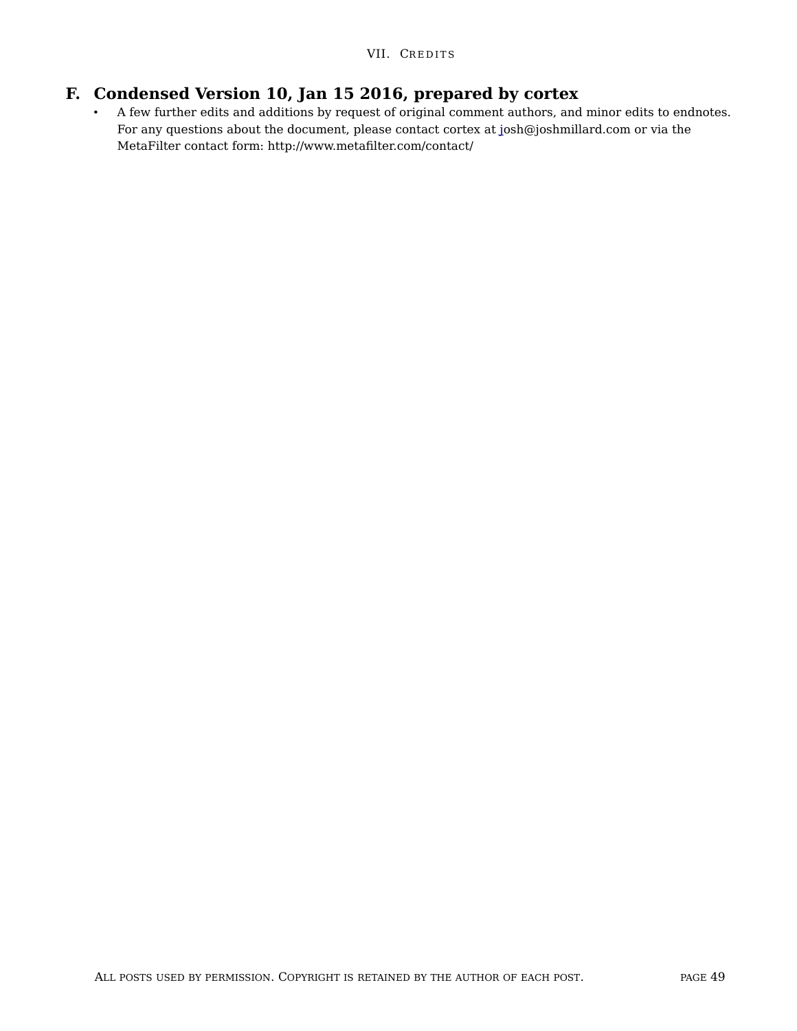## F. Condensed Version 10, Jan 15 2016, prepared by cortex

- A few further edits and additions by request of original comment authors, and minor edits to endnotes. For any questions about the document, please contact cortex at josh@joshmillard.com or via the MetaFilter contact form: http://www.metafilter.com/contact/